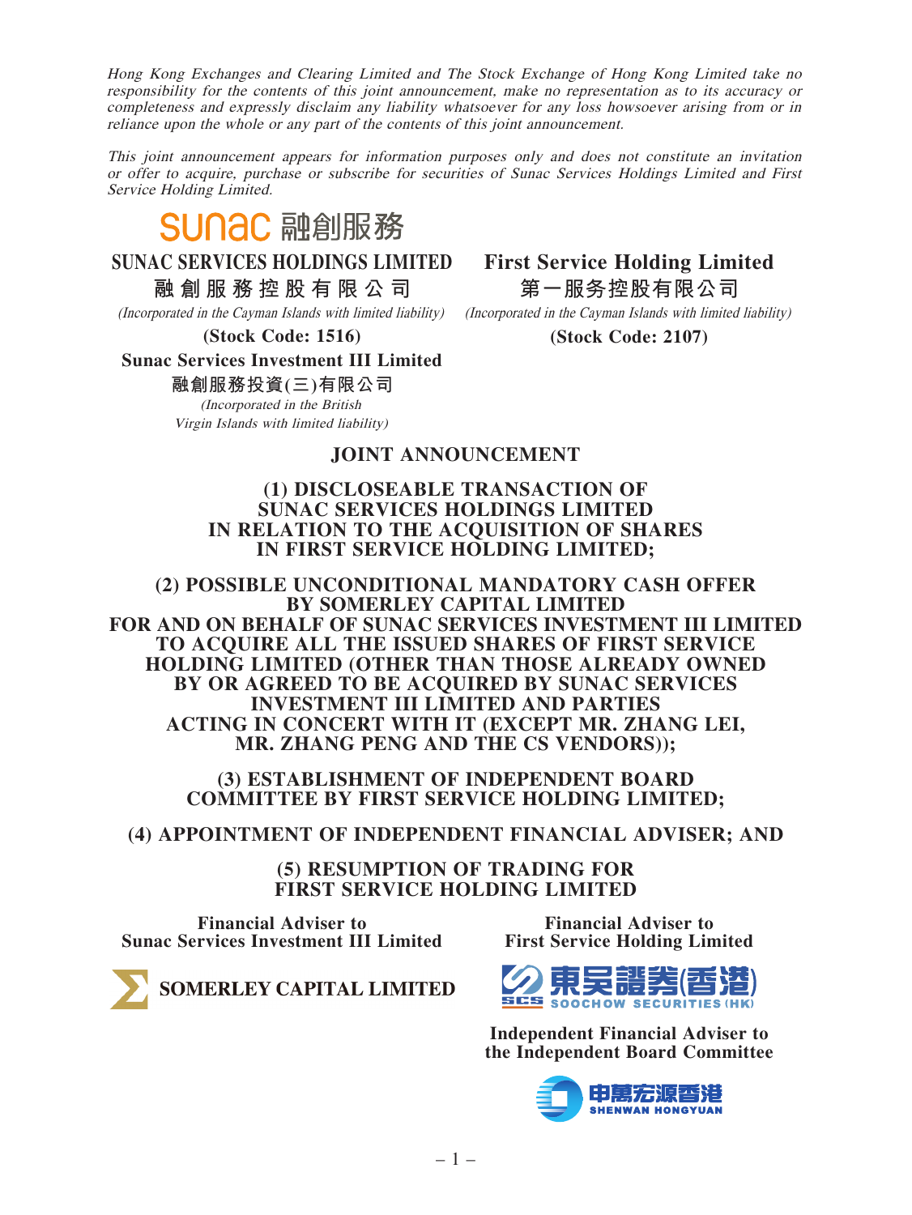*Hong Kong Exchanges and Clearing Limited and The Stock Exchange of Hong Kong Limited take no responsibility for the contents of this joint announcement, make no representation as to its accuracy or completeness and expressly disclaim any liability whatsoever for any loss howsoever arising from or in reliance upon the whole or any part of the contents of this joint announcement.*

*This joint announcement appears for information purposes only and does not constitute an invitation or offer to acquire, purchase or subscribe for securities of Sunac Services Holdings Limited and First Service Holding Limited.*

sunac 融創服務

**SUNAC SERVICES HOLDINGS LIMITED**
**融創服務控股有限公司**
*(Incorporated in the Cayman Islands with limited liability)*
**(Stock Code: 1516)**

**Sunac Services Investment III Limited**
**融創服務投資(三)有限公司**
*(Incorporated in the British Virgin Islands with limited liability)*

**First Service Holding Limited**
**第一服务控股有限公司**
*(Incorporated in the Cayman Islands with limited liability)*
**(Stock Code: 2107)**

# JOINT ANNOUNCEMENT

## (1) DISCLOSEABLE TRANSACTION OF SUNAC SERVICES HOLDINGS LIMITED IN RELATION TO THE ACQUISITION OF SHARES IN FIRST SERVICE HOLDING LIMITED;

## (2) POSSIBLE UNCONDITIONAL MANDATORY CASH OFFER BY SOMERLEY CAPITAL LIMITED FOR AND ON BEHALF OF SUNAC SERVICES INVESTMENT III LIMITED TO ACQUIRE ALL THE ISSUED SHARES OF FIRST SERVICE HOLDING LIMITED (OTHER THAN THOSE ALREADY OWNED BY OR AGREED TO BE ACQUIRED BY SUNAC SERVICES INVESTMENT III LIMITED AND PARTIES ACTING IN CONCERT WITH IT (EXCEPT MR. ZHANG LEI, MR. ZHANG PENG AND THE CS VENDORS));

## (3) ESTABLISHMENT OF INDEPENDENT BOARD COMMITTEE BY FIRST SERVICE HOLDING LIMITED;

## (4) APPOINTMENT OF INDEPENDENT FINANCIAL ADVISER; AND

## (5) RESUMPTION OF TRADING FOR FIRST SERVICE HOLDING LIMITED

**Financial Adviser to Sunac Services Investment III Limited**

**SOMERLEY CAPITAL LIMITED**

**Financial Adviser to First Service Holding Limited**

東吳證券(香港) SOOCHOW SECURITIES (HK)

**Independent Financial Adviser to the Independent Board Committee**

申萬宏源香港 SHENWAN HONGYUAN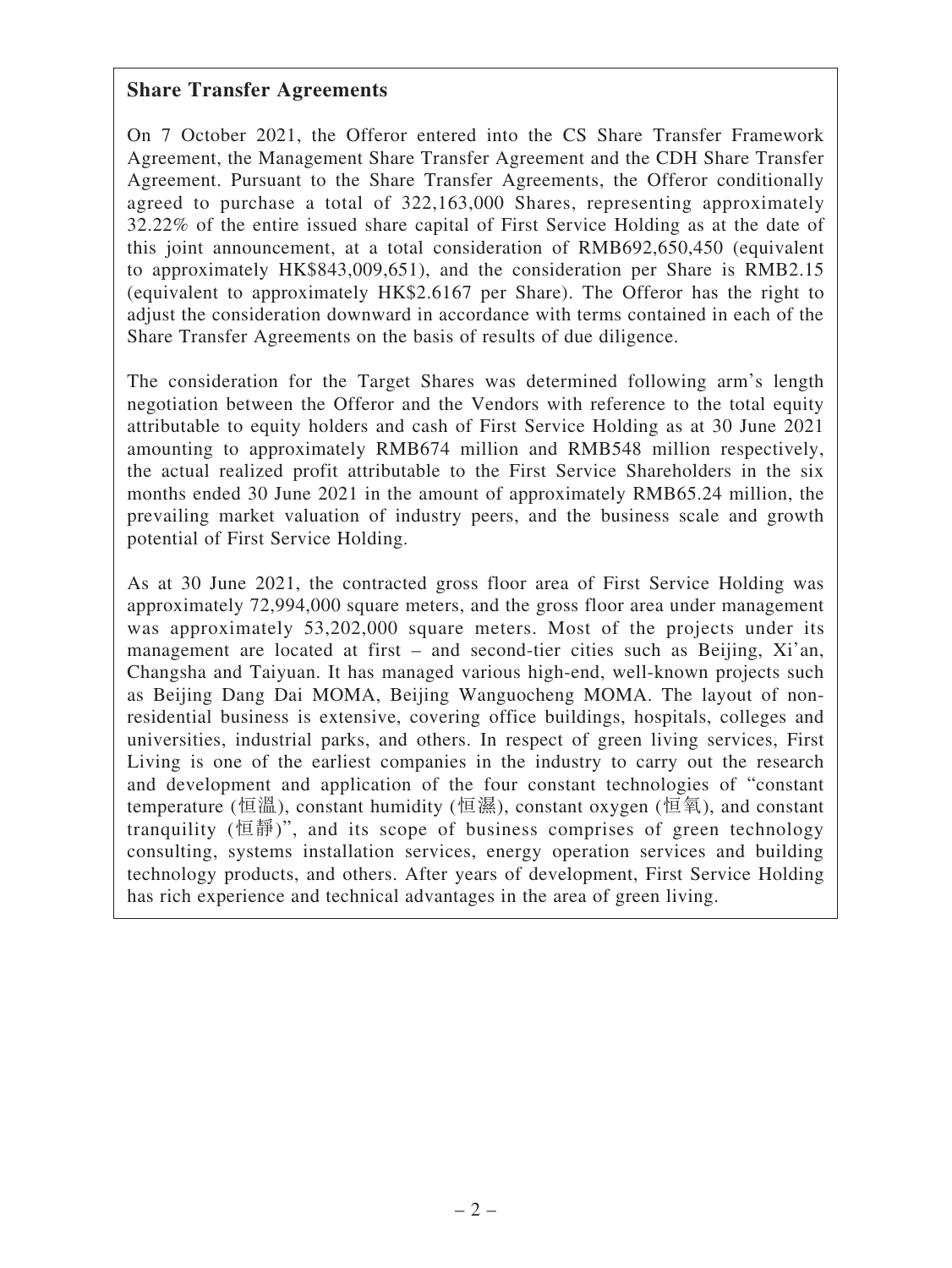**Share Transfer Agreements**

On 7 October 2021, the Offeror entered into the CS Share Transfer Framework Agreement, the Management Share Transfer Agreement and the CDH Share Transfer Agreement. Pursuant to the Share Transfer Agreements, the Offeror conditionally agreed to purchase a total of 322,163,000 Shares, representing approximately 32.22% of the entire issued share capital of First Service Holding as at the date of this joint announcement, at a total consideration of RMB692,650,450 (equivalent to approximately HK$843,009,651), and the consideration per Share is RMB2.15 (equivalent to approximately HK$2.6167 per Share). The Offeror has the right to adjust the consideration downward in accordance with terms contained in each of the Share Transfer Agreements on the basis of results of due diligence.

The consideration for the Target Shares was determined following arm's length negotiation between the Offeror and the Vendors with reference to the total equity attributable to equity holders and cash of First Service Holding as at 30 June 2021 amounting to approximately RMB674 million and RMB548 million respectively, the actual realized profit attributable to the First Service Shareholders in the six months ended 30 June 2021 in the amount of approximately RMB65.24 million, the prevailing market valuation of industry peers, and the business scale and growth potential of First Service Holding.

As at 30 June 2021, the contracted gross floor area of First Service Holding was approximately 72,994,000 square meters, and the gross floor area under management was approximately 53,202,000 square meters. Most of the projects under its management are located at first – and second-tier cities such as Beijing, Xi'an, Changsha and Taiyuan. It has managed various high-end, well-known projects such as Beijing Dang Dai MOMA, Beijing Wanguocheng MOMA. The layout of non-residential business is extensive, covering office buildings, hospitals, colleges and universities, industrial parks, and others. In respect of green living services, First Living is one of the earliest companies in the industry to carry out the research and development and application of the four constant technologies of "constant temperature (恒溫), constant humidity (恒濕), constant oxygen (恒氧), and constant tranquility (恒靜)", and its scope of business comprises of green technology consulting, systems installation services, energy operation services and building technology products, and others. After years of development, First Service Holding has rich experience and technical advantages in the area of green living.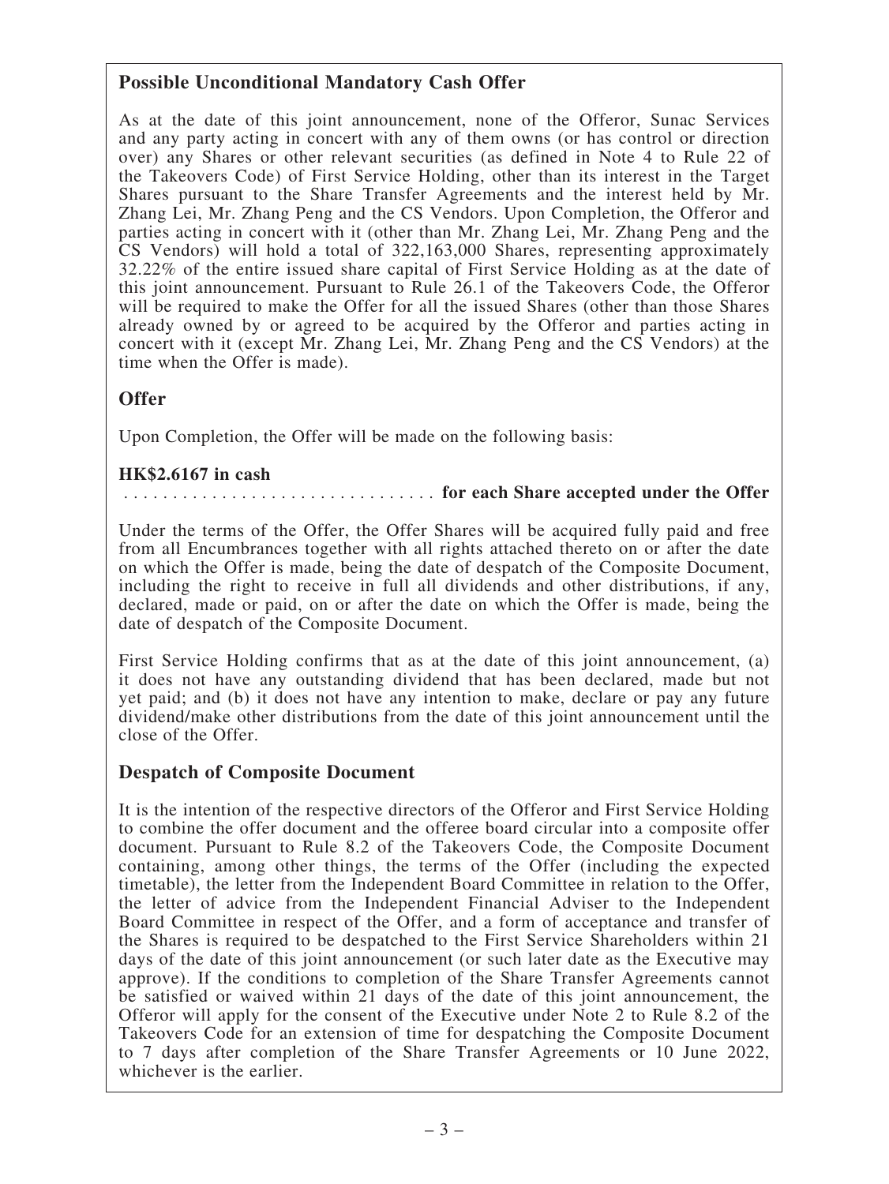## Possible Unconditional Mandatory Cash Offer

As at the date of this joint announcement, none of the Offeror, Sunac Services and any party acting in concert with any of them owns (or has control or direction over) any Shares or other relevant securities (as defined in Note 4 to Rule 22 of the Takeovers Code) of First Service Holding, other than its interest in the Target Shares pursuant to the Share Transfer Agreements and the interest held by Mr. Zhang Lei, Mr. Zhang Peng and the CS Vendors. Upon Completion, the Offeror and parties acting in concert with it (other than Mr. Zhang Lei, Mr. Zhang Peng and the CS Vendors) will hold a total of 322,163,000 Shares, representing approximately 32.22% of the entire issued share capital of First Service Holding as at the date of this joint announcement. Pursuant to Rule 26.1 of the Takeovers Code, the Offeror will be required to make the Offer for all the issued Shares (other than those Shares already owned by or agreed to be acquired by the Offeror and parties acting in concert with it (except Mr. Zhang Lei, Mr. Zhang Peng and the CS Vendors) at the time when the Offer is made).

## Offer

Upon Completion, the Offer will be made on the following basis:

**HK$2.6167 in cash** ................................ **for each Share accepted under the Offer**

Under the terms of the Offer, the Offer Shares will be acquired fully paid and free from all Encumbrances together with all rights attached thereto on or after the date on which the Offer is made, being the date of despatch of the Composite Document, including the right to receive in full all dividends and other distributions, if any, declared, made or paid, on or after the date on which the Offer is made, being the date of despatch of the Composite Document.

First Service Holding confirms that as at the date of this joint announcement, (a) it does not have any outstanding dividend that has been declared, made but not yet paid; and (b) it does not have any intention to make, declare or pay any future dividend/make other distributions from the date of this joint announcement until the close of the Offer.

## Despatch of Composite Document

It is the intention of the respective directors of the Offeror and First Service Holding to combine the offer document and the offeree board circular into a composite offer document. Pursuant to Rule 8.2 of the Takeovers Code, the Composite Document containing, among other things, the terms of the Offer (including the expected timetable), the letter from the Independent Board Committee in relation to the Offer, the letter of advice from the Independent Financial Adviser to the Independent Board Committee in respect of the Offer, and a form of acceptance and transfer of the Shares is required to be despatched to the First Service Shareholders within 21 days of the date of this joint announcement (or such later date as the Executive may approve). If the conditions to completion of the Share Transfer Agreements cannot be satisfied or waived within 21 days of the date of this joint announcement, the Offeror will apply for the consent of the Executive under Note 2 to Rule 8.2 of the Takeovers Code for an extension of time for despatching the Composite Document to 7 days after completion of the Share Transfer Agreements or 10 June 2022, whichever is the earlier.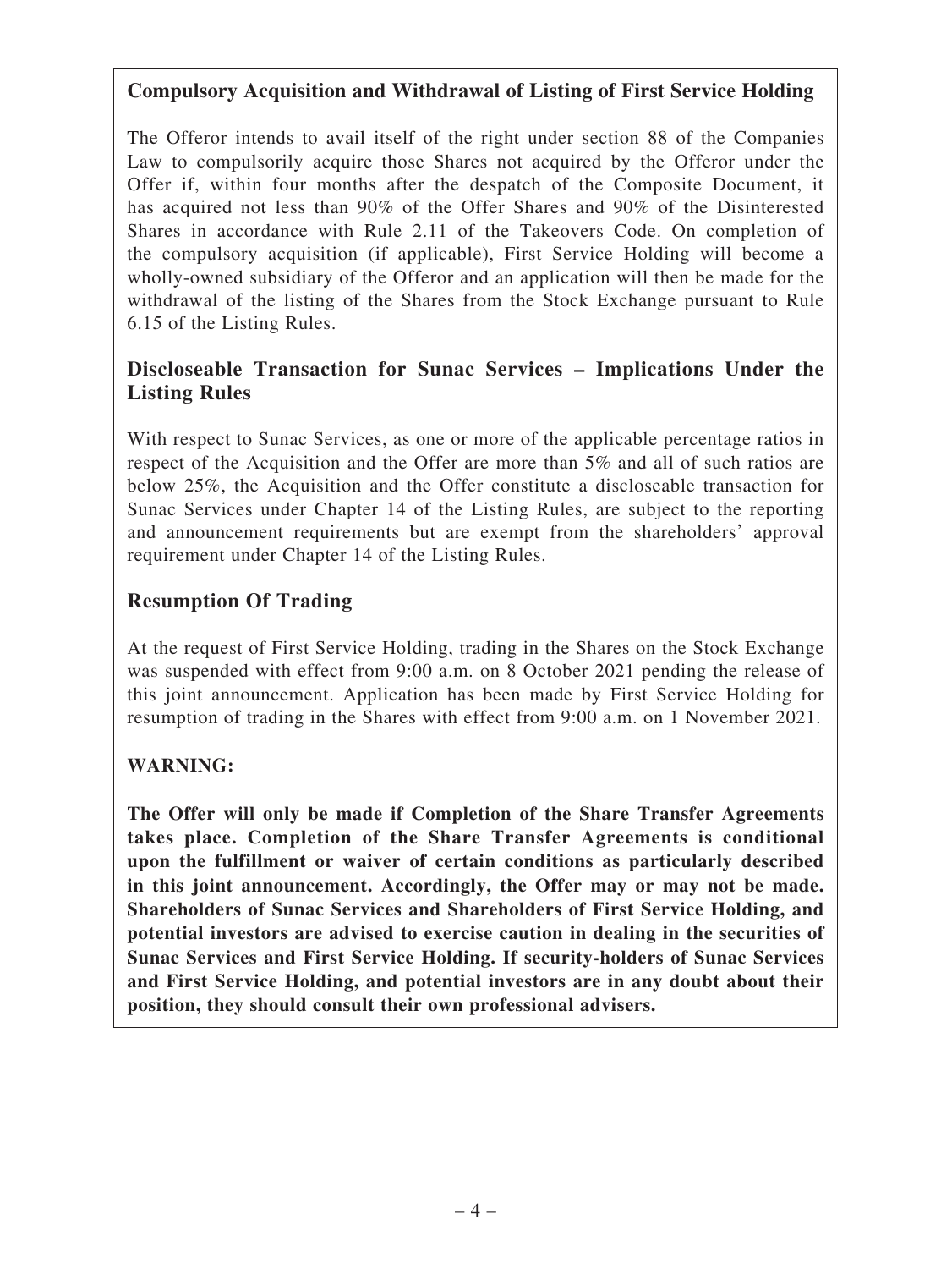### Compulsory Acquisition and Withdrawal of Listing of First Service Holding

The Offeror intends to avail itself of the right under section 88 of the Companies Law to compulsorily acquire those Shares not acquired by the Offeror under the Offer if, within four months after the despatch of the Composite Document, it has acquired not less than 90% of the Offer Shares and 90% of the Disinterested Shares in accordance with Rule 2.11 of the Takeovers Code. On completion of the compulsory acquisition (if applicable), First Service Holding will become a wholly-owned subsidiary of the Offeror and an application will then be made for the withdrawal of the listing of the Shares from the Stock Exchange pursuant to Rule 6.15 of the Listing Rules.

### Discloseable Transaction for Sunac Services – Implications Under the Listing Rules

With respect to Sunac Services, as one or more of the applicable percentage ratios in respect of the Acquisition and the Offer are more than 5% and all of such ratios are below 25%, the Acquisition and the Offer constitute a discloseable transaction for Sunac Services under Chapter 14 of the Listing Rules, are subject to the reporting and announcement requirements but are exempt from the shareholders' approval requirement under Chapter 14 of the Listing Rules.

### Resumption Of Trading

At the request of First Service Holding, trading in the Shares on the Stock Exchange was suspended with effect from 9:00 a.m. on 8 October 2021 pending the release of this joint announcement. Application has been made by First Service Holding for resumption of trading in the Shares with effect from 9:00 a.m. on 1 November 2021.

**WARNING:**

**The Offer will only be made if Completion of the Share Transfer Agreements takes place. Completion of the Share Transfer Agreements is conditional upon the fulfillment or waiver of certain conditions as particularly described in this joint announcement. Accordingly, the Offer may or may not be made. Shareholders of Sunac Services and Shareholders of First Service Holding, and potential investors are advised to exercise caution in dealing in the securities of Sunac Services and First Service Holding. If security-holders of Sunac Services and First Service Holding, and potential investors are in any doubt about their position, they should consult their own professional advisers.**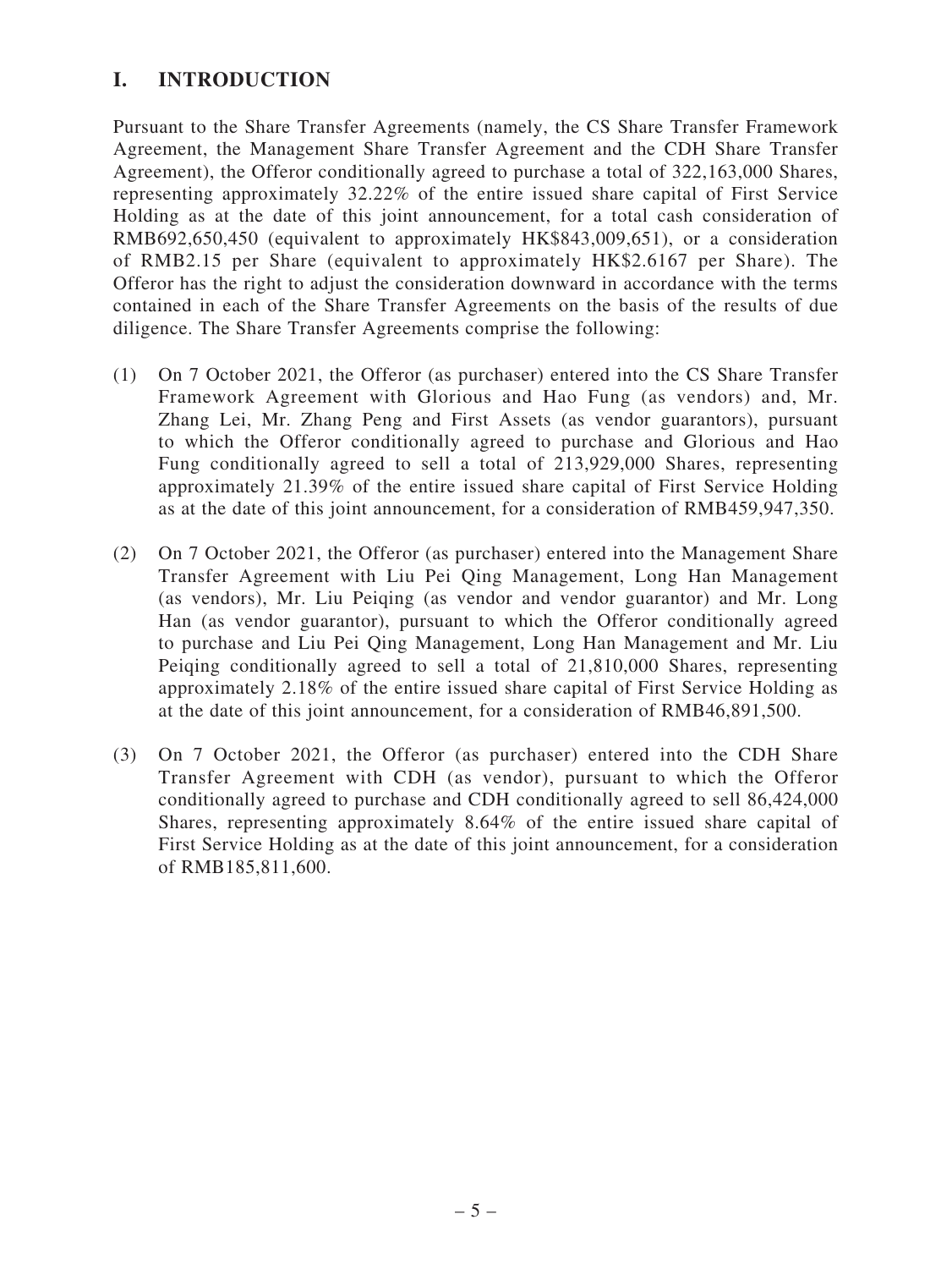## I. INTRODUCTION

Pursuant to the Share Transfer Agreements (namely, the CS Share Transfer Framework Agreement, the Management Share Transfer Agreement and the CDH Share Transfer Agreement), the Offeror conditionally agreed to purchase a total of 322,163,000 Shares, representing approximately 32.22% of the entire issued share capital of First Service Holding as at the date of this joint announcement, for a total cash consideration of RMB692,650,450 (equivalent to approximately HK$843,009,651), or a consideration of RMB2.15 per Share (equivalent to approximately HK$2.6167 per Share). The Offeror has the right to adjust the consideration downward in accordance with the terms contained in each of the Share Transfer Agreements on the basis of the results of due diligence. The Share Transfer Agreements comprise the following:

(1) On 7 October 2021, the Offeror (as purchaser) entered into the CS Share Transfer Framework Agreement with Glorious and Hao Fung (as vendors) and, Mr. Zhang Lei, Mr. Zhang Peng and First Assets (as vendor guarantors), pursuant to which the Offeror conditionally agreed to purchase and Glorious and Hao Fung conditionally agreed to sell a total of 213,929,000 Shares, representing approximately 21.39% of the entire issued share capital of First Service Holding as at the date of this joint announcement, for a consideration of RMB459,947,350.

(2) On 7 October 2021, the Offeror (as purchaser) entered into the Management Share Transfer Agreement with Liu Pei Qing Management, Long Han Management (as vendors), Mr. Liu Peiqing (as vendor and vendor guarantor) and Mr. Long Han (as vendor guarantor), pursuant to which the Offeror conditionally agreed to purchase and Liu Pei Qing Management, Long Han Management and Mr. Liu Peiqing conditionally agreed to sell a total of 21,810,000 Shares, representing approximately 2.18% of the entire issued share capital of First Service Holding as at the date of this joint announcement, for a consideration of RMB46,891,500.

(3) On 7 October 2021, the Offeror (as purchaser) entered into the CDH Share Transfer Agreement with CDH (as vendor), pursuant to which the Offeror conditionally agreed to purchase and CDH conditionally agreed to sell 86,424,000 Shares, representing approximately 8.64% of the entire issued share capital of First Service Holding as at the date of this joint announcement, for a consideration of RMB185,811,600.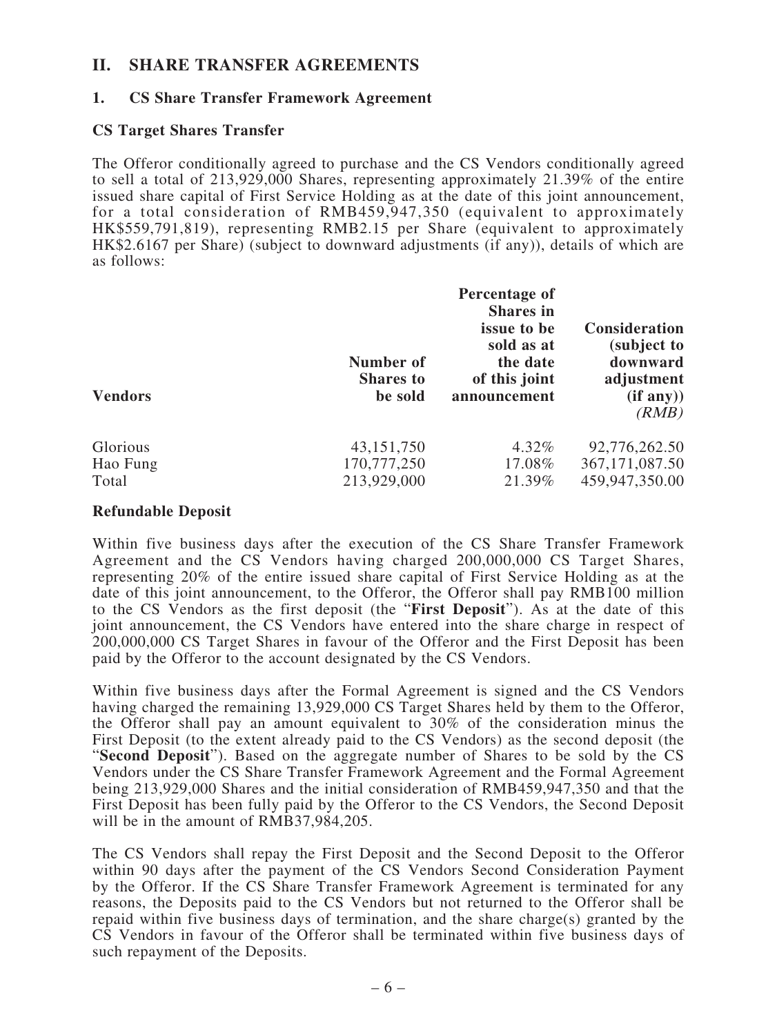## II. SHARE TRANSFER AGREEMENTS

### 1. CS Share Transfer Framework Agreement

**CS Target Shares Transfer**

The Offeror conditionally agreed to purchase and the CS Vendors conditionally agreed to sell a total of 213,929,000 Shares, representing approximately 21.39% of the entire issued share capital of First Service Holding as at the date of this joint announcement, for a total consideration of RMB459,947,350 (equivalent to approximately HK$559,791,819), representing RMB2.15 per Share (equivalent to approximately HK$2.6167 per Share) (subject to downward adjustments (if any)), details of which are as follows:

| Vendors | Number of Shares to be sold | Percentage of Shares in issue to be sold as at the date of this joint announcement | Consideration (subject to downward adjustment (if any)) *(RMB)* |
|---|---|---|---|
| Glorious | 43,151,750 | 4.32% | 92,776,262.50 |
| Hao Fung | 170,777,250 | 17.08% | 367,171,087.50 |
| Total | 213,929,000 | 21.39% | 459,947,350.00 |

**Refundable Deposit**

Within five business days after the execution of the CS Share Transfer Framework Agreement and the CS Vendors having charged 200,000,000 CS Target Shares, representing 20% of the entire issued share capital of First Service Holding as at the date of this joint announcement, to the Offeror, the Offeror shall pay RMB100 million to the CS Vendors as the first deposit (the "**First Deposit**"). As at the date of this joint announcement, the CS Vendors have entered into the share charge in respect of 200,000,000 CS Target Shares in favour of the Offeror and the First Deposit has been paid by the Offeror to the account designated by the CS Vendors.

Within five business days after the Formal Agreement is signed and the CS Vendors having charged the remaining 13,929,000 CS Target Shares held by them to the Offeror, the Offeror shall pay an amount equivalent to 30% of the consideration minus the First Deposit (to the extent already paid to the CS Vendors) as the second deposit (the "**Second Deposit**"). Based on the aggregate number of Shares to be sold by the CS Vendors under the CS Share Transfer Framework Agreement and the Formal Agreement being 213,929,000 Shares and the initial consideration of RMB459,947,350 and that the First Deposit has been fully paid by the Offeror to the CS Vendors, the Second Deposit will be in the amount of RMB37,984,205.

The CS Vendors shall repay the First Deposit and the Second Deposit to the Offeror within 90 days after the payment of the CS Vendors Second Consideration Payment by the Offeror. If the CS Share Transfer Framework Agreement is terminated for any reasons, the Deposits paid to the CS Vendors but not returned to the Offeror shall be repaid within five business days of termination, and the share charge(s) granted by the CS Vendors in favour of the Offeror shall be terminated within five business days of such repayment of the Deposits.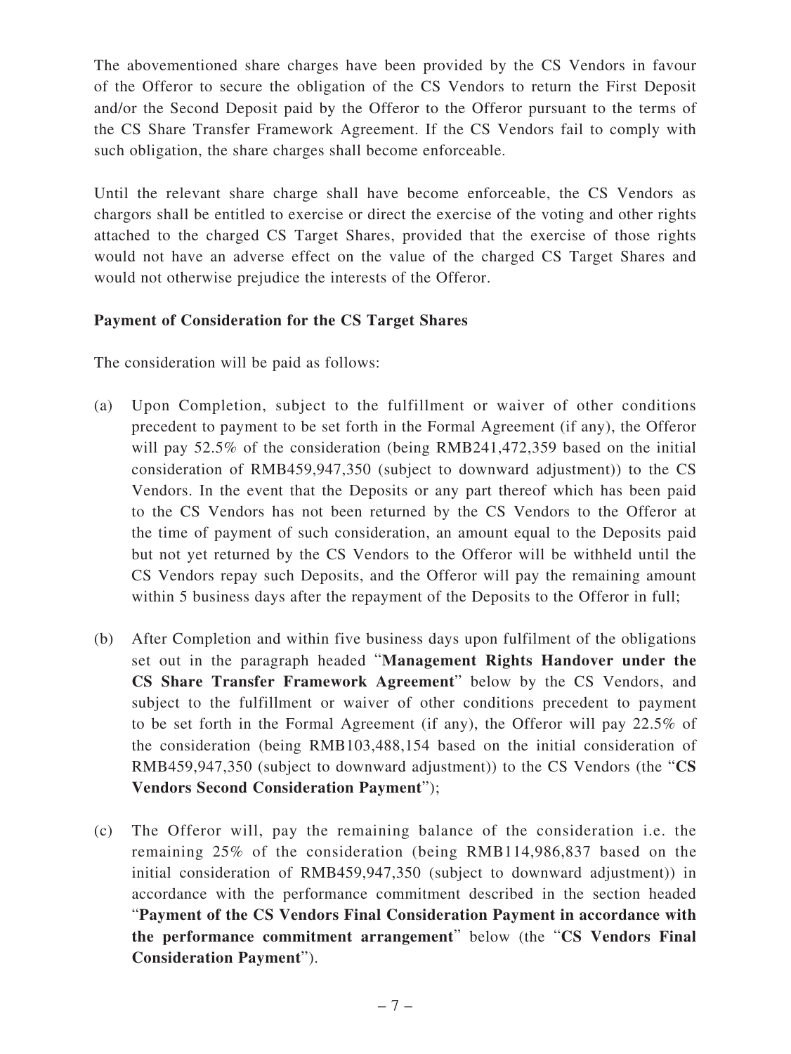The abovementioned share charges have been provided by the CS Vendors in favour of the Offeror to secure the obligation of the CS Vendors to return the First Deposit and/or the Second Deposit paid by the Offeror to the Offeror pursuant to the terms of the CS Share Transfer Framework Agreement. If the CS Vendors fail to comply with such obligation, the share charges shall become enforceable.

Until the relevant share charge shall have become enforceable, the CS Vendors as chargors shall be entitled to exercise or direct the exercise of the voting and other rights attached to the charged CS Target Shares, provided that the exercise of those rights would not have an adverse effect on the value of the charged CS Target Shares and would not otherwise prejudice the interests of the Offeror.

**Payment of Consideration for the CS Target Shares**

The consideration will be paid as follows:

(a) Upon Completion, subject to the fulfillment or waiver of other conditions precedent to payment to be set forth in the Formal Agreement (if any), the Offeror will pay 52.5% of the consideration (being RMB241,472,359 based on the initial consideration of RMB459,947,350 (subject to downward adjustment)) to the CS Vendors. In the event that the Deposits or any part thereof which has been paid to the CS Vendors has not been returned by the CS Vendors to the Offeror at the time of payment of such consideration, an amount equal to the Deposits paid but not yet returned by the CS Vendors to the Offeror will be withheld until the CS Vendors repay such Deposits, and the Offeror will pay the remaining amount within 5 business days after the repayment of the Deposits to the Offeror in full;

(b) After Completion and within five business days upon fulfilment of the obligations set out in the paragraph headed "**Management Rights Handover under the CS Share Transfer Framework Agreement**" below by the CS Vendors, and subject to the fulfillment or waiver of other conditions precedent to payment to be set forth in the Formal Agreement (if any), the Offeror will pay 22.5% of the consideration (being RMB103,488,154 based on the initial consideration of RMB459,947,350 (subject to downward adjustment)) to the CS Vendors (the "**CS Vendors Second Consideration Payment**");

(c) The Offeror will, pay the remaining balance of the consideration i.e. the remaining 25% of the consideration (being RMB114,986,837 based on the initial consideration of RMB459,947,350 (subject to downward adjustment)) in accordance with the performance commitment described in the section headed "**Payment of the CS Vendors Final Consideration Payment in accordance with the performance commitment arrangement**" below (the "**CS Vendors Final Consideration Payment**").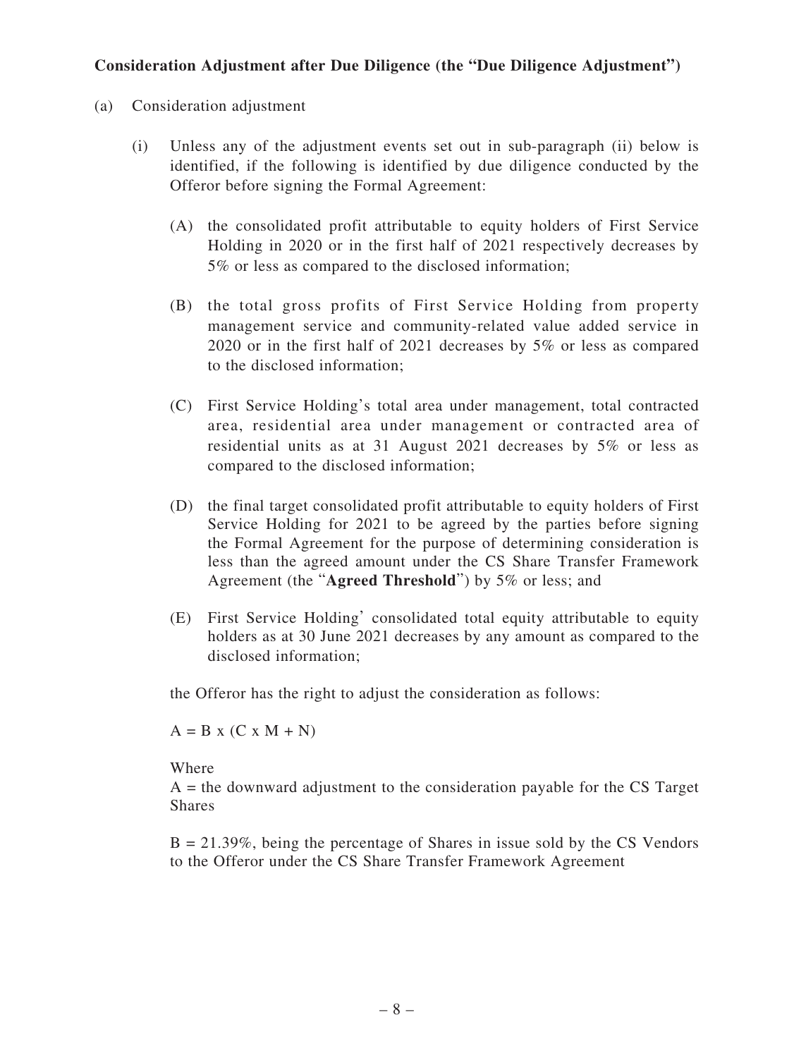**Consideration Adjustment after Due Diligence (the "Due Diligence Adjustment")**

(a) Consideration adjustment

(i) Unless any of the adjustment events set out in sub-paragraph (ii) below is identified, if the following is identified by due diligence conducted by the Offeror before signing the Formal Agreement:

(A) the consolidated profit attributable to equity holders of First Service Holding in 2020 or in the first half of 2021 respectively decreases by 5% or less as compared to the disclosed information;

(B) the total gross profits of First Service Holding from property management service and community-related value added service in 2020 or in the first half of 2021 decreases by 5% or less as compared to the disclosed information;

(C) First Service Holding's total area under management, total contracted area, residential area under management or contracted area of residential units as at 31 August 2021 decreases by 5% or less as compared to the disclosed information;

(D) the final target consolidated profit attributable to equity holders of First Service Holding for 2021 to be agreed by the parties before signing the Formal Agreement for the purpose of determining consideration is less than the agreed amount under the CS Share Transfer Framework Agreement (the "**Agreed Threshold**") by 5% or less; and

(E) First Service Holding' consolidated total equity attributable to equity holders as at 30 June 2021 decreases by any amount as compared to the disclosed information;

the Offeror has the right to adjust the consideration as follows:

$A = B \times (C \times M + N)$

Where

A = the downward adjustment to the consideration payable for the CS Target Shares

B = 21.39%, being the percentage of Shares in issue sold by the CS Vendors to the Offeror under the CS Share Transfer Framework Agreement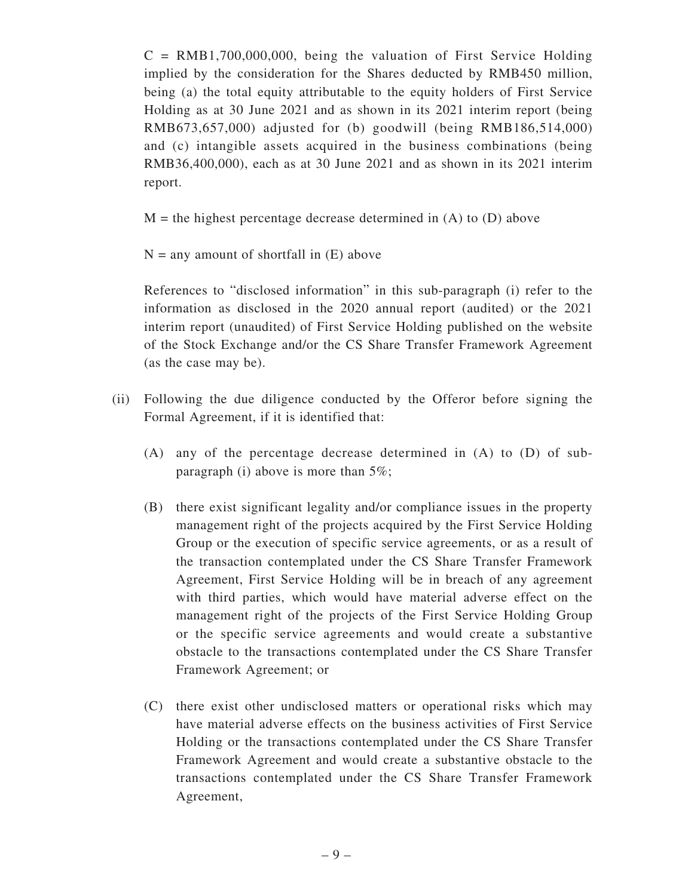C = RMB1,700,000,000, being the valuation of First Service Holding implied by the consideration for the Shares deducted by RMB450 million, being (a) the total equity attributable to the equity holders of First Service Holding as at 30 June 2021 and as shown in its 2021 interim report (being RMB673,657,000) adjusted for (b) goodwill (being RMB186,514,000) and (c) intangible assets acquired in the business combinations (being RMB36,400,000), each as at 30 June 2021 and as shown in its 2021 interim report.

M = the highest percentage decrease determined in (A) to (D) above

N = any amount of shortfall in (E) above

References to "disclosed information" in this sub-paragraph (i) refer to the information as disclosed in the 2020 annual report (audited) or the 2021 interim report (unaudited) of First Service Holding published on the website of the Stock Exchange and/or the CS Share Transfer Framework Agreement (as the case may be).

(ii) Following the due diligence conducted by the Offeror before signing the Formal Agreement, if it is identified that:

(A) any of the percentage decrease determined in (A) to (D) of sub-paragraph (i) above is more than 5%;

(B) there exist significant legality and/or compliance issues in the property management right of the projects acquired by the First Service Holding Group or the execution of specific service agreements, or as a result of the transaction contemplated under the CS Share Transfer Framework Agreement, First Service Holding will be in breach of any agreement with third parties, which would have material adverse effect on the management right of the projects of the First Service Holding Group or the specific service agreements and would create a substantive obstacle to the transactions contemplated under the CS Share Transfer Framework Agreement; or

(C) there exist other undisclosed matters or operational risks which may have material adverse effects on the business activities of First Service Holding or the transactions contemplated under the CS Share Transfer Framework Agreement and would create a substantive obstacle to the transactions contemplated under the CS Share Transfer Framework Agreement,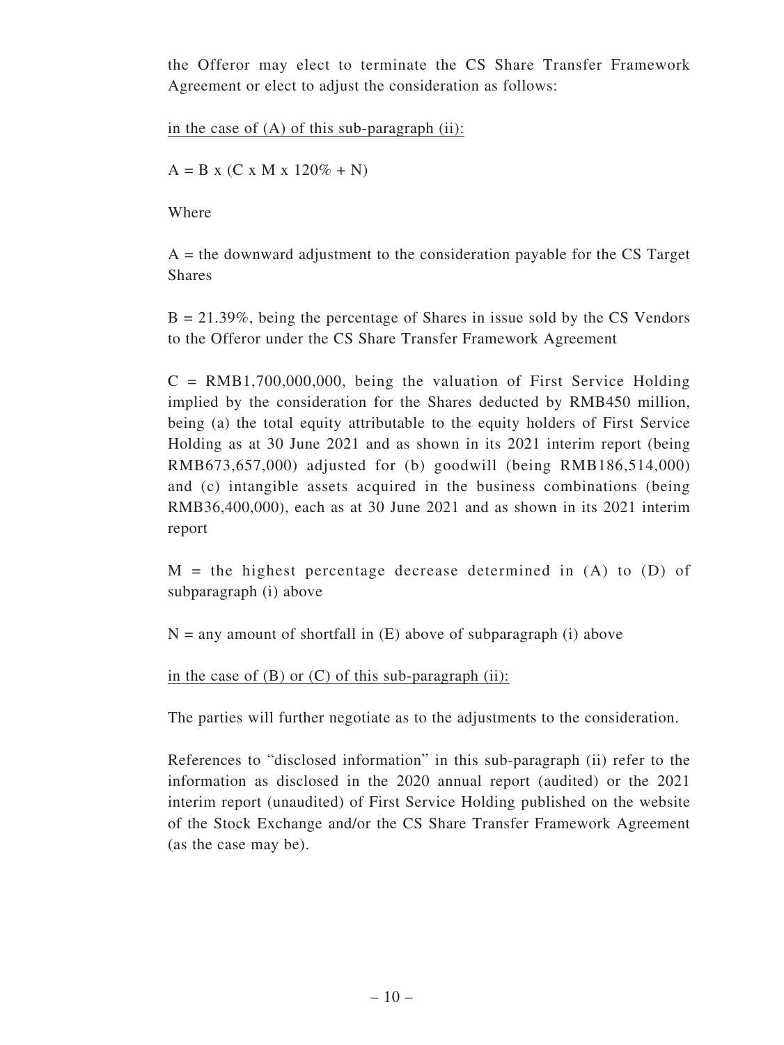the Offeror may elect to terminate the CS Share Transfer Framework Agreement or elect to adjust the consideration as follows:

<u>in the case of (A) of this sub-paragraph (ii):</u>

$A = B \times (C \times M \times 120\% + N)$

Where

A = the downward adjustment to the consideration payable for the CS Target Shares

B = 21.39%, being the percentage of Shares in issue sold by the CS Vendors to the Offeror under the CS Share Transfer Framework Agreement

C = RMB1,700,000,000, being the valuation of First Service Holding implied by the consideration for the Shares deducted by RMB450 million, being (a) the total equity attributable to the equity holders of First Service Holding as at 30 June 2021 and as shown in its 2021 interim report (being RMB673,657,000) adjusted for (b) goodwill (being RMB186,514,000) and (c) intangible assets acquired in the business combinations (being RMB36,400,000), each as at 30 June 2021 and as shown in its 2021 interim report

M = the highest percentage decrease determined in (A) to (D) of subparagraph (i) above

N = any amount of shortfall in (E) above of subparagraph (i) above

<u>in the case of (B) or (C) of this sub-paragraph (ii):</u>

The parties will further negotiate as to the adjustments to the consideration.

References to "disclosed information" in this sub-paragraph (ii) refer to the information as disclosed in the 2020 annual report (audited) or the 2021 interim report (unaudited) of First Service Holding published on the website of the Stock Exchange and/or the CS Share Transfer Framework Agreement (as the case may be).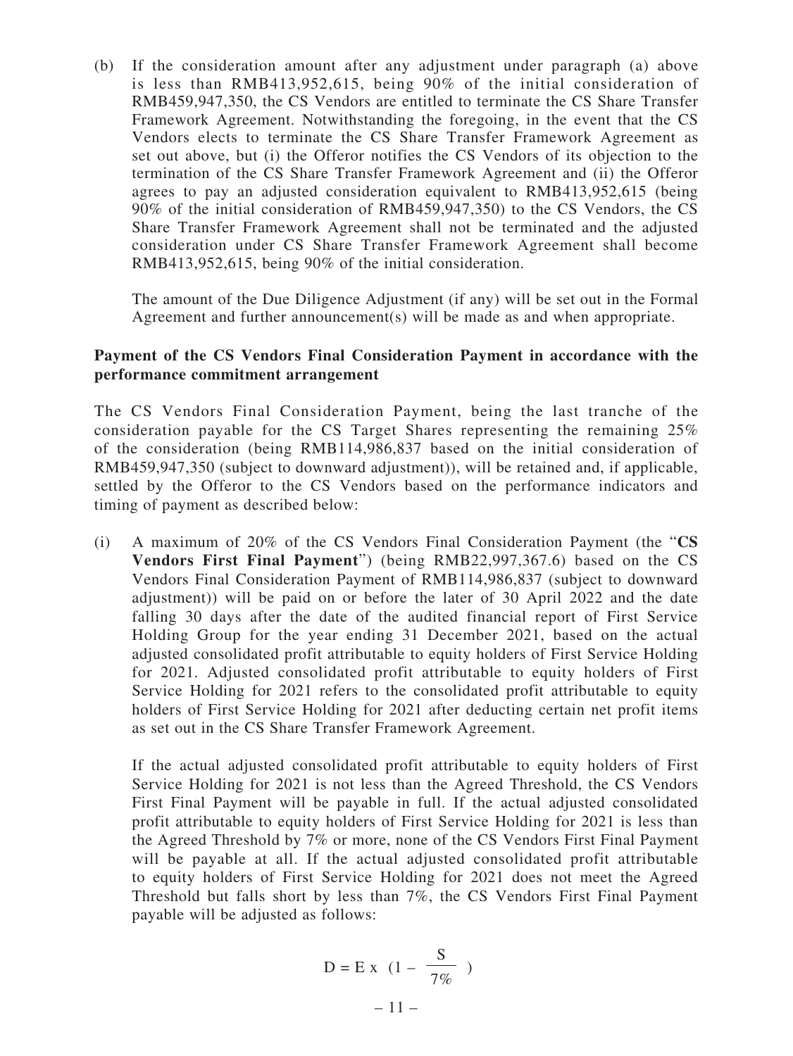(b) If the consideration amount after any adjustment under paragraph (a) above is less than RMB413,952,615, being 90% of the initial consideration of RMB459,947,350, the CS Vendors are entitled to terminate the CS Share Transfer Framework Agreement. Notwithstanding the foregoing, in the event that the CS Vendors elects to terminate the CS Share Transfer Framework Agreement as set out above, but (i) the Offeror notifies the CS Vendors of its objection to the termination of the CS Share Transfer Framework Agreement and (ii) the Offeror agrees to pay an adjusted consideration equivalent to RMB413,952,615 (being 90% of the initial consideration of RMB459,947,350) to the CS Vendors, the CS Share Transfer Framework Agreement shall not be terminated and the adjusted consideration under CS Share Transfer Framework Agreement shall become RMB413,952,615, being 90% of the initial consideration.

The amount of the Due Diligence Adjustment (if any) will be set out in the Formal Agreement and further announcement(s) will be made as and when appropriate.

**Payment of the CS Vendors Final Consideration Payment in accordance with the performance commitment arrangement**

The CS Vendors Final Consideration Payment, being the last tranche of the consideration payable for the CS Target Shares representing the remaining 25% of the consideration (being RMB114,986,837 based on the initial consideration of RMB459,947,350 (subject to downward adjustment)), will be retained and, if applicable, settled by the Offeror to the CS Vendors based on the performance indicators and timing of payment as described below:

(i) A maximum of 20% of the CS Vendors Final Consideration Payment (the "**CS Vendors First Final Payment**") (being RMB22,997,367.6) based on the CS Vendors Final Consideration Payment of RMB114,986,837 (subject to downward adjustment)) will be paid on or before the later of 30 April 2022 and the date falling 30 days after the date of the audited financial report of First Service Holding Group for the year ending 31 December 2021, based on the actual adjusted consolidated profit attributable to equity holders of First Service Holding for 2021. Adjusted consolidated profit attributable to equity holders of First Service Holding for 2021 refers to the consolidated profit attributable to equity holders of First Service Holding for 2021 after deducting certain net profit items as set out in the CS Share Transfer Framework Agreement.

    If the actual adjusted consolidated profit attributable to equity holders of First Service Holding for 2021 is not less than the Agreed Threshold, the CS Vendors First Final Payment will be payable in full. If the actual adjusted consolidated profit attributable to equity holders of First Service Holding for 2021 is less than the Agreed Threshold by 7% or more, none of the CS Vendors First Final Payment will be payable at all. If the actual adjusted consolidated profit attributable to equity holders of First Service Holding for 2021 does not meet the Agreed Threshold but falls short by less than 7%, the CS Vendors First Final Payment payable will be adjusted as follows:

$$D = E \times \left(1 - \frac{S}{7\%}\right)$$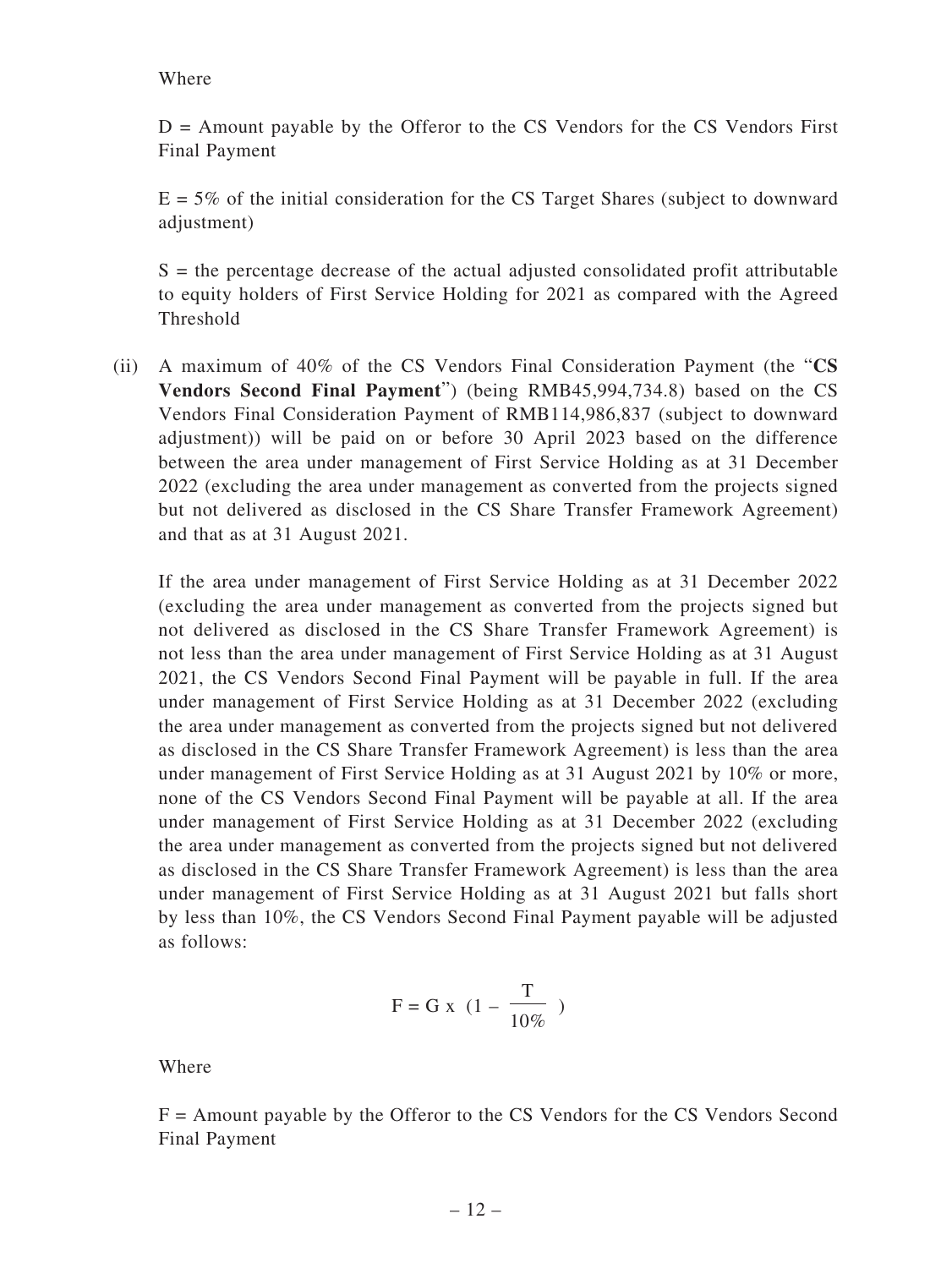Where

D = Amount payable by the Offeror to the CS Vendors for the CS Vendors First Final Payment

E = 5% of the initial consideration for the CS Target Shares (subject to downward adjustment)

S = the percentage decrease of the actual adjusted consolidated profit attributable to equity holders of First Service Holding for 2021 as compared with the Agreed Threshold

(ii) A maximum of 40% of the CS Vendors Final Consideration Payment (the "**CS Vendors Second Final Payment**") (being RMB45,994,734.8) based on the CS Vendors Final Consideration Payment of RMB114,986,837 (subject to downward adjustment)) will be paid on or before 30 April 2023 based on the difference between the area under management of First Service Holding as at 31 December 2022 (excluding the area under management as converted from the projects signed but not delivered as disclosed in the CS Share Transfer Framework Agreement) and that as at 31 August 2021.

If the area under management of First Service Holding as at 31 December 2022 (excluding the area under management as converted from the projects signed but not delivered as disclosed in the CS Share Transfer Framework Agreement) is not less than the area under management of First Service Holding as at 31 August 2021, the CS Vendors Second Final Payment will be payable in full. If the area under management of First Service Holding as at 31 December 2022 (excluding the area under management as converted from the projects signed but not delivered as disclosed in the CS Share Transfer Framework Agreement) is less than the area under management of First Service Holding as at 31 August 2021 by 10% or more, none of the CS Vendors Second Final Payment will be payable at all. If the area under management of First Service Holding as at 31 December 2022 (excluding the area under management as converted from the projects signed but not delivered as disclosed in the CS Share Transfer Framework Agreement) is less than the area under management of First Service Holding as at 31 August 2021 but falls short by less than 10%, the CS Vendors Second Final Payment payable will be adjusted as follows:

$$F = G \times \left(1 - \frac{T}{10\%}\right)$$

Where

F = Amount payable by the Offeror to the CS Vendors for the CS Vendors Second Final Payment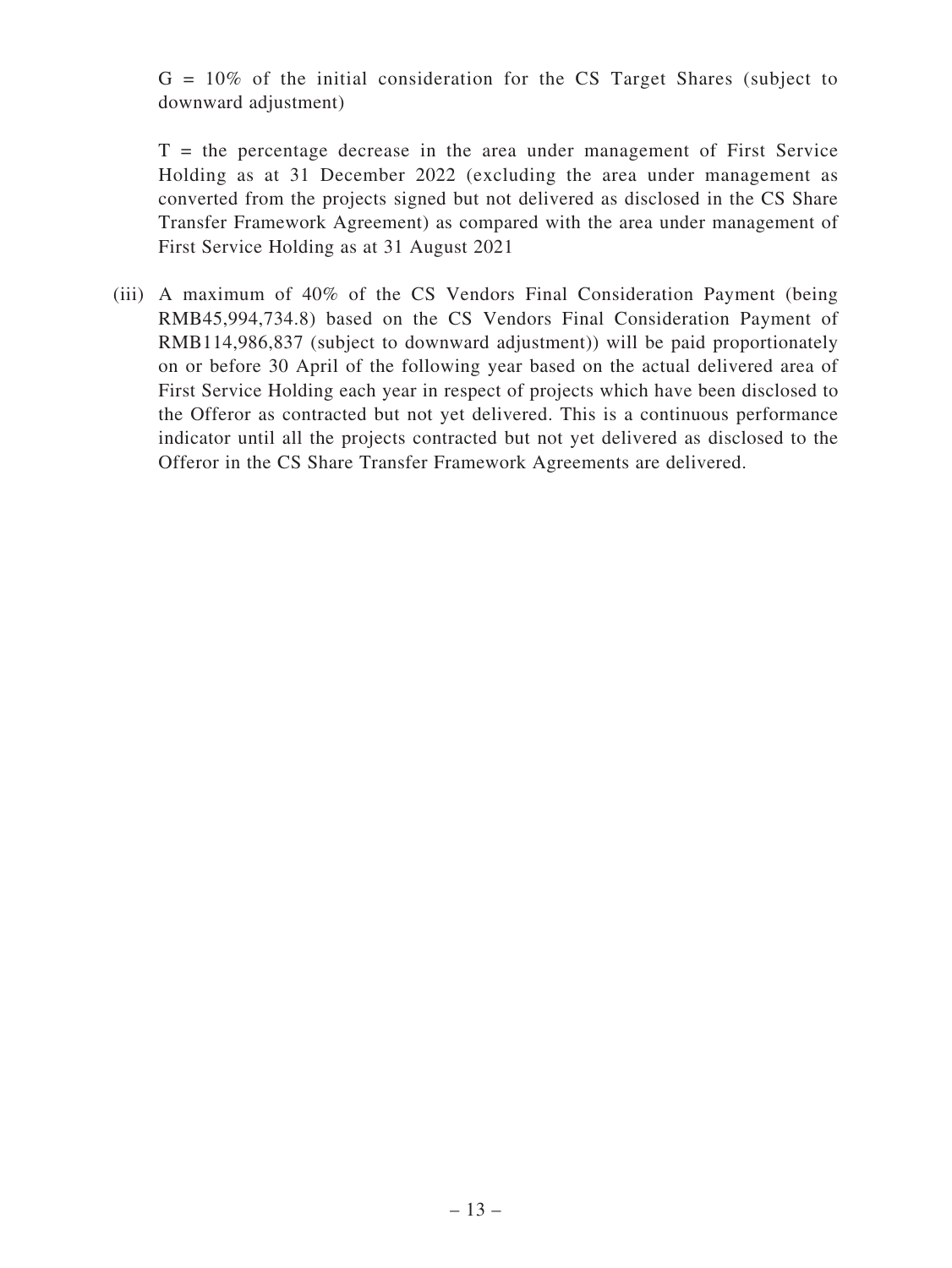$G$ = 10% of the initial consideration for the CS Target Shares (subject to downward adjustment)

$T$ = the percentage decrease in the area under management of First Service Holding as at 31 December 2022 (excluding the area under management as converted from the projects signed but not delivered as disclosed in the CS Share Transfer Framework Agreement) as compared with the area under management of First Service Holding as at 31 August 2021

(iii) A maximum of 40% of the CS Vendors Final Consideration Payment (being RMB45,994,734.8) based on the CS Vendors Final Consideration Payment of RMB114,986,837 (subject to downward adjustment)) will be paid proportionately on or before 30 April of the following year based on the actual delivered area of First Service Holding each year in respect of projects which have been disclosed to the Offeror as contracted but not yet delivered. This is a continuous performance indicator until all the projects contracted but not yet delivered as disclosed to the Offeror in the CS Share Transfer Framework Agreements are delivered.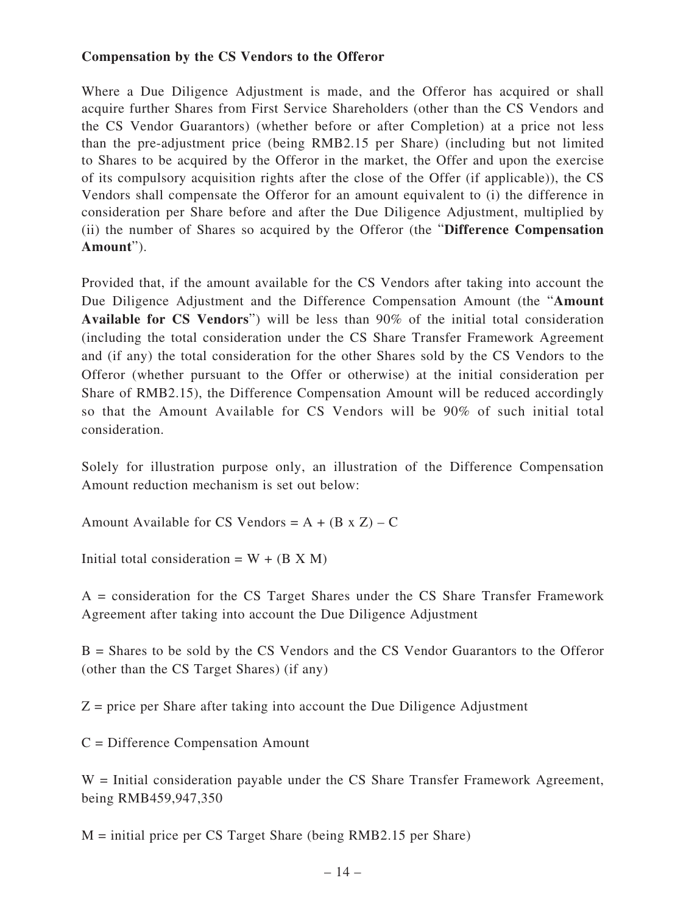**Compensation by the CS Vendors to the Offeror**

Where a Due Diligence Adjustment is made, and the Offeror has acquired or shall acquire further Shares from First Service Shareholders (other than the CS Vendors and the CS Vendor Guarantors) (whether before or after Completion) at a price not less than the pre-adjustment price (being RMB2.15 per Share) (including but not limited to Shares to be acquired by the Offeror in the market, the Offer and upon the exercise of its compulsory acquisition rights after the close of the Offer (if applicable)), the CS Vendors shall compensate the Offeror for an amount equivalent to (i) the difference in consideration per Share before and after the Due Diligence Adjustment, multiplied by (ii) the number of Shares so acquired by the Offeror (the "**Difference Compensation Amount**").

Provided that, if the amount available for the CS Vendors after taking into account the Due Diligence Adjustment and the Difference Compensation Amount (the "**Amount Available for CS Vendors**") will be less than 90% of the initial total consideration (including the total consideration under the CS Share Transfer Framework Agreement and (if any) the total consideration for the other Shares sold by the CS Vendors to the Offeror (whether pursuant to the Offer or otherwise) at the initial consideration per Share of RMB2.15), the Difference Compensation Amount will be reduced accordingly so that the Amount Available for CS Vendors will be 90% of such initial total consideration.

Solely for illustration purpose only, an illustration of the Difference Compensation Amount reduction mechanism is set out below:

Amount Available for CS Vendors = $A + (B \times Z) - C$

Initial total consideration = $W + (B \times M)$

A = consideration for the CS Target Shares under the CS Share Transfer Framework Agreement after taking into account the Due Diligence Adjustment

B = Shares to be sold by the CS Vendors and the CS Vendor Guarantors to the Offeror (other than the CS Target Shares) (if any)

Z = price per Share after taking into account the Due Diligence Adjustment

C = Difference Compensation Amount

W = Initial consideration payable under the CS Share Transfer Framework Agreement, being RMB459,947,350

M = initial price per CS Target Share (being RMB2.15 per Share)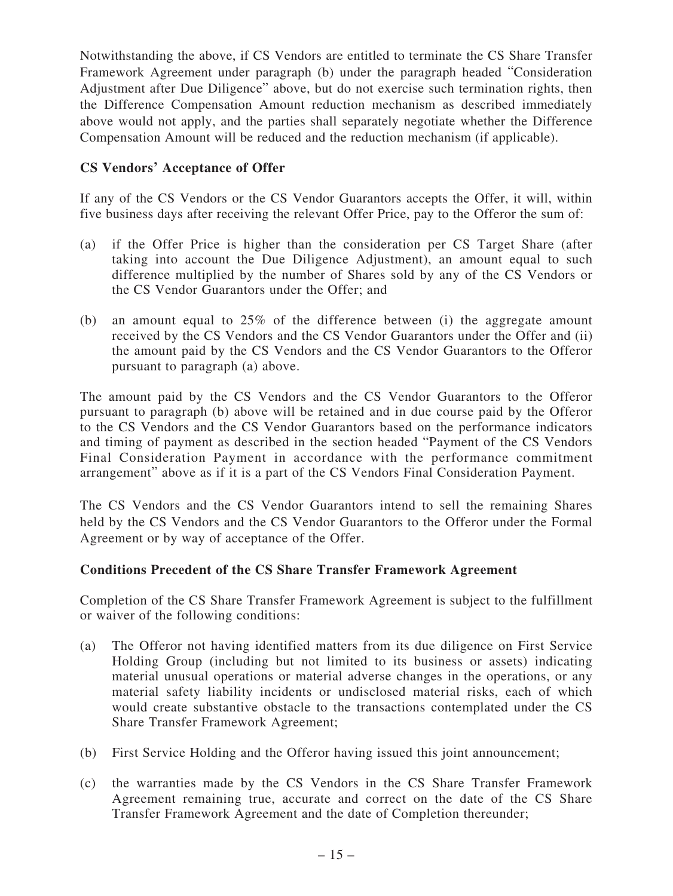Notwithstanding the above, if CS Vendors are entitled to terminate the CS Share Transfer Framework Agreement under paragraph (b) under the paragraph headed "Consideration Adjustment after Due Diligence" above, but do not exercise such termination rights, then the Difference Compensation Amount reduction mechanism as described immediately above would not apply, and the parties shall separately negotiate whether the Difference Compensation Amount will be reduced and the reduction mechanism (if applicable).

**CS Vendors' Acceptance of Offer**

If any of the CS Vendors or the CS Vendor Guarantors accepts the Offer, it will, within five business days after receiving the relevant Offer Price, pay to the Offeror the sum of:

(a) if the Offer Price is higher than the consideration per CS Target Share (after taking into account the Due Diligence Adjustment), an amount equal to such difference multiplied by the number of Shares sold by any of the CS Vendors or the CS Vendor Guarantors under the Offer; and

(b) an amount equal to 25% of the difference between (i) the aggregate amount received by the CS Vendors and the CS Vendor Guarantors under the Offer and (ii) the amount paid by the CS Vendors and the CS Vendor Guarantors to the Offeror pursuant to paragraph (a) above.

The amount paid by the CS Vendors and the CS Vendor Guarantors to the Offeror pursuant to paragraph (b) above will be retained and in due course paid by the Offeror to the CS Vendors and the CS Vendor Guarantors based on the performance indicators and timing of payment as described in the section headed "Payment of the CS Vendors Final Consideration Payment in accordance with the performance commitment arrangement" above as if it is a part of the CS Vendors Final Consideration Payment.

The CS Vendors and the CS Vendor Guarantors intend to sell the remaining Shares held by the CS Vendors and the CS Vendor Guarantors to the Offeror under the Formal Agreement or by way of acceptance of the Offer.

**Conditions Precedent of the CS Share Transfer Framework Agreement**

Completion of the CS Share Transfer Framework Agreement is subject to the fulfillment or waiver of the following conditions:

(a) The Offeror not having identified matters from its due diligence on First Service Holding Group (including but not limited to its business or assets) indicating material unusual operations or material adverse changes in the operations, or any material safety liability incidents or undisclosed material risks, each of which would create substantive obstacle to the transactions contemplated under the CS Share Transfer Framework Agreement;

(b) First Service Holding and the Offeror having issued this joint announcement;

(c) the warranties made by the CS Vendors in the CS Share Transfer Framework Agreement remaining true, accurate and correct on the date of the CS Share Transfer Framework Agreement and the date of Completion thereunder;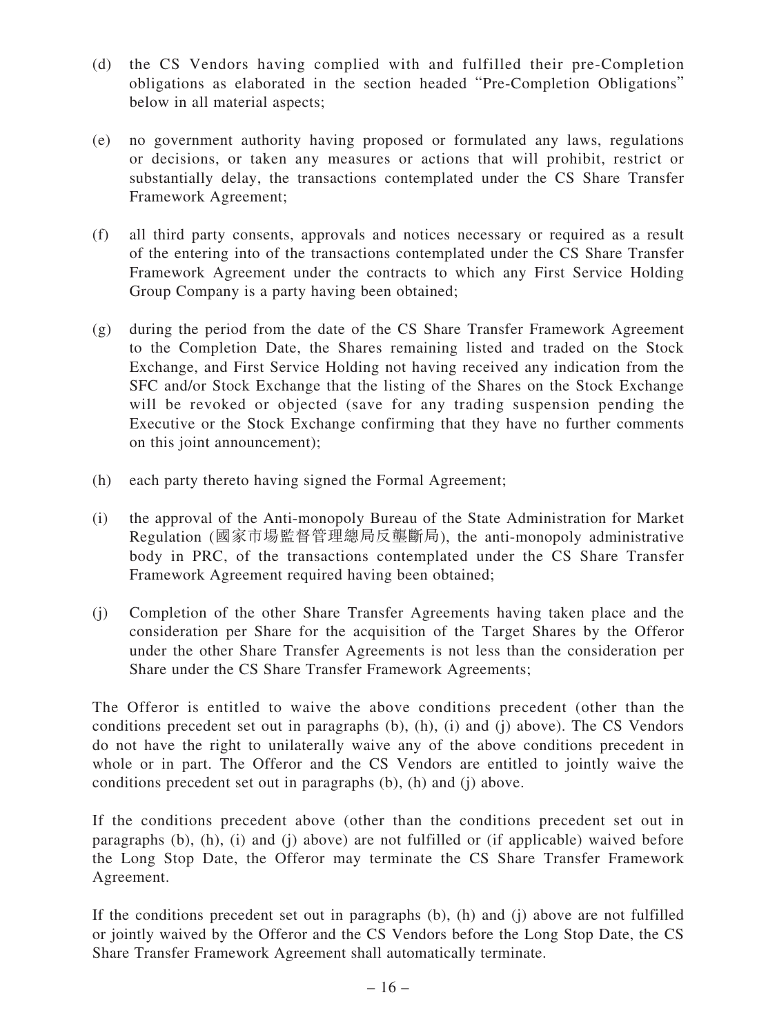(d) the CS Vendors having complied with and fulfilled their pre-Completion obligations as elaborated in the section headed "Pre-Completion Obligations" below in all material aspects;

(e) no government authority having proposed or formulated any laws, regulations or decisions, or taken any measures or actions that will prohibit, restrict or substantially delay, the transactions contemplated under the CS Share Transfer Framework Agreement;

(f) all third party consents, approvals and notices necessary or required as a result of the entering into of the transactions contemplated under the CS Share Transfer Framework Agreement under the contracts to which any First Service Holding Group Company is a party having been obtained;

(g) during the period from the date of the CS Share Transfer Framework Agreement to the Completion Date, the Shares remaining listed and traded on the Stock Exchange, and First Service Holding not having received any indication from the SFC and/or Stock Exchange that the listing of the Shares on the Stock Exchange will be revoked or objected (save for any trading suspension pending the Executive or the Stock Exchange confirming that they have no further comments on this joint announcement);

(h) each party thereto having signed the Formal Agreement;

(i) the approval of the Anti-monopoly Bureau of the State Administration for Market Regulation (國家市場監督管理總局反壟斷局), the anti-monopoly administrative body in PRC, of the transactions contemplated under the CS Share Transfer Framework Agreement required having been obtained;

(j) Completion of the other Share Transfer Agreements having taken place and the consideration per Share for the acquisition of the Target Shares by the Offeror under the other Share Transfer Agreements is not less than the consideration per Share under the CS Share Transfer Framework Agreements;

The Offeror is entitled to waive the above conditions precedent (other than the conditions precedent set out in paragraphs (b), (h), (i) and (j) above). The CS Vendors do not have the right to unilaterally waive any of the above conditions precedent in whole or in part. The Offeror and the CS Vendors are entitled to jointly waive the conditions precedent set out in paragraphs (b), (h) and (j) above.

If the conditions precedent above (other than the conditions precedent set out in paragraphs (b), (h), (i) and (j) above) are not fulfilled or (if applicable) waived before the Long Stop Date, the Offeror may terminate the CS Share Transfer Framework Agreement.

If the conditions precedent set out in paragraphs (b), (h) and (j) above are not fulfilled or jointly waived by the Offeror and the CS Vendors before the Long Stop Date, the CS Share Transfer Framework Agreement shall automatically terminate.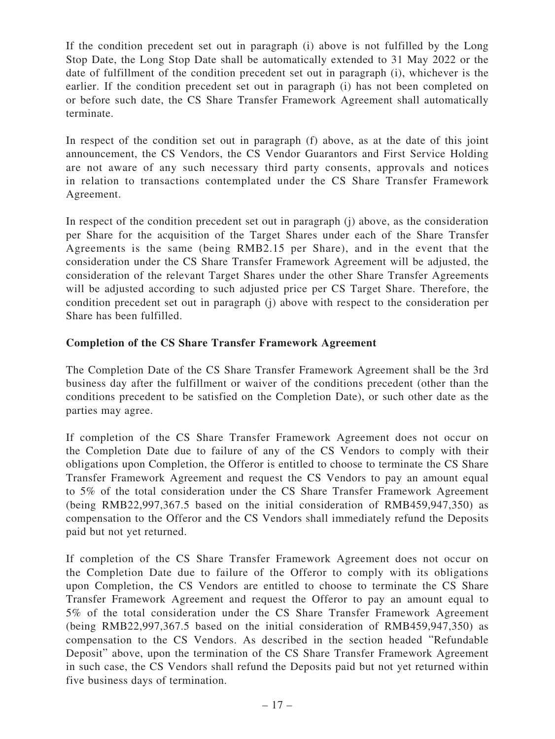If the condition precedent set out in paragraph (i) above is not fulfilled by the Long Stop Date, the Long Stop Date shall be automatically extended to 31 May 2022 or the date of fulfillment of the condition precedent set out in paragraph (i), whichever is the earlier. If the condition precedent set out in paragraph (i) has not been completed on or before such date, the CS Share Transfer Framework Agreement shall automatically terminate.

In respect of the condition set out in paragraph (f) above, as at the date of this joint announcement, the CS Vendors, the CS Vendor Guarantors and First Service Holding are not aware of any such necessary third party consents, approvals and notices in relation to transactions contemplated under the CS Share Transfer Framework Agreement.

In respect of the condition precedent set out in paragraph (j) above, as the consideration per Share for the acquisition of the Target Shares under each of the Share Transfer Agreements is the same (being RMB2.15 per Share), and in the event that the consideration under the CS Share Transfer Framework Agreement will be adjusted, the consideration of the relevant Target Shares under the other Share Transfer Agreements will be adjusted according to such adjusted price per CS Target Share. Therefore, the condition precedent set out in paragraph (j) above with respect to the consideration per Share has been fulfilled.

**Completion of the CS Share Transfer Framework Agreement**

The Completion Date of the CS Share Transfer Framework Agreement shall be the 3rd business day after the fulfillment or waiver of the conditions precedent (other than the conditions precedent to be satisfied on the Completion Date), or such other date as the parties may agree.

If completion of the CS Share Transfer Framework Agreement does not occur on the Completion Date due to failure of any of the CS Vendors to comply with their obligations upon Completion, the Offeror is entitled to choose to terminate the CS Share Transfer Framework Agreement and request the CS Vendors to pay an amount equal to 5% of the total consideration under the CS Share Transfer Framework Agreement (being RMB22,997,367.5 based on the initial consideration of RMB459,947,350) as compensation to the Offeror and the CS Vendors shall immediately refund the Deposits paid but not yet returned.

If completion of the CS Share Transfer Framework Agreement does not occur on the Completion Date due to failure of the Offeror to comply with its obligations upon Completion, the CS Vendors are entitled to choose to terminate the CS Share Transfer Framework Agreement and request the Offeror to pay an amount equal to 5% of the total consideration under the CS Share Transfer Framework Agreement (being RMB22,997,367.5 based on the initial consideration of RMB459,947,350) as compensation to the CS Vendors. As described in the section headed "Refundable Deposit" above, upon the termination of the CS Share Transfer Framework Agreement in such case, the CS Vendors shall refund the Deposits paid but not yet returned within five business days of termination.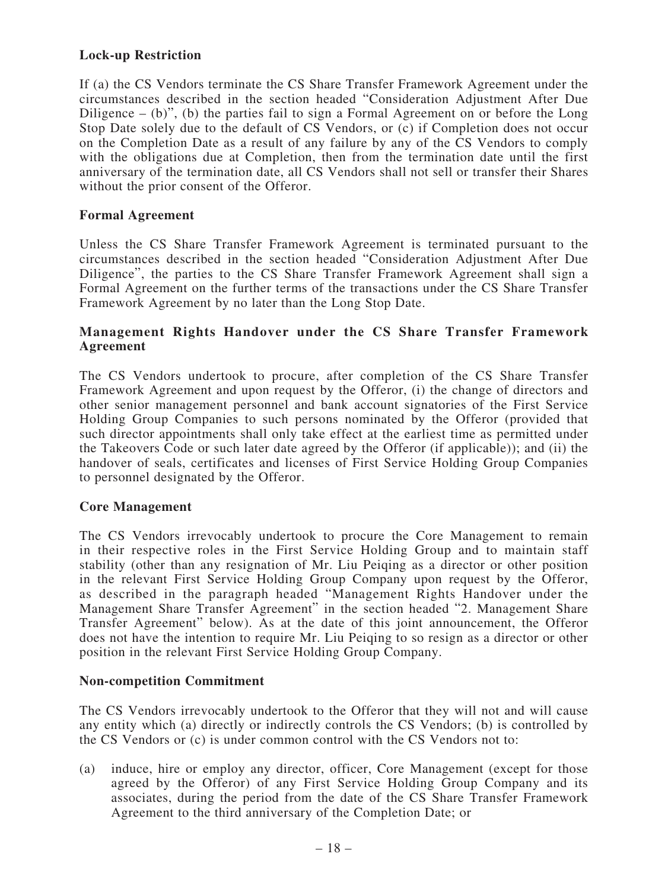**Lock-up Restriction**

If (a) the CS Vendors terminate the CS Share Transfer Framework Agreement under the circumstances described in the section headed "Consideration Adjustment After Due Diligence – (b)", (b) the parties fail to sign a Formal Agreement on or before the Long Stop Date solely due to the default of CS Vendors, or (c) if Completion does not occur on the Completion Date as a result of any failure by any of the CS Vendors to comply with the obligations due at Completion, then from the termination date until the first anniversary of the termination date, all CS Vendors shall not sell or transfer their Shares without the prior consent of the Offeror.

**Formal Agreement**

Unless the CS Share Transfer Framework Agreement is terminated pursuant to the circumstances described in the section headed "Consideration Adjustment After Due Diligence", the parties to the CS Share Transfer Framework Agreement shall sign a Formal Agreement on the further terms of the transactions under the CS Share Transfer Framework Agreement by no later than the Long Stop Date.

**Management Rights Handover under the CS Share Transfer Framework Agreement**

The CS Vendors undertook to procure, after completion of the CS Share Transfer Framework Agreement and upon request by the Offeror, (i) the change of directors and other senior management personnel and bank account signatories of the First Service Holding Group Companies to such persons nominated by the Offeror (provided that such director appointments shall only take effect at the earliest time as permitted under the Takeovers Code or such later date agreed by the Offeror (if applicable)); and (ii) the handover of seals, certificates and licenses of First Service Holding Group Companies to personnel designated by the Offeror.

**Core Management**

The CS Vendors irrevocably undertook to procure the Core Management to remain in their respective roles in the First Service Holding Group and to maintain staff stability (other than any resignation of Mr. Liu Peiqing as a director or other position in the relevant First Service Holding Group Company upon request by the Offeror, as described in the paragraph headed "Management Rights Handover under the Management Share Transfer Agreement" in the section headed "2. Management Share Transfer Agreement" below). As at the date of this joint announcement, the Offeror does not have the intention to require Mr. Liu Peiqing to so resign as a director or other position in the relevant First Service Holding Group Company.

**Non-competition Commitment**

The CS Vendors irrevocably undertook to the Offeror that they will not and will cause any entity which (a) directly or indirectly controls the CS Vendors; (b) is controlled by the CS Vendors or (c) is under common control with the CS Vendors not to:

(a) induce, hire or employ any director, officer, Core Management (except for those agreed by the Offeror) of any First Service Holding Group Company and its associates, during the period from the date of the CS Share Transfer Framework Agreement to the third anniversary of the Completion Date; or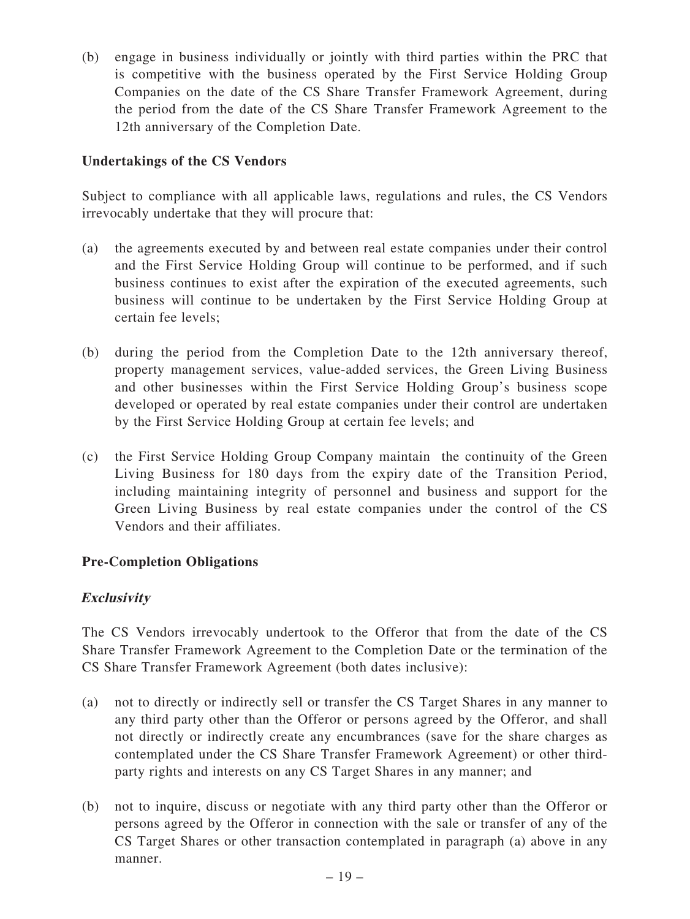(b) engage in business individually or jointly with third parties within the PRC that is competitive with the business operated by the First Service Holding Group Companies on the date of the CS Share Transfer Framework Agreement, during the period from the date of the CS Share Transfer Framework Agreement to the 12th anniversary of the Completion Date.

**Undertakings of the CS Vendors**

Subject to compliance with all applicable laws, regulations and rules, the CS Vendors irrevocably undertake that they will procure that:

(a) the agreements executed by and between real estate companies under their control and the First Service Holding Group will continue to be performed, and if such business continues to exist after the expiration of the executed agreements, such business will continue to be undertaken by the First Service Holding Group at certain fee levels;

(b) during the period from the Completion Date to the 12th anniversary thereof, property management services, value-added services, the Green Living Business and other businesses within the First Service Holding Group's business scope developed or operated by real estate companies under their control are undertaken by the First Service Holding Group at certain fee levels; and

(c) the First Service Holding Group Company maintain the continuity of the Green Living Business for 180 days from the expiry date of the Transition Period, including maintaining integrity of personnel and business and support for the Green Living Business by real estate companies under the control of the CS Vendors and their affiliates.

**Pre-Completion Obligations**

***Exclusivity***

The CS Vendors irrevocably undertook to the Offeror that from the date of the CS Share Transfer Framework Agreement to the Completion Date or the termination of the CS Share Transfer Framework Agreement (both dates inclusive):

(a) not to directly or indirectly sell or transfer the CS Target Shares in any manner to any third party other than the Offeror or persons agreed by the Offeror, and shall not directly or indirectly create any encumbrances (save for the share charges as contemplated under the CS Share Transfer Framework Agreement) or other third-party rights and interests on any CS Target Shares in any manner; and

(b) not to inquire, discuss or negotiate with any third party other than the Offeror or persons agreed by the Offeror in connection with the sale or transfer of any of the CS Target Shares or other transaction contemplated in paragraph (a) above in any manner.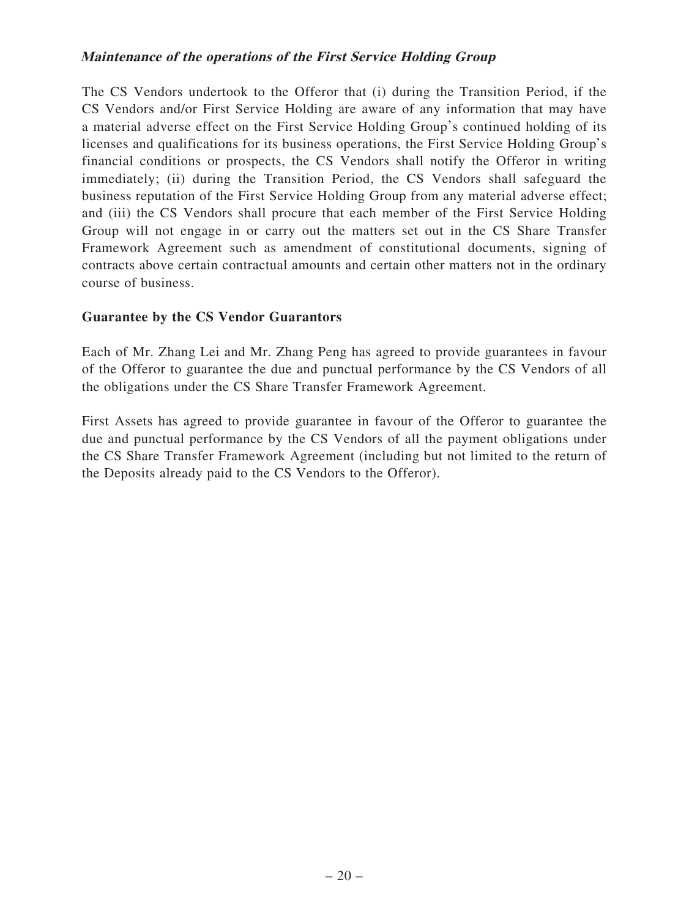***Maintenance of the operations of the First Service Holding Group***

The CS Vendors undertook to the Offeror that (i) during the Transition Period, if the CS Vendors and/or First Service Holding are aware of any information that may have a material adverse effect on the First Service Holding Group's continued holding of its licenses and qualifications for its business operations, the First Service Holding Group's financial conditions or prospects, the CS Vendors shall notify the Offeror in writing immediately; (ii) during the Transition Period, the CS Vendors shall safeguard the business reputation of the First Service Holding Group from any material adverse effect; and (iii) the CS Vendors shall procure that each member of the First Service Holding Group will not engage in or carry out the matters set out in the CS Share Transfer Framework Agreement such as amendment of constitutional documents, signing of contracts above certain contractual amounts and certain other matters not in the ordinary course of business.

**Guarantee by the CS Vendor Guarantors**

Each of Mr. Zhang Lei and Mr. Zhang Peng has agreed to provide guarantees in favour of the Offeror to guarantee the due and punctual performance by the CS Vendors of all the obligations under the CS Share Transfer Framework Agreement.

First Assets has agreed to provide guarantee in favour of the Offeror to guarantee the due and punctual performance by the CS Vendors of all the payment obligations under the CS Share Transfer Framework Agreement (including but not limited to the return of the Deposits already paid to the CS Vendors to the Offeror).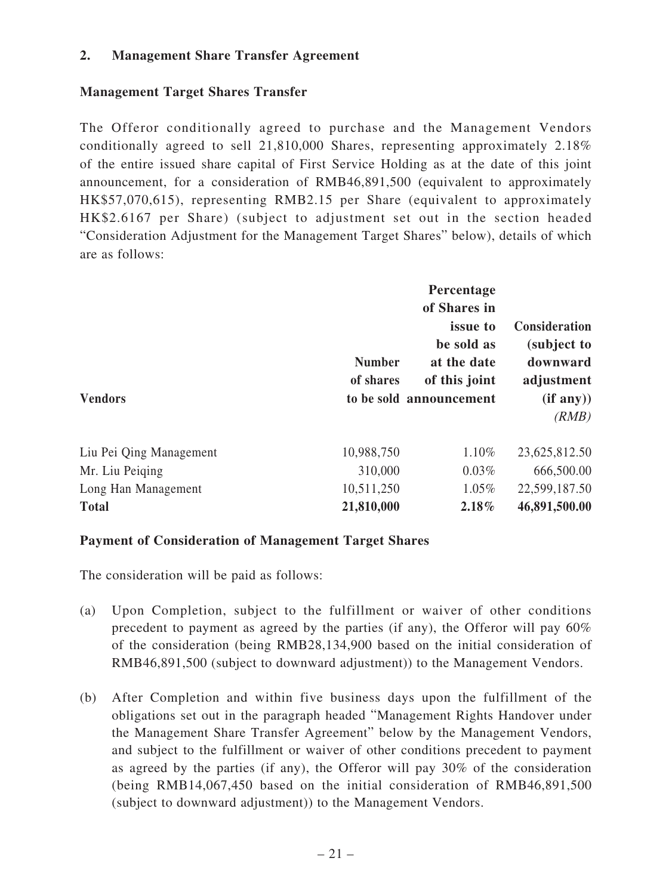## 2. Management Share Transfer Agreement

### Management Target Shares Transfer

The Offeror conditionally agreed to purchase and the Management Vendors conditionally agreed to sell 21,810,000 Shares, representing approximately 2.18% of the entire issued share capital of First Service Holding as at the date of this joint announcement, for a consideration of RMB46,891,500 (equivalent to approximately HK$57,070,615), representing RMB2.15 per Share (equivalent to approximately HK$2.6167 per Share) (subject to adjustment set out in the section headed "Consideration Adjustment for the Management Target Shares" below), details of which are as follows:

| Vendors | Number of shares to be sold | Percentage of Shares in issue to be sold as at the date of this joint announcement | Consideration (subject to downward adjustment (if any)) *(RMB)* |
|---|---|---|---|
| Liu Pei Qing Management | 10,988,750 | 1.10% | 23,625,812.50 |
| Mr. Liu Peiqing | 310,000 | 0.03% | 666,500.00 |
| Long Han Management | 10,511,250 | 1.05% | 22,599,187.50 |
| **Total** | **21,810,000** | **2.18%** | **46,891,500.00** |

### Payment of Consideration of Management Target Shares

The consideration will be paid as follows:

(a) Upon Completion, subject to the fulfillment or waiver of other conditions precedent to payment as agreed by the parties (if any), the Offeror will pay 60% of the consideration (being RMB28,134,900 based on the initial consideration of RMB46,891,500 (subject to downward adjustment)) to the Management Vendors.

(b) After Completion and within five business days upon the fulfillment of the obligations set out in the paragraph headed "Management Rights Handover under the Management Share Transfer Agreement" below by the Management Vendors, and subject to the fulfillment or waiver of other conditions precedent to payment as agreed by the parties (if any), the Offeror will pay 30% of the consideration (being RMB14,067,450 based on the initial consideration of RMB46,891,500 (subject to downward adjustment)) to the Management Vendors.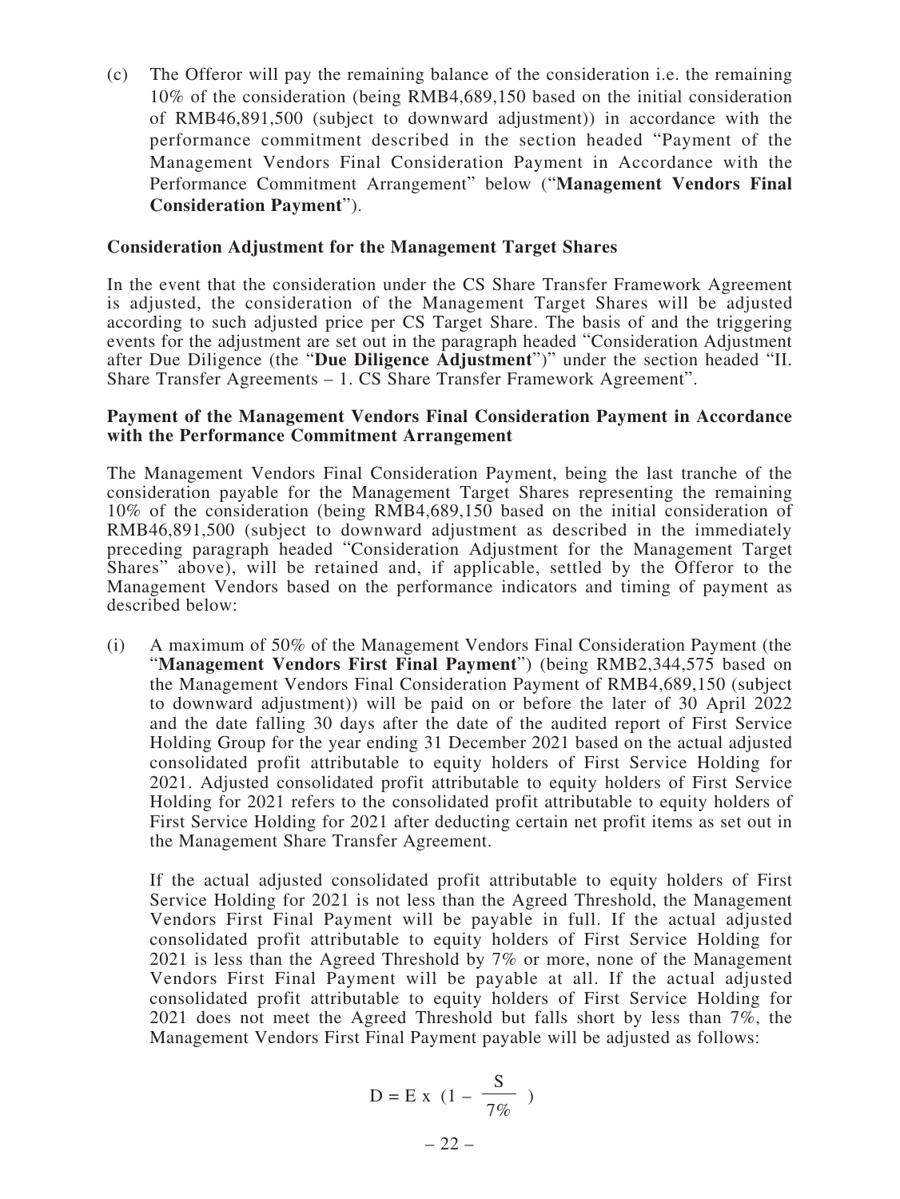(c) The Offeror will pay the remaining balance of the consideration i.e. the remaining 10% of the consideration (being RMB4,689,150 based on the initial consideration of RMB46,891,500 (subject to downward adjustment)) in accordance with the performance commitment described in the section headed "Payment of the Management Vendors Final Consideration Payment in Accordance with the Performance Commitment Arrangement" below ("**Management Vendors Final Consideration Payment**").

**Consideration Adjustment for the Management Target Shares**

In the event that the consideration under the CS Share Transfer Framework Agreement is adjusted, the consideration of the Management Target Shares will be adjusted according to such adjusted price per CS Target Share. The basis of and the triggering events for the adjustment are set out in the paragraph headed "Consideration Adjustment after Due Diligence (the "**Due Diligence Adjustment**")" under the section headed "II. Share Transfer Agreements – 1. CS Share Transfer Framework Agreement".

**Payment of the Management Vendors Final Consideration Payment in Accordance with the Performance Commitment Arrangement**

The Management Vendors Final Consideration Payment, being the last tranche of the consideration payable for the Management Target Shares representing the remaining 10% of the consideration (being RMB4,689,150 based on the initial consideration of RMB46,891,500 (subject to downward adjustment as described in the immediately preceding paragraph headed "Consideration Adjustment for the Management Target Shares" above), will be retained and, if applicable, settled by the Offeror to the Management Vendors based on the performance indicators and timing of payment as described below:

(i) A maximum of 50% of the Management Vendors Final Consideration Payment (the "**Management Vendors First Final Payment**") (being RMB2,344,575 based on the Management Vendors Final Consideration Payment of RMB4,689,150 (subject to downward adjustment)) will be paid on or before the later of 30 April 2022 and the date falling 30 days after the date of the audited report of First Service Holding Group for the year ending 31 December 2021 based on the actual adjusted consolidated profit attributable to equity holders of First Service Holding for 2021. Adjusted consolidated profit attributable to equity holders of First Service Holding for 2021 refers to the consolidated profit attributable to equity holders of First Service Holding for 2021 after deducting certain net profit items as set out in the Management Share Transfer Agreement.

   If the actual adjusted consolidated profit attributable to equity holders of First Service Holding for 2021 is not less than the Agreed Threshold, the Management Vendors First Final Payment will be payable in full. If the actual adjusted consolidated profit attributable to equity holders of First Service Holding for 2021 is less than the Agreed Threshold by 7% or more, none of the Management Vendors First Final Payment will be payable at all. If the actual adjusted consolidated profit attributable to equity holders of First Service Holding for 2021 does not meet the Agreed Threshold but falls short by less than 7%, the Management Vendors First Final Payment payable will be adjusted as follows:

$$D = E \times \left(1 - \frac{S}{7\%}\right)$$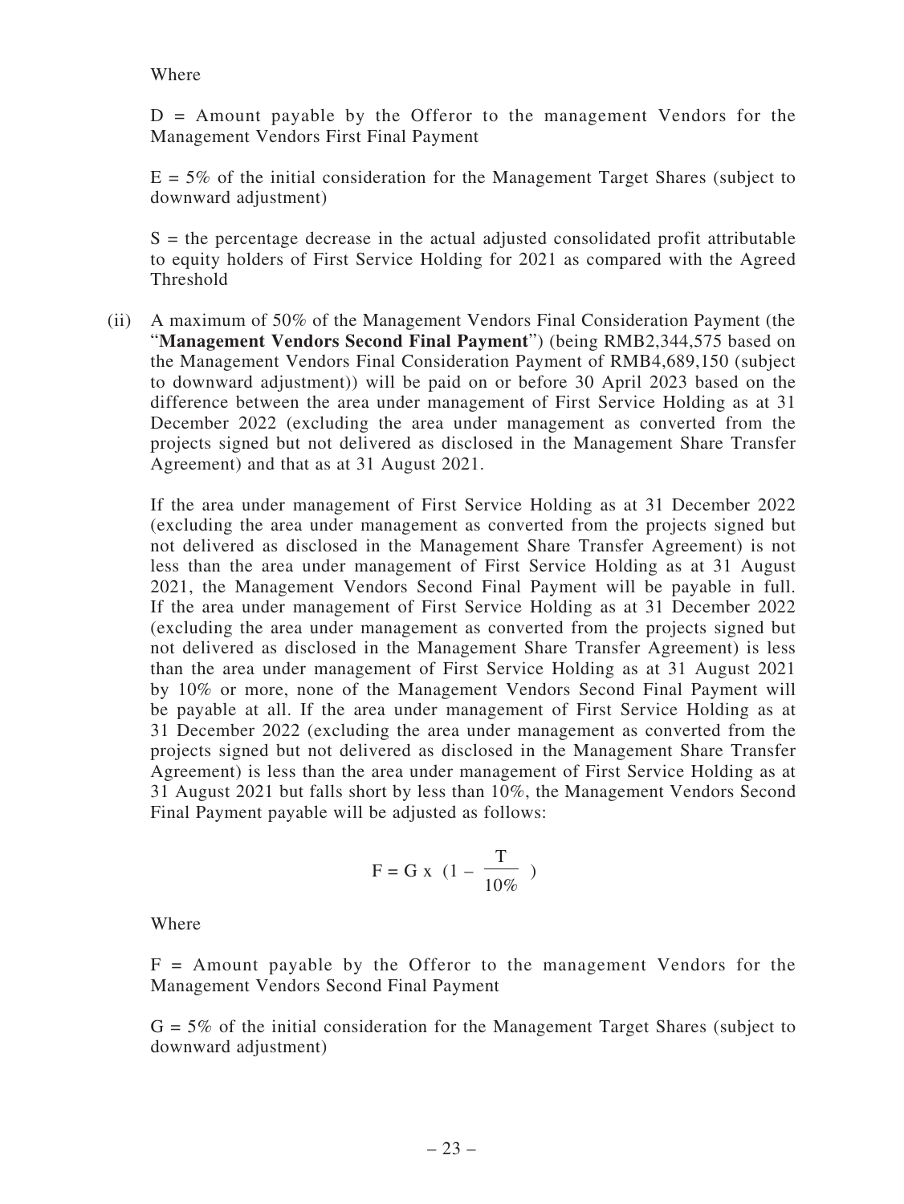Where

D = Amount payable by the Offeror to the management Vendors for the Management Vendors First Final Payment

E = 5% of the initial consideration for the Management Target Shares (subject to downward adjustment)

S = the percentage decrease in the actual adjusted consolidated profit attributable to equity holders of First Service Holding for 2021 as compared with the Agreed Threshold

(ii) A maximum of 50% of the Management Vendors Final Consideration Payment (the "**Management Vendors Second Final Payment**") (being RMB2,344,575 based on the Management Vendors Final Consideration Payment of RMB4,689,150 (subject to downward adjustment)) will be paid on or before 30 April 2023 based on the difference between the area under management of First Service Holding as at 31 December 2022 (excluding the area under management as converted from the projects signed but not delivered as disclosed in the Management Share Transfer Agreement) and that as at 31 August 2021.

If the area under management of First Service Holding as at 31 December 2022 (excluding the area under management as converted from the projects signed but not delivered as disclosed in the Management Share Transfer Agreement) is not less than the area under management of First Service Holding as at 31 August 2021, the Management Vendors Second Final Payment will be payable in full. If the area under management of First Service Holding as at 31 December 2022 (excluding the area under management as converted from the projects signed but not delivered as disclosed in the Management Share Transfer Agreement) is less than the area under management of First Service Holding as at 31 August 2021 by 10% or more, none of the Management Vendors Second Final Payment will be payable at all. If the area under management of First Service Holding as at 31 December 2022 (excluding the area under management as converted from the projects signed but not delivered as disclosed in the Management Share Transfer Agreement) is less than the area under management of First Service Holding as at 31 August 2021 but falls short by less than 10%, the Management Vendors Second Final Payment payable will be adjusted as follows:

$$F = G \times \left(1 - \frac{T}{10\%}\right)$$

Where

F = Amount payable by the Offeror to the management Vendors for the Management Vendors Second Final Payment

G = 5% of the initial consideration for the Management Target Shares (subject to downward adjustment)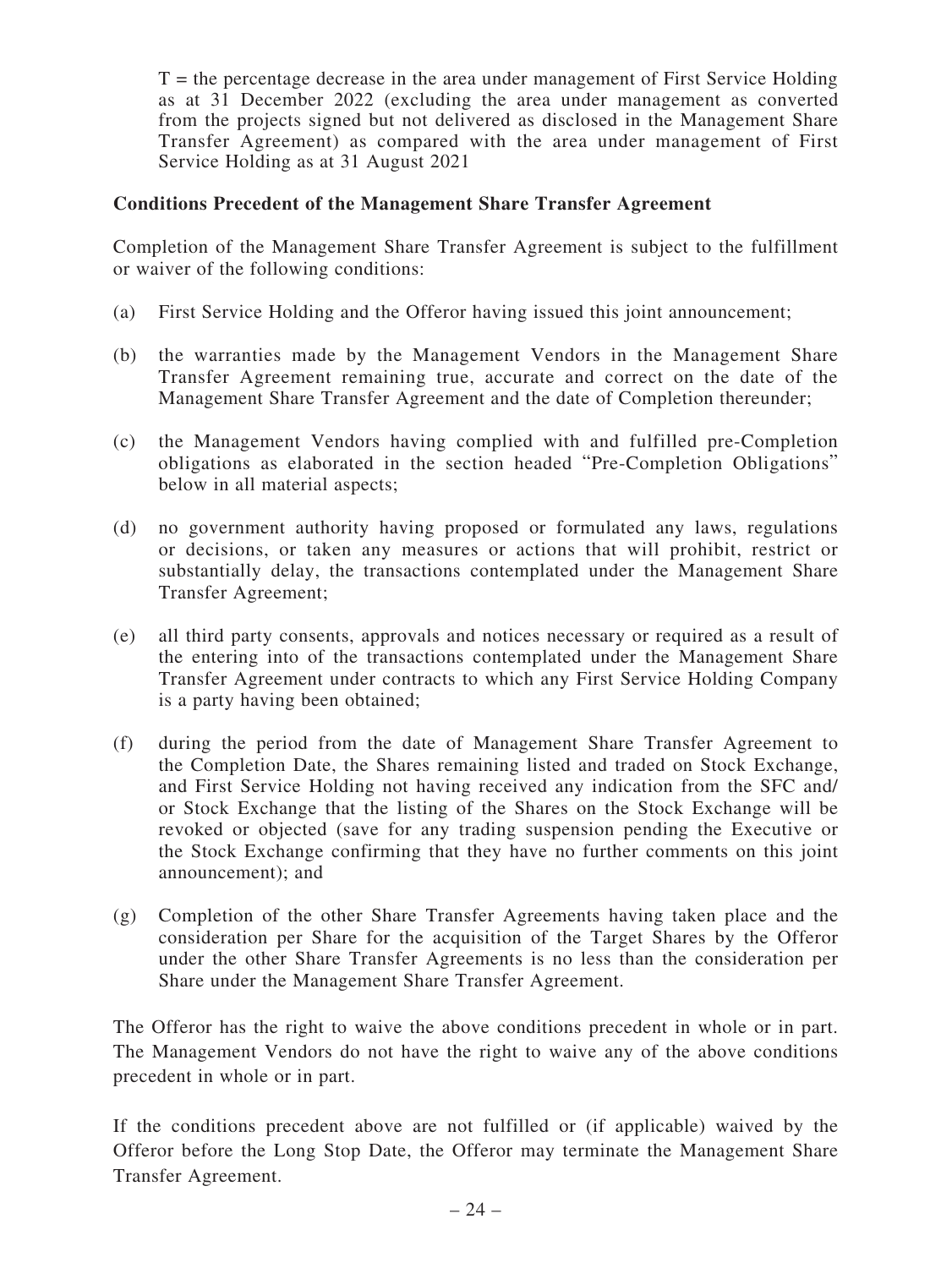T = the percentage decrease in the area under management of First Service Holding as at 31 December 2022 (excluding the area under management as converted from the projects signed but not delivered as disclosed in the Management Share Transfer Agreement) as compared with the area under management of First Service Holding as at 31 August 2021

**Conditions Precedent of the Management Share Transfer Agreement**

Completion of the Management Share Transfer Agreement is subject to the fulfillment or waiver of the following conditions:

(a) First Service Holding and the Offeror having issued this joint announcement;

(b) the warranties made by the Management Vendors in the Management Share Transfer Agreement remaining true, accurate and correct on the date of the Management Share Transfer Agreement and the date of Completion thereunder;

(c) the Management Vendors having complied with and fulfilled pre-Completion obligations as elaborated in the section headed "Pre-Completion Obligations" below in all material aspects;

(d) no government authority having proposed or formulated any laws, regulations or decisions, or taken any measures or actions that will prohibit, restrict or substantially delay, the transactions contemplated under the Management Share Transfer Agreement;

(e) all third party consents, approvals and notices necessary or required as a result of the entering into of the transactions contemplated under the Management Share Transfer Agreement under contracts to which any First Service Holding Company is a party having been obtained;

(f) during the period from the date of Management Share Transfer Agreement to the Completion Date, the Shares remaining listed and traded on Stock Exchange, and First Service Holding not having received any indication from the SFC and/or Stock Exchange that the listing of the Shares on the Stock Exchange will be revoked or objected (save for any trading suspension pending the Executive or the Stock Exchange confirming that they have no further comments on this joint announcement); and

(g) Completion of the other Share Transfer Agreements having taken place and the consideration per Share for the acquisition of the Target Shares by the Offeror under the other Share Transfer Agreements is no less than the consideration per Share under the Management Share Transfer Agreement.

The Offeror has the right to waive the above conditions precedent in whole or in part. The Management Vendors do not have the right to waive any of the above conditions precedent in whole or in part.

If the conditions precedent above are not fulfilled or (if applicable) waived by the Offeror before the Long Stop Date, the Offeror may terminate the Management Share Transfer Agreement.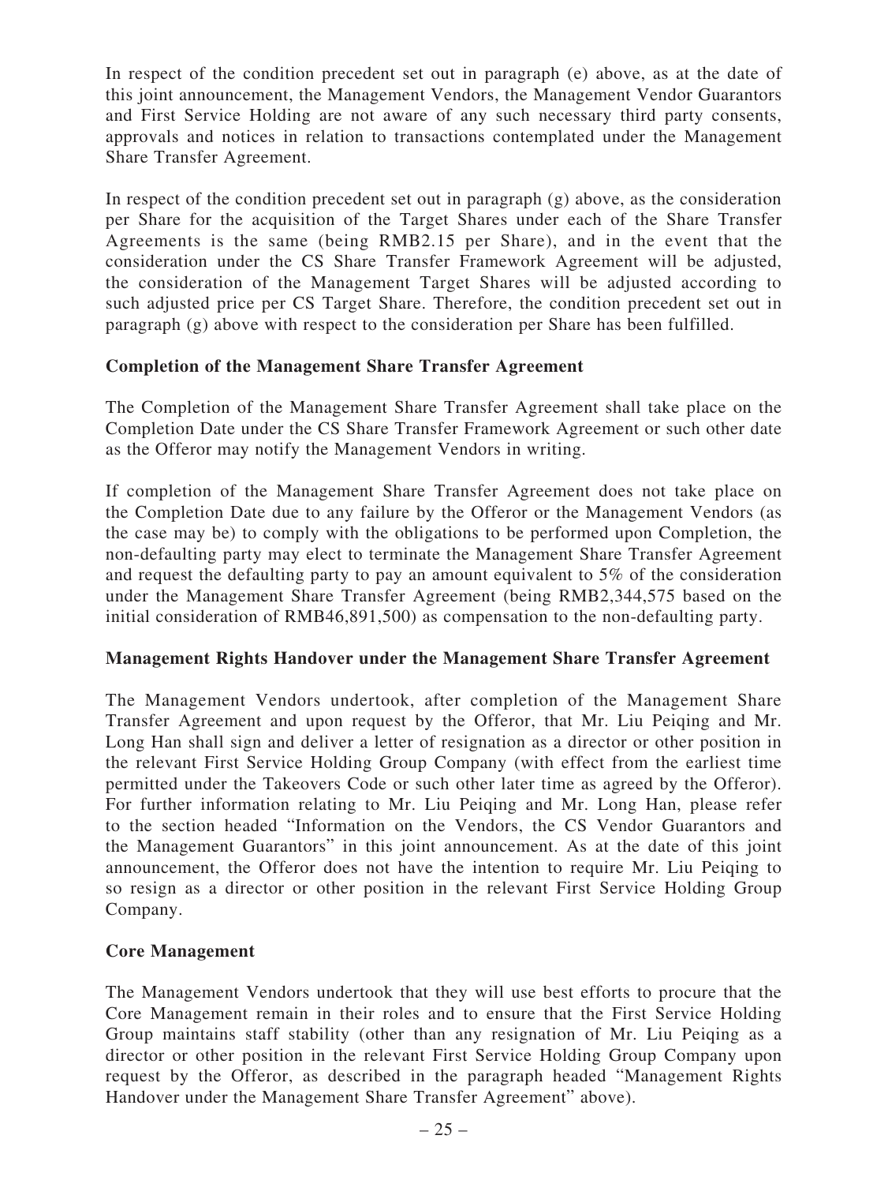In respect of the condition precedent set out in paragraph (e) above, as at the date of this joint announcement, the Management Vendors, the Management Vendor Guarantors and First Service Holding are not aware of any such necessary third party consents, approvals and notices in relation to transactions contemplated under the Management Share Transfer Agreement.

In respect of the condition precedent set out in paragraph (g) above, as the consideration per Share for the acquisition of the Target Shares under each of the Share Transfer Agreements is the same (being RMB2.15 per Share), and in the event that the consideration under the CS Share Transfer Framework Agreement will be adjusted, the consideration of the Management Target Shares will be adjusted according to such adjusted price per CS Target Share. Therefore, the condition precedent set out in paragraph (g) above with respect to the consideration per Share has been fulfilled.

**Completion of the Management Share Transfer Agreement**

The Completion of the Management Share Transfer Agreement shall take place on the Completion Date under the CS Share Transfer Framework Agreement or such other date as the Offeror may notify the Management Vendors in writing.

If completion of the Management Share Transfer Agreement does not take place on the Completion Date due to any failure by the Offeror or the Management Vendors (as the case may be) to comply with the obligations to be performed upon Completion, the non-defaulting party may elect to terminate the Management Share Transfer Agreement and request the defaulting party to pay an amount equivalent to 5% of the consideration under the Management Share Transfer Agreement (being RMB2,344,575 based on the initial consideration of RMB46,891,500) as compensation to the non-defaulting party.

**Management Rights Handover under the Management Share Transfer Agreement**

The Management Vendors undertook, after completion of the Management Share Transfer Agreement and upon request by the Offeror, that Mr. Liu Peiqing and Mr. Long Han shall sign and deliver a letter of resignation as a director or other position in the relevant First Service Holding Group Company (with effect from the earliest time permitted under the Takeovers Code or such other later time as agreed by the Offeror). For further information relating to Mr. Liu Peiqing and Mr. Long Han, please refer to the section headed "Information on the Vendors, the CS Vendor Guarantors and the Management Guarantors" in this joint announcement. As at the date of this joint announcement, the Offeror does not have the intention to require Mr. Liu Peiqing to so resign as a director or other position in the relevant First Service Holding Group Company.

**Core Management**

The Management Vendors undertook that they will use best efforts to procure that the Core Management remain in their roles and to ensure that the First Service Holding Group maintains staff stability (other than any resignation of Mr. Liu Peiqing as a director or other position in the relevant First Service Holding Group Company upon request by the Offeror, as described in the paragraph headed "Management Rights Handover under the Management Share Transfer Agreement" above).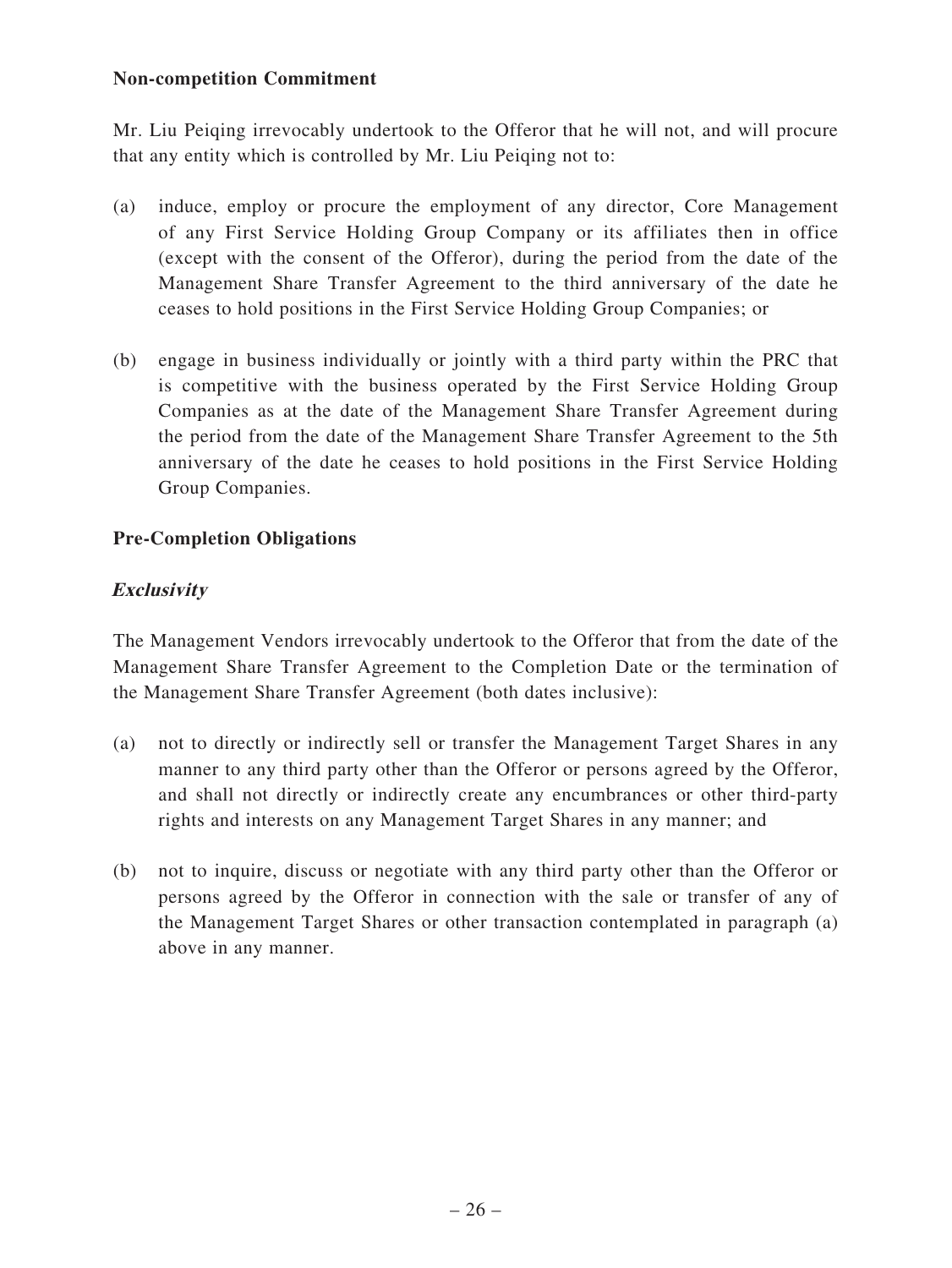**Non-competition Commitment**

Mr. Liu Peiqing irrevocably undertook to the Offeror that he will not, and will procure that any entity which is controlled by Mr. Liu Peiqing not to:

(a) induce, employ or procure the employment of any director, Core Management of any First Service Holding Group Company or its affiliates then in office (except with the consent of the Offeror), during the period from the date of the Management Share Transfer Agreement to the third anniversary of the date he ceases to hold positions in the First Service Holding Group Companies; or

(b) engage in business individually or jointly with a third party within the PRC that is competitive with the business operated by the First Service Holding Group Companies as at the date of the Management Share Transfer Agreement during the period from the date of the Management Share Transfer Agreement to the 5th anniversary of the date he ceases to hold positions in the First Service Holding Group Companies.

**Pre-Completion Obligations**

***Exclusivity***

The Management Vendors irrevocably undertook to the Offeror that from the date of the Management Share Transfer Agreement to the Completion Date or the termination of the Management Share Transfer Agreement (both dates inclusive):

(a) not to directly or indirectly sell or transfer the Management Target Shares in any manner to any third party other than the Offeror or persons agreed by the Offeror, and shall not directly or indirectly create any encumbrances or other third-party rights and interests on any Management Target Shares in any manner; and

(b) not to inquire, discuss or negotiate with any third party other than the Offeror or persons agreed by the Offeror in connection with the sale or transfer of any of the Management Target Shares or other transaction contemplated in paragraph (a) above in any manner.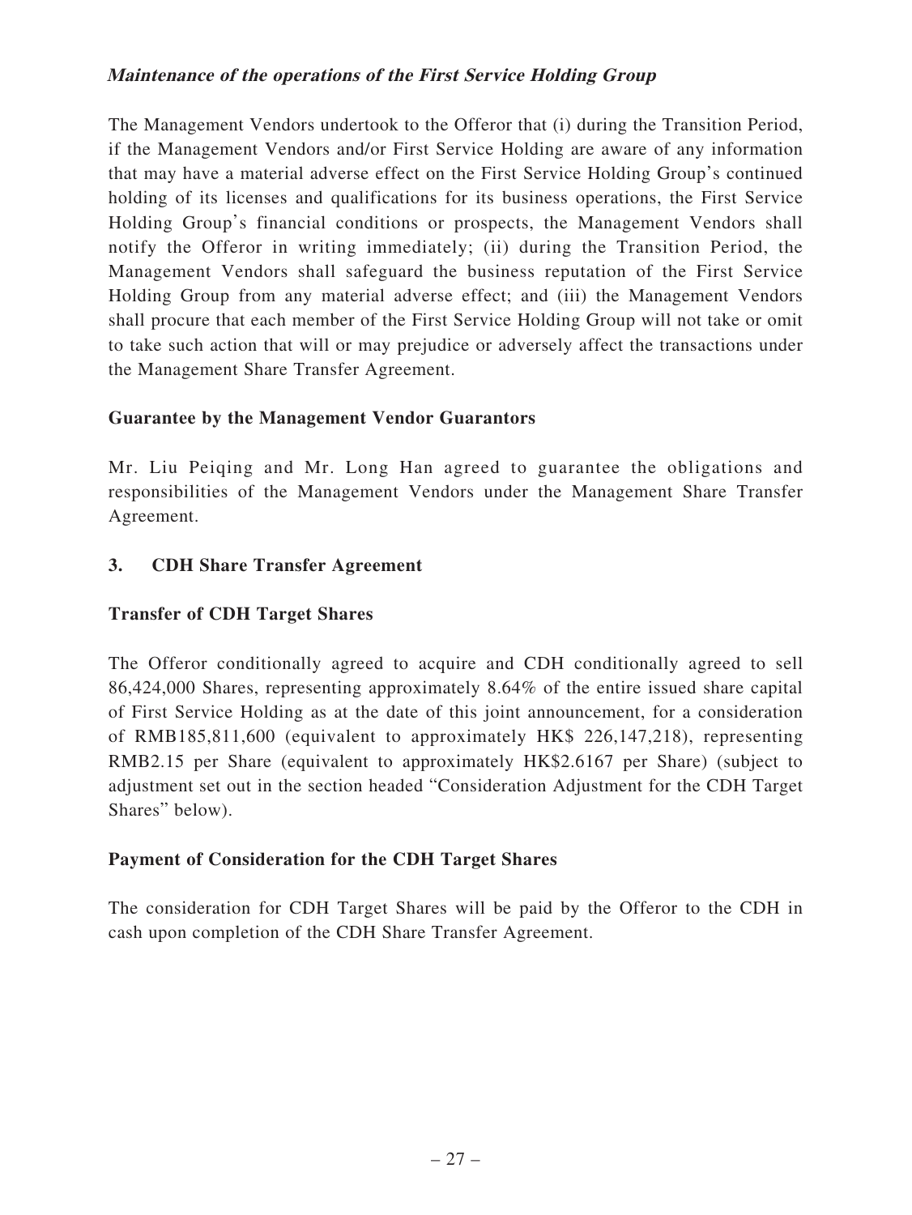***Maintenance of the operations of the First Service Holding Group***

The Management Vendors undertook to the Offeror that (i) during the Transition Period, if the Management Vendors and/or First Service Holding are aware of any information that may have a material adverse effect on the First Service Holding Group's continued holding of its licenses and qualifications for its business operations, the First Service Holding Group's financial conditions or prospects, the Management Vendors shall notify the Offeror in writing immediately; (ii) during the Transition Period, the Management Vendors shall safeguard the business reputation of the First Service Holding Group from any material adverse effect; and (iii) the Management Vendors shall procure that each member of the First Service Holding Group will not take or omit to take such action that will or may prejudice or adversely affect the transactions under the Management Share Transfer Agreement.

**Guarantee by the Management Vendor Guarantors**

Mr. Liu Peiqing and Mr. Long Han agreed to guarantee the obligations and responsibilities of the Management Vendors under the Management Share Transfer Agreement.

## 3. CDH Share Transfer Agreement

**Transfer of CDH Target Shares**

The Offeror conditionally agreed to acquire and CDH conditionally agreed to sell 86,424,000 Shares, representing approximately 8.64% of the entire issued share capital of First Service Holding as at the date of this joint announcement, for a consideration of RMB185,811,600 (equivalent to approximately HK$ 226,147,218), representing RMB2.15 per Share (equivalent to approximately HK$2.6167 per Share) (subject to adjustment set out in the section headed "Consideration Adjustment for the CDH Target Shares" below).

**Payment of Consideration for the CDH Target Shares**

The consideration for CDH Target Shares will be paid by the Offeror to the CDH in cash upon completion of the CDH Share Transfer Agreement.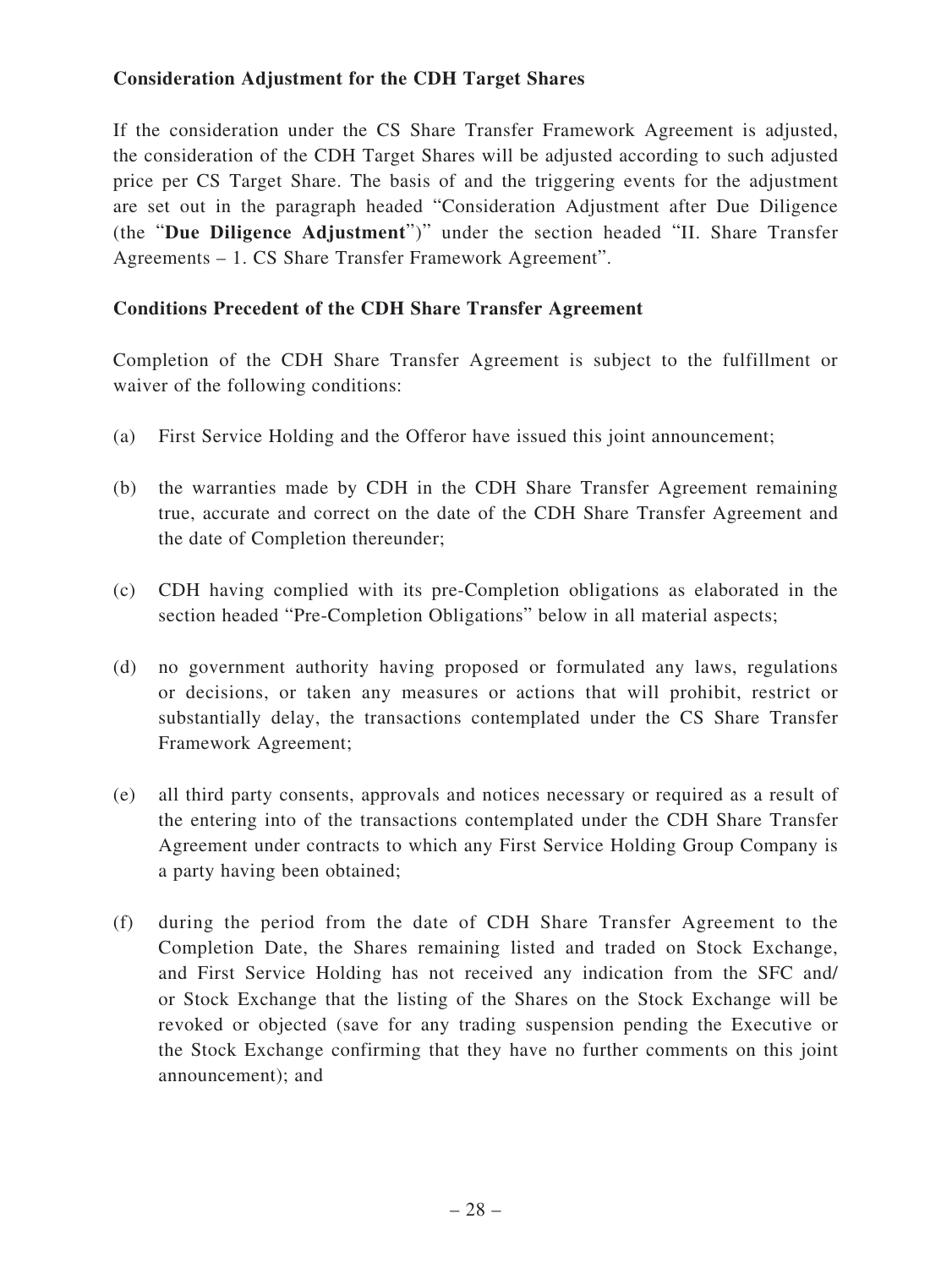**Consideration Adjustment for the CDH Target Shares**

If the consideration under the CS Share Transfer Framework Agreement is adjusted, the consideration of the CDH Target Shares will be adjusted according to such adjusted price per CS Target Share. The basis of and the triggering events for the adjustment are set out in the paragraph headed "Consideration Adjustment after Due Diligence (the "**Due Diligence Adjustment**")" under the section headed "II. Share Transfer Agreements – 1. CS Share Transfer Framework Agreement".

**Conditions Precedent of the CDH Share Transfer Agreement**

Completion of the CDH Share Transfer Agreement is subject to the fulfillment or waiver of the following conditions:

(a) First Service Holding and the Offeror have issued this joint announcement;

(b) the warranties made by CDH in the CDH Share Transfer Agreement remaining true, accurate and correct on the date of the CDH Share Transfer Agreement and the date of Completion thereunder;

(c) CDH having complied with its pre-Completion obligations as elaborated in the section headed "Pre-Completion Obligations" below in all material aspects;

(d) no government authority having proposed or formulated any laws, regulations or decisions, or taken any measures or actions that will prohibit, restrict or substantially delay, the transactions contemplated under the CS Share Transfer Framework Agreement;

(e) all third party consents, approvals and notices necessary or required as a result of the entering into of the transactions contemplated under the CDH Share Transfer Agreement under contracts to which any First Service Holding Group Company is a party having been obtained;

(f) during the period from the date of CDH Share Transfer Agreement to the Completion Date, the Shares remaining listed and traded on Stock Exchange, and First Service Holding has not received any indication from the SFC and/or Stock Exchange that the listing of the Shares on the Stock Exchange will be revoked or objected (save for any trading suspension pending the Executive or the Stock Exchange confirming that they have no further comments on this joint announcement); and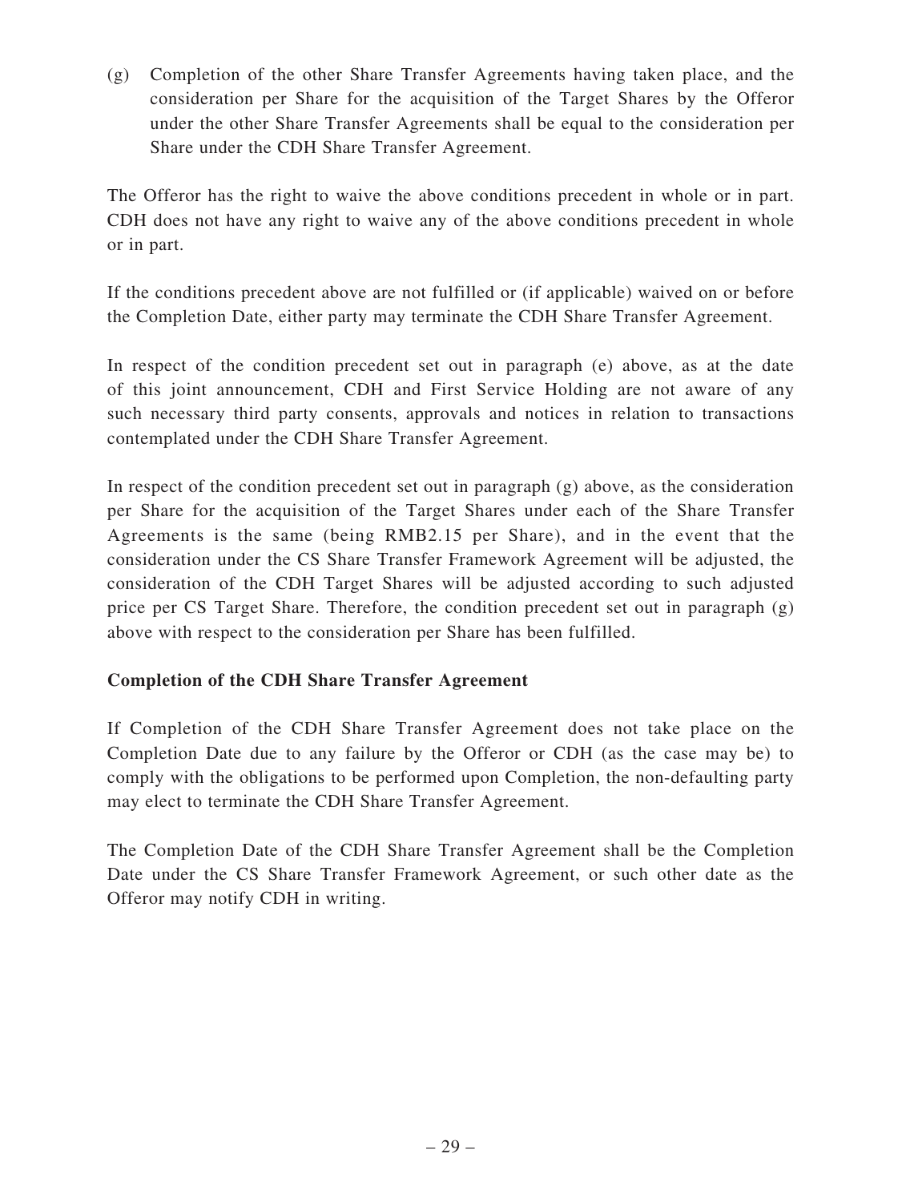(g) Completion of the other Share Transfer Agreements having taken place, and the consideration per Share for the acquisition of the Target Shares by the Offeror under the other Share Transfer Agreements shall be equal to the consideration per Share under the CDH Share Transfer Agreement.

The Offeror has the right to waive the above conditions precedent in whole or in part. CDH does not have any right to waive any of the above conditions precedent in whole or in part.

If the conditions precedent above are not fulfilled or (if applicable) waived on or before the Completion Date, either party may terminate the CDH Share Transfer Agreement.

In respect of the condition precedent set out in paragraph (e) above, as at the date of this joint announcement, CDH and First Service Holding are not aware of any such necessary third party consents, approvals and notices in relation to transactions contemplated under the CDH Share Transfer Agreement.

In respect of the condition precedent set out in paragraph (g) above, as the consideration per Share for the acquisition of the Target Shares under each of the Share Transfer Agreements is the same (being RMB2.15 per Share), and in the event that the consideration under the CS Share Transfer Framework Agreement will be adjusted, the consideration of the CDH Target Shares will be adjusted according to such adjusted price per CS Target Share. Therefore, the condition precedent set out in paragraph (g) above with respect to the consideration per Share has been fulfilled.

**Completion of the CDH Share Transfer Agreement**

If Completion of the CDH Share Transfer Agreement does not take place on the Completion Date due to any failure by the Offeror or CDH (as the case may be) to comply with the obligations to be performed upon Completion, the non-defaulting party may elect to terminate the CDH Share Transfer Agreement.

The Completion Date of the CDH Share Transfer Agreement shall be the Completion Date under the CS Share Transfer Framework Agreement, or such other date as the Offeror may notify CDH in writing.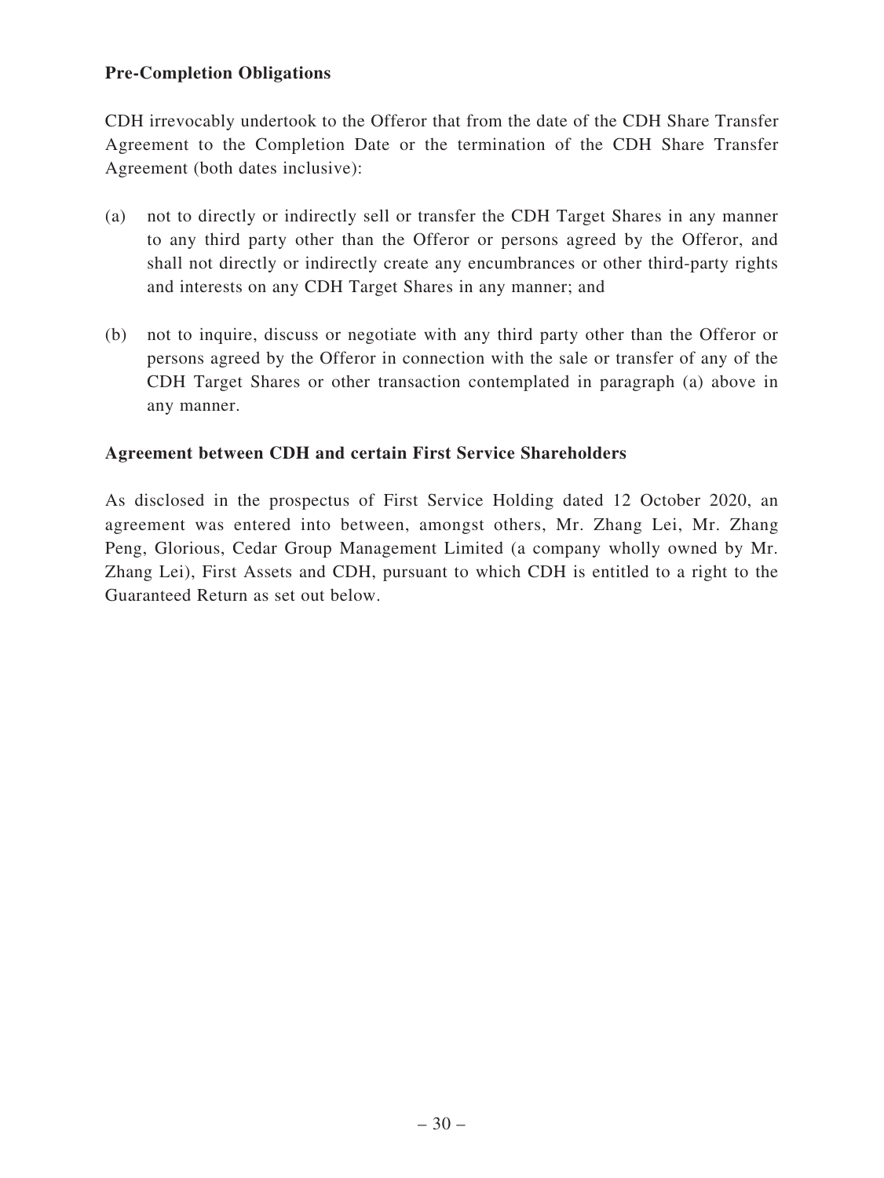**Pre-Completion Obligations**

CDH irrevocably undertook to the Offeror that from the date of the CDH Share Transfer Agreement to the Completion Date or the termination of the CDH Share Transfer Agreement (both dates inclusive):

(a) not to directly or indirectly sell or transfer the CDH Target Shares in any manner to any third party other than the Offeror or persons agreed by the Offeror, and shall not directly or indirectly create any encumbrances or other third-party rights and interests on any CDH Target Shares in any manner; and

(b) not to inquire, discuss or negotiate with any third party other than the Offeror or persons agreed by the Offeror in connection with the sale or transfer of any of the CDH Target Shares or other transaction contemplated in paragraph (a) above in any manner.

**Agreement between CDH and certain First Service Shareholders**

As disclosed in the prospectus of First Service Holding dated 12 October 2020, an agreement was entered into between, amongst others, Mr. Zhang Lei, Mr. Zhang Peng, Glorious, Cedar Group Management Limited (a company wholly owned by Mr. Zhang Lei), First Assets and CDH, pursuant to which CDH is entitled to a right to the Guaranteed Return as set out below.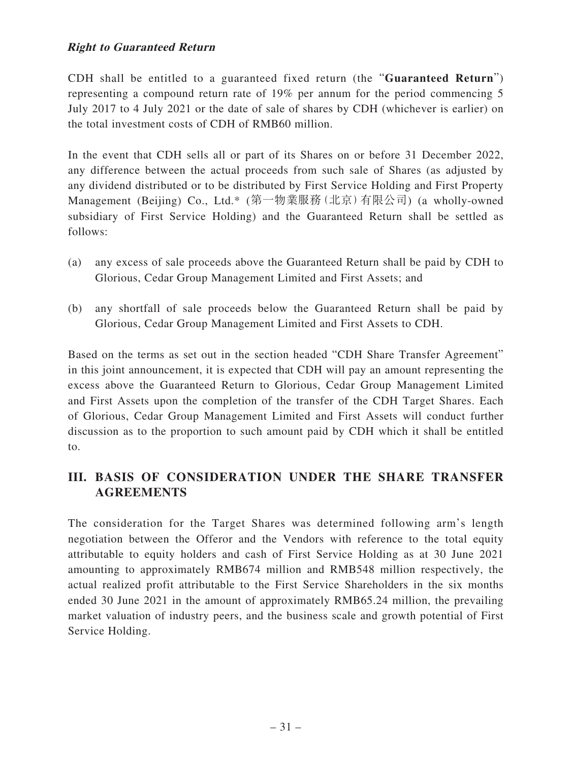***Right to Guaranteed Return***

CDH shall be entitled to a guaranteed fixed return (the "**Guaranteed Return**") representing a compound return rate of 19% per annum for the period commencing 5 July 2017 to 4 July 2021 or the date of sale of shares by CDH (whichever is earlier) on the total investment costs of CDH of RMB60 million.

In the event that CDH sells all or part of its Shares on or before 31 December 2022, any difference between the actual proceeds from such sale of Shares (as adjusted by any dividend distributed or to be distributed by First Service Holding and First Property Management (Beijing) Co., Ltd.* (第一物業服務(北京)有限公司) (a wholly-owned subsidiary of First Service Holding) and the Guaranteed Return shall be settled as follows:

(a) any excess of sale proceeds above the Guaranteed Return shall be paid by CDH to Glorious, Cedar Group Management Limited and First Assets; and

(b) any shortfall of sale proceeds below the Guaranteed Return shall be paid by Glorious, Cedar Group Management Limited and First Assets to CDH.

Based on the terms as set out in the section headed "CDH Share Transfer Agreement" in this joint announcement, it is expected that CDH will pay an amount representing the excess above the Guaranteed Return to Glorious, Cedar Group Management Limited and First Assets upon the completion of the transfer of the CDH Target Shares. Each of Glorious, Cedar Group Management Limited and First Assets will conduct further discussion as to the proportion to such amount paid by CDH which it shall be entitled to.

## III. BASIS OF CONSIDERATION UNDER THE SHARE TRANSFER AGREEMENTS

The consideration for the Target Shares was determined following arm's length negotiation between the Offeror and the Vendors with reference to the total equity attributable to equity holders and cash of First Service Holding as at 30 June 2021 amounting to approximately RMB674 million and RMB548 million respectively, the actual realized profit attributable to the First Service Shareholders in the six months ended 30 June 2021 in the amount of approximately RMB65.24 million, the prevailing market valuation of industry peers, and the business scale and growth potential of First Service Holding.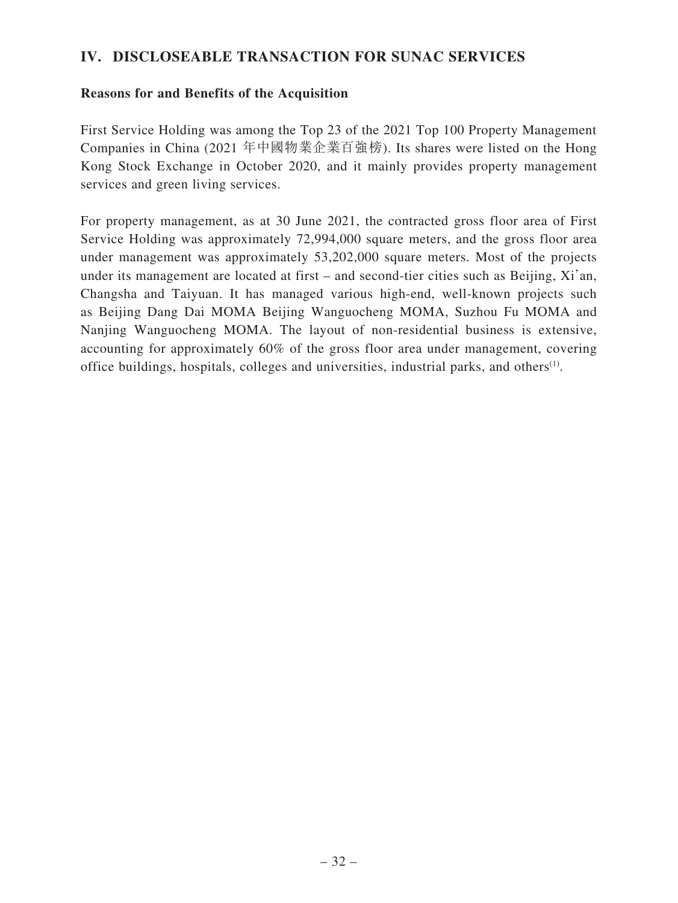## IV. DISCLOSEABLE TRANSACTION FOR SUNAC SERVICES

### Reasons for and Benefits of the Acquisition

First Service Holding was among the Top 23 of the 2021 Top 100 Property Management Companies in China (2021 年中國物業企業百強榜). Its shares were listed on the Hong Kong Stock Exchange in October 2020, and it mainly provides property management services and green living services.

For property management, as at 30 June 2021, the contracted gross floor area of First Service Holding was approximately 72,994,000 square meters, and the gross floor area under management was approximately 53,202,000 square meters. Most of the projects under its management are located at first – and second-tier cities such as Beijing, Xi'an, Changsha and Taiyuan. It has managed various high-end, well-known projects such as Beijing Dang Dai MOMA Beijing Wanguocheng MOMA, Suzhou Fu MOMA and Nanjing Wanguocheng MOMA. The layout of non-residential business is extensive, accounting for approximately 60% of the gross floor area under management, covering office buildings, hospitals, colleges and universities, industrial parks, and others[(1)].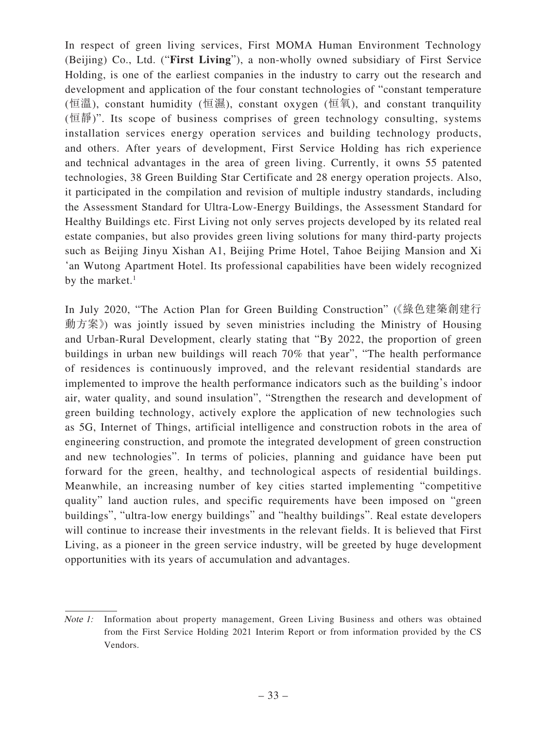In respect of green living services, First MOMA Human Environment Technology (Beijing) Co., Ltd. ("**First Living**"), a non-wholly owned subsidiary of First Service Holding, is one of the earliest companies in the industry to carry out the research and development and application of the four constant technologies of "constant temperature (恒溫), constant humidity (恒濕), constant oxygen (恒氧), and constant tranquility (恒靜)". Its scope of business comprises of green technology consulting, systems installation services energy operation services and building technology products, and others. After years of development, First Service Holding has rich experience and technical advantages in the area of green living. Currently, it owns 55 patented technologies, 38 Green Building Star Certificate and 28 energy operation projects. Also, it participated in the compilation and revision of multiple industry standards, including the Assessment Standard for Ultra-Low-Energy Buildings, the Assessment Standard for Healthy Buildings etc. First Living not only serves projects developed by its related real estate companies, but also provides green living solutions for many third-party projects such as Beijing Jinyu Xishan A1, Beijing Prime Hotel, Tahoe Beijing Mansion and Xi 'an Wutong Apartment Hotel. Its professional capabilities have been widely recognized by the market.[1]

In July 2020, "The Action Plan for Green Building Construction" (《綠色建築創建行動方案》) was jointly issued by seven ministries including the Ministry of Housing and Urban-Rural Development, clearly stating that "By 2022, the proportion of green buildings in urban new buildings will reach 70% that year", "The health performance of residences is continuously improved, and the relevant residential standards are implemented to improve the health performance indicators such as the building's indoor air, water quality, and sound insulation", "Strengthen the research and development of green building technology, actively explore the application of new technologies such as 5G, Internet of Things, artificial intelligence and construction robots in the area of engineering construction, and promote the integrated development of green construction and new technologies". In terms of policies, planning and guidance have been put forward for the green, healthy, and technological aspects of residential buildings. Meanwhile, an increasing number of key cities started implementing "competitive quality" land auction rules, and specific requirements have been imposed on "green buildings", "ultra-low energy buildings" and "healthy buildings". Real estate developers will continue to increase their investments in the relevant fields. It is believed that First Living, as a pioneer in the green service industry, will be greeted by huge development opportunities with its years of accumulation and advantages.

*Note 1:* Information about property management, Green Living Business and others was obtained from the First Service Holding 2021 Interim Report or from information provided by the CS Vendors.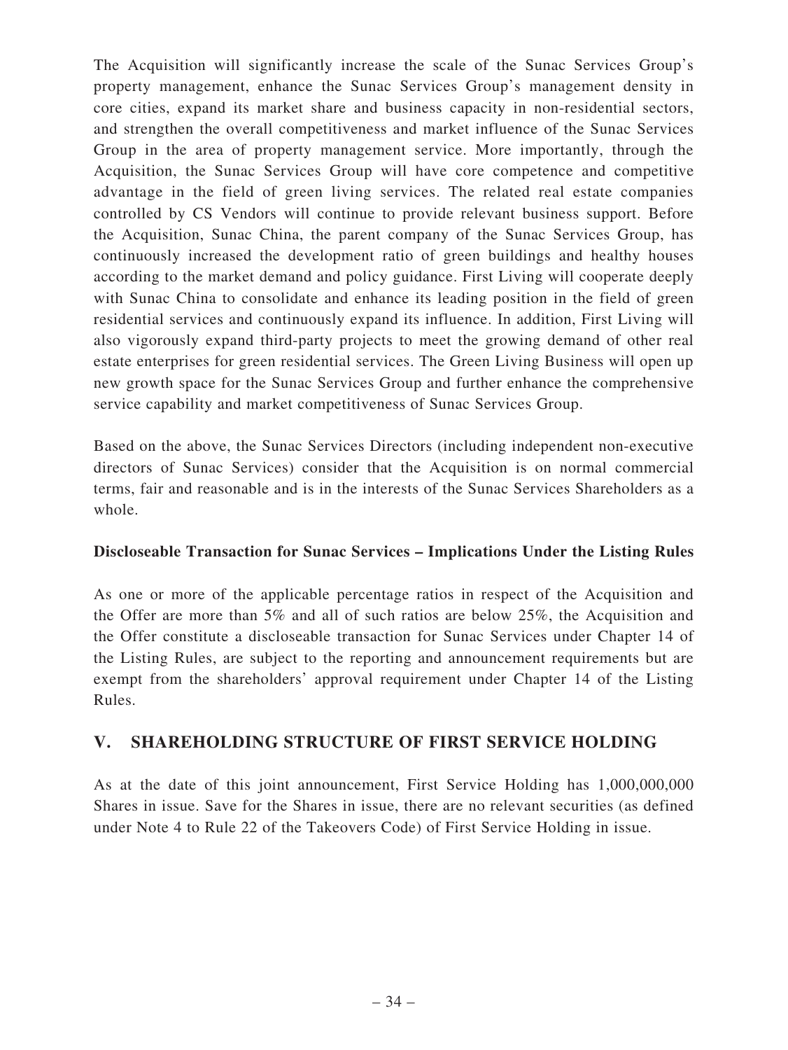The Acquisition will significantly increase the scale of the Sunac Services Group's property management, enhance the Sunac Services Group's management density in core cities, expand its market share and business capacity in non-residential sectors, and strengthen the overall competitiveness and market influence of the Sunac Services Group in the area of property management service. More importantly, through the Acquisition, the Sunac Services Group will have core competence and competitive advantage in the field of green living services. The related real estate companies controlled by CS Vendors will continue to provide relevant business support. Before the Acquisition, Sunac China, the parent company of the Sunac Services Group, has continuously increased the development ratio of green buildings and healthy houses according to the market demand and policy guidance. First Living will cooperate deeply with Sunac China to consolidate and enhance its leading position in the field of green residential services and continuously expand its influence. In addition, First Living will also vigorously expand third-party projects to meet the growing demand of other real estate enterprises for green residential services. The Green Living Business will open up new growth space for the Sunac Services Group and further enhance the comprehensive service capability and market competitiveness of Sunac Services Group.

Based on the above, the Sunac Services Directors (including independent non-executive directors of Sunac Services) consider that the Acquisition is on normal commercial terms, fair and reasonable and is in the interests of the Sunac Services Shareholders as a whole.

**Discloseable Transaction for Sunac Services – Implications Under the Listing Rules**

As one or more of the applicable percentage ratios in respect of the Acquisition and the Offer are more than 5% and all of such ratios are below 25%, the Acquisition and the Offer constitute a discloseable transaction for Sunac Services under Chapter 14 of the Listing Rules, are subject to the reporting and announcement requirements but are exempt from the shareholders' approval requirement under Chapter 14 of the Listing Rules.

## V. SHAREHOLDING STRUCTURE OF FIRST SERVICE HOLDING

As at the date of this joint announcement, First Service Holding has 1,000,000,000 Shares in issue. Save for the Shares in issue, there are no relevant securities (as defined under Note 4 to Rule 22 of the Takeovers Code) of First Service Holding in issue.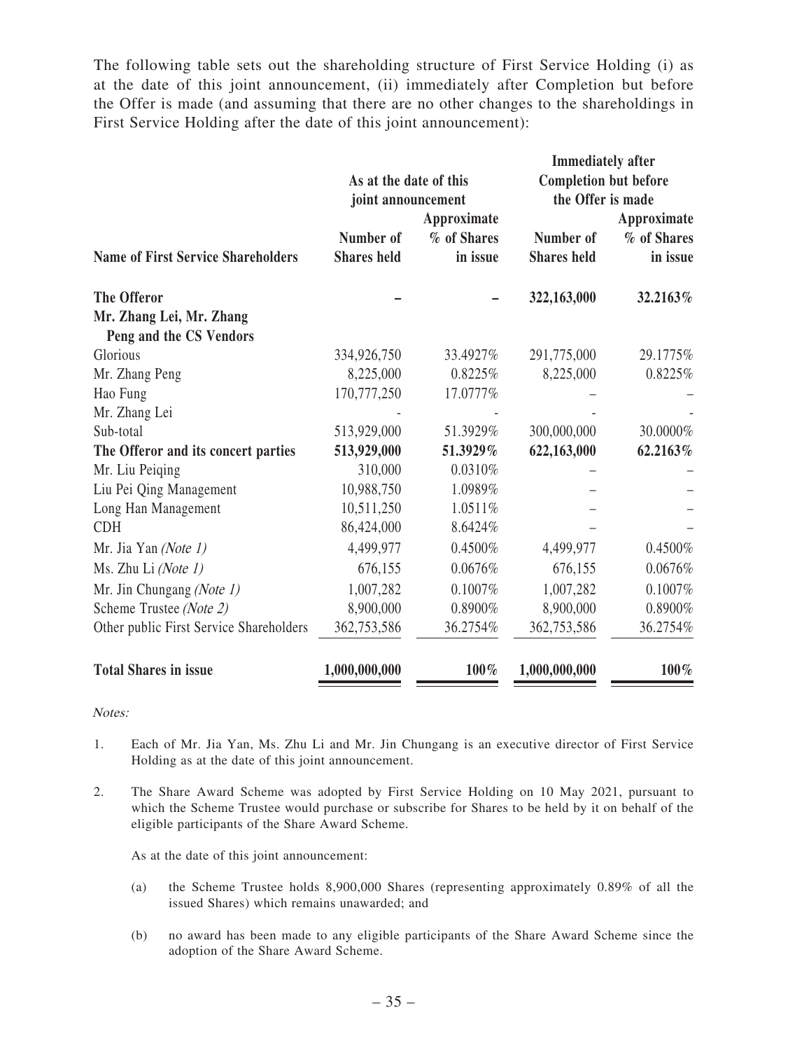The following table sets out the shareholding structure of First Service Holding (i) as at the date of this joint announcement, (ii) immediately after Completion but before the Offer is made (and assuming that there are no other changes to the shareholdings in First Service Holding after the date of this joint announcement):

| Name of First Service Shareholders | As at the date of this joint announcement | | Immediately after Completion but before the Offer is made | |
|---|---|---|---|---|
| | Number of Shares held | Approximate % of Shares in issue | Number of Shares held | Approximate % of Shares in issue |
| **The Offeror** | – | – | **322,163,000** | **32.2163%** |
| **Mr. Zhang Lei, Mr. Zhang Peng and the CS Vendors** | | | | |
| Glorious | 334,926,750 | 33.4927% | 291,775,000 | 29.1775% |
| Mr. Zhang Peng | 8,225,000 | 0.8225% | 8,225,000 | 0.8225% |
| Hao Fung | 170,777,250 | 17.0777% | – | – |
| Mr. Zhang Lei | - | - | - | - |
| Sub-total | 513,929,000 | 51.3929% | 300,000,000 | 30.0000% |
| **The Offeror and its concert parties** | **513,929,000** | **51.3929%** | **622,163,000** | **62.2163%** |
| Mr. Liu Peiqing | 310,000 | 0.0310% | – | – |
| Liu Pei Qing Management | 10,988,750 | 1.0989% | – | – |
| Long Han Management | 10,511,250 | 1.0511% | – | – |
| CDH | 86,424,000 | 8.6424% | – | – |
| Mr. Jia Yan *(Note 1)* | 4,499,977 | 0.4500% | 4,499,977 | 0.4500% |
| Ms. Zhu Li *(Note 1)* | 676,155 | 0.0676% | 676,155 | 0.0676% |
| Mr. Jin Chungang *(Note 1)* | 1,007,282 | 0.1007% | 1,007,282 | 0.1007% |
| Scheme Trustee *(Note 2)* | 8,900,000 | 0.8900% | 8,900,000 | 0.8900% |
| Other public First Service Shareholders | 362,753,586 | 36.2754% | 362,753,586 | 36.2754% |
| **Total Shares in issue** | **1,000,000,000** | **100%** | **1,000,000,000** | **100%** |

*Notes:*

1. Each of Mr. Jia Yan, Ms. Zhu Li and Mr. Jin Chungang is an executive director of First Service Holding as at the date of this joint announcement.

2. The Share Award Scheme was adopted by First Service Holding on 10 May 2021, pursuant to which the Scheme Trustee would purchase or subscribe for Shares to be held by it on behalf of the eligible participants of the Share Award Scheme.

   As at the date of this joint announcement:

   (a) the Scheme Trustee holds 8,900,000 Shares (representing approximately 0.89% of all the issued Shares) which remains unawarded; and

   (b) no award has been made to any eligible participants of the Share Award Scheme since the adoption of the Share Award Scheme.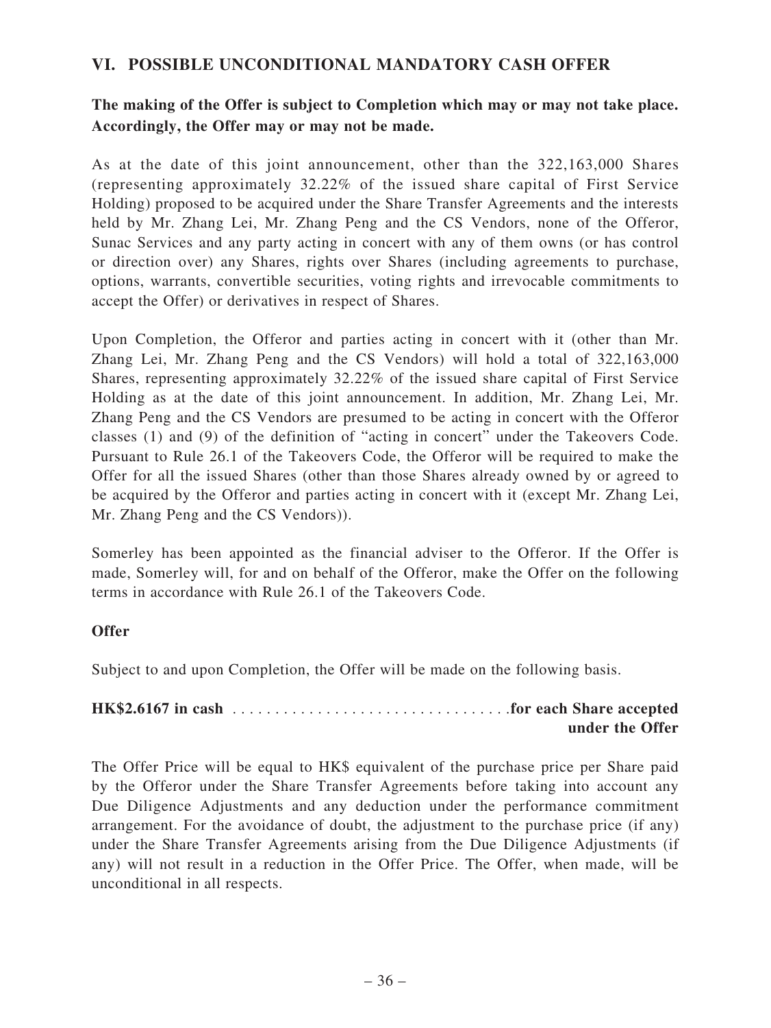## VI. POSSIBLE UNCONDITIONAL MANDATORY CASH OFFER

**The making of the Offer is subject to Completion which may or may not take place. Accordingly, the Offer may or may not be made.**

As at the date of this joint announcement, other than the 322,163,000 Shares (representing approximately 32.22% of the issued share capital of First Service Holding) proposed to be acquired under the Share Transfer Agreements and the interests held by Mr. Zhang Lei, Mr. Zhang Peng and the CS Vendors, none of the Offeror, Sunac Services and any party acting in concert with any of them owns (or has control or direction over) any Shares, rights over Shares (including agreements to purchase, options, warrants, convertible securities, voting rights and irrevocable commitments to accept the Offer) or derivatives in respect of Shares.

Upon Completion, the Offeror and parties acting in concert with it (other than Mr. Zhang Lei, Mr. Zhang Peng and the CS Vendors) will hold a total of 322,163,000 Shares, representing approximately 32.22% of the issued share capital of First Service Holding as at the date of this joint announcement. In addition, Mr. Zhang Lei, Mr. Zhang Peng and the CS Vendors are presumed to be acting in concert with the Offeror classes (1) and (9) of the definition of "acting in concert" under the Takeovers Code. Pursuant to Rule 26.1 of the Takeovers Code, the Offeror will be required to make the Offer for all the issued Shares (other than those Shares already owned by or agreed to be acquired by the Offeror and parties acting in concert with it (except Mr. Zhang Lei, Mr. Zhang Peng and the CS Vendors)).

Somerley has been appointed as the financial adviser to the Offeror. If the Offer is made, Somerley will, for and on behalf of the Offeror, make the Offer on the following terms in accordance with Rule 26.1 of the Takeovers Code.

**Offer**

Subject to and upon Completion, the Offer will be made on the following basis.

**HK$2.6167 in cash** . . . . . . . . . . . . . . . . . . . . . . . . . . . . . . . . **for each Share accepted under the Offer**

The Offer Price will be equal to HK$ equivalent of the purchase price per Share paid by the Offeror under the Share Transfer Agreements before taking into account any Due Diligence Adjustments and any deduction under the performance commitment arrangement. For the avoidance of doubt, the adjustment to the purchase price (if any) under the Share Transfer Agreements arising from the Due Diligence Adjustments (if any) will not result in a reduction in the Offer Price. The Offer, when made, will be unconditional in all respects.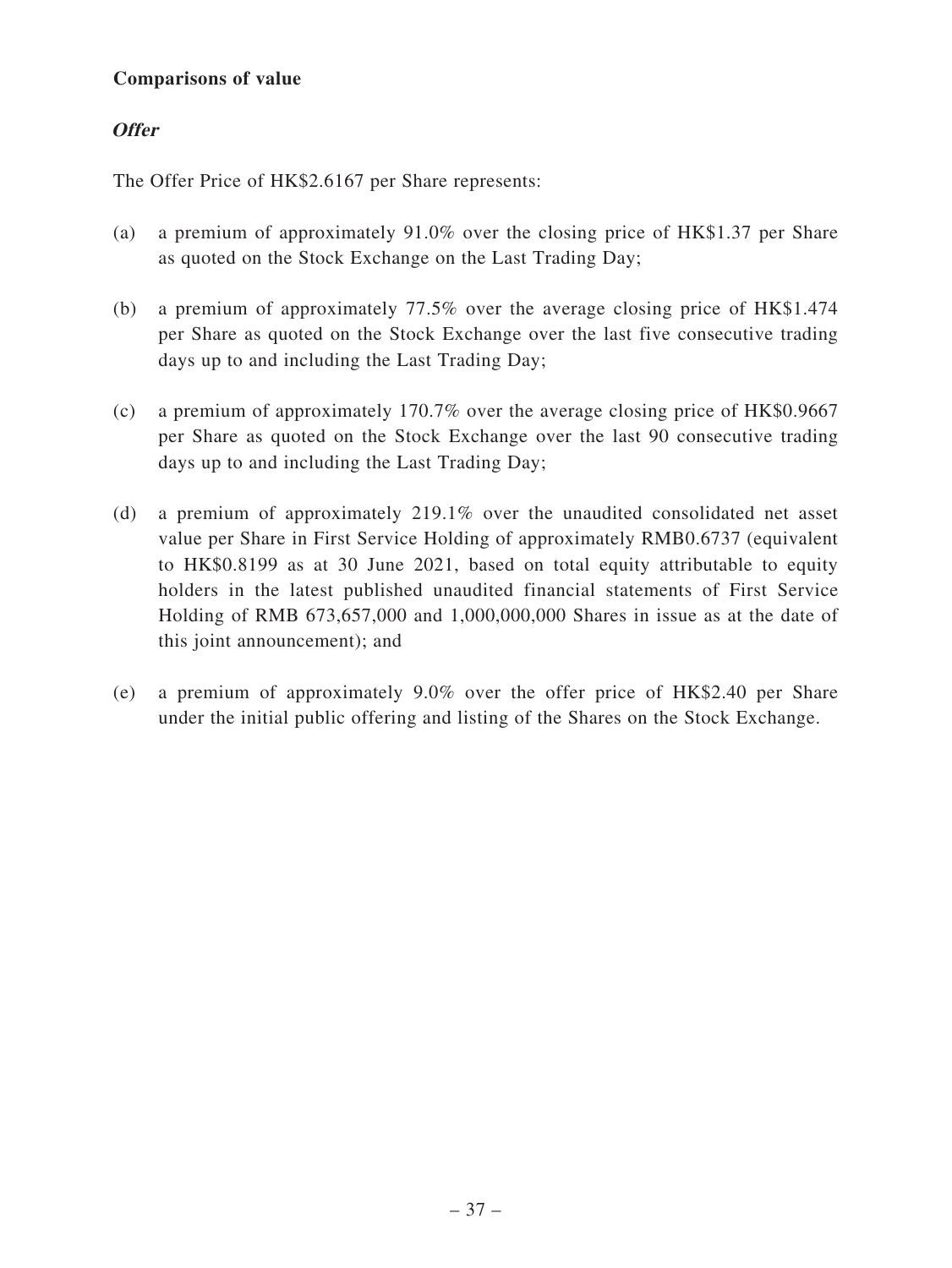**Comparisons of value**

***Offer***

The Offer Price of HK$2.6167 per Share represents:

(a) a premium of approximately 91.0% over the closing price of HK$1.37 per Share as quoted on the Stock Exchange on the Last Trading Day;

(b) a premium of approximately 77.5% over the average closing price of HK$1.474 per Share as quoted on the Stock Exchange over the last five consecutive trading days up to and including the Last Trading Day;

(c) a premium of approximately 170.7% over the average closing price of HK$0.9667 per Share as quoted on the Stock Exchange over the last 90 consecutive trading days up to and including the Last Trading Day;

(d) a premium of approximately 219.1% over the unaudited consolidated net asset value per Share in First Service Holding of approximately RMB0.6737 (equivalent to HK$0.8199 as at 30 June 2021, based on total equity attributable to equity holders in the latest published unaudited financial statements of First Service Holding of RMB 673,657,000 and 1,000,000,000 Shares in issue as at the date of this joint announcement); and

(e) a premium of approximately 9.0% over the offer price of HK$2.40 per Share under the initial public offering and listing of the Shares on the Stock Exchange.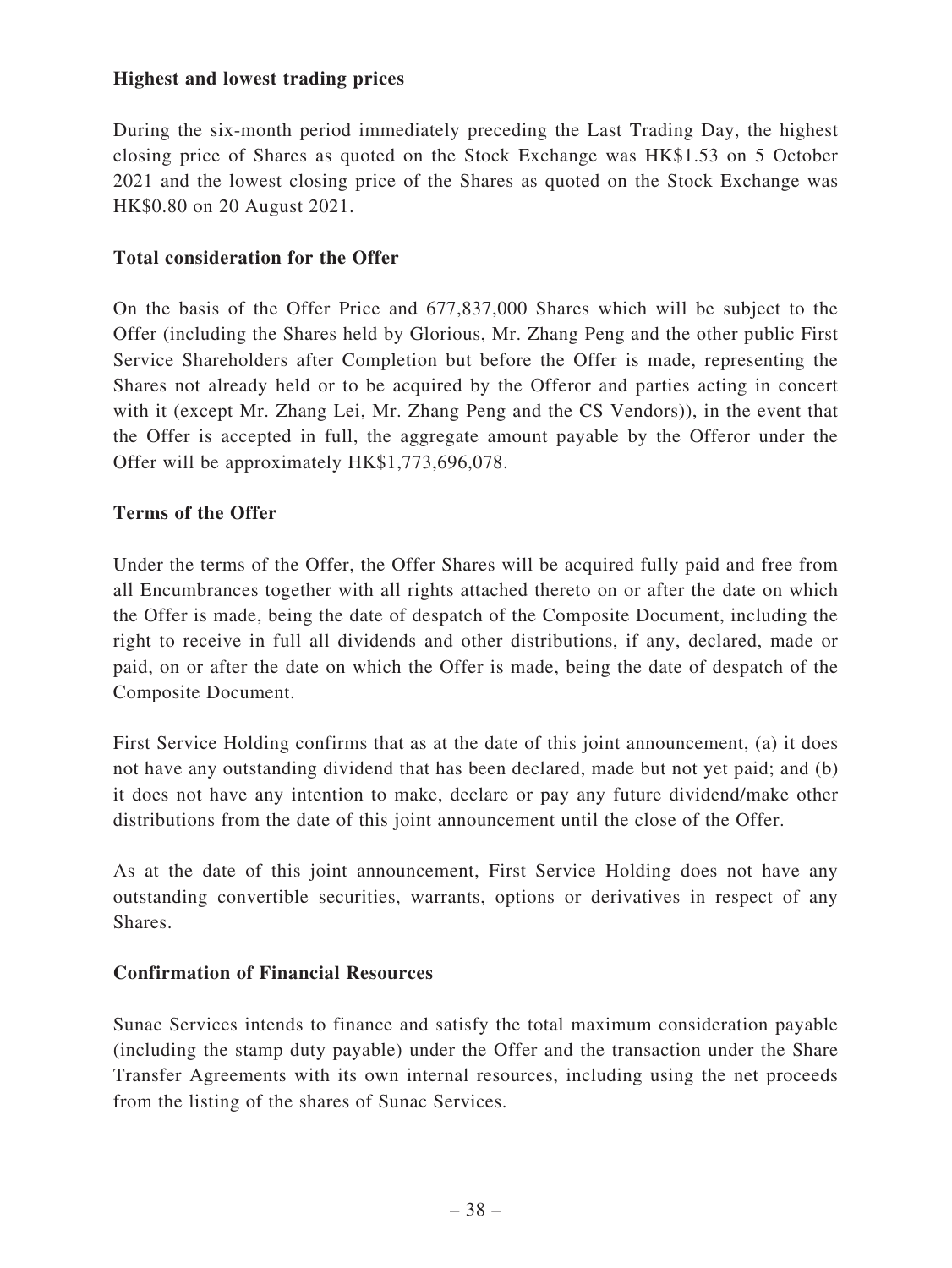**Highest and lowest trading prices**

During the six-month period immediately preceding the Last Trading Day, the highest closing price of Shares as quoted on the Stock Exchange was HK$1.53 on 5 October 2021 and the lowest closing price of the Shares as quoted on the Stock Exchange was HK$0.80 on 20 August 2021.

**Total consideration for the Offer**

On the basis of the Offer Price and 677,837,000 Shares which will be subject to the Offer (including the Shares held by Glorious, Mr. Zhang Peng and the other public First Service Shareholders after Completion but before the Offer is made, representing the Shares not already held or to be acquired by the Offeror and parties acting in concert with it (except Mr. Zhang Lei, Mr. Zhang Peng and the CS Vendors)), in the event that the Offer is accepted in full, the aggregate amount payable by the Offeror under the Offer will be approximately HK$1,773,696,078.

**Terms of the Offer**

Under the terms of the Offer, the Offer Shares will be acquired fully paid and free from all Encumbrances together with all rights attached thereto on or after the date on which the Offer is made, being the date of despatch of the Composite Document, including the right to receive in full all dividends and other distributions, if any, declared, made or paid, on or after the date on which the Offer is made, being the date of despatch of the Composite Document.

First Service Holding confirms that as at the date of this joint announcement, (a) it does not have any outstanding dividend that has been declared, made but not yet paid; and (b) it does not have any intention to make, declare or pay any future dividend/make other distributions from the date of this joint announcement until the close of the Offer.

As at the date of this joint announcement, First Service Holding does not have any outstanding convertible securities, warrants, options or derivatives in respect of any Shares.

**Confirmation of Financial Resources**

Sunac Services intends to finance and satisfy the total maximum consideration payable (including the stamp duty payable) under the Offer and the transaction under the Share Transfer Agreements with its own internal resources, including using the net proceeds from the listing of the shares of Sunac Services.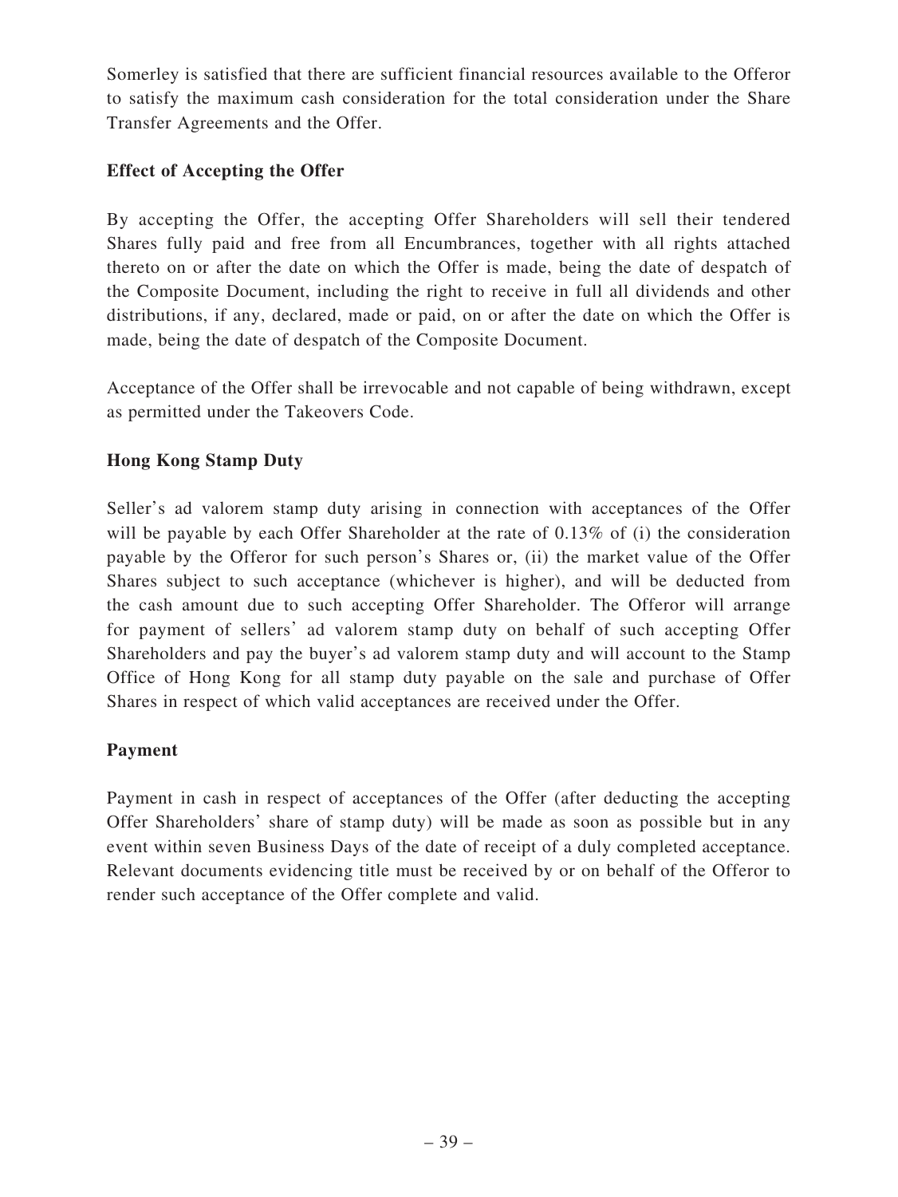Somerley is satisfied that there are sufficient financial resources available to the Offeror to satisfy the maximum cash consideration for the total consideration under the Share Transfer Agreements and the Offer.

**Effect of Accepting the Offer**

By accepting the Offer, the accepting Offer Shareholders will sell their tendered Shares fully paid and free from all Encumbrances, together with all rights attached thereto on or after the date on which the Offer is made, being the date of despatch of the Composite Document, including the right to receive in full all dividends and other distributions, if any, declared, made or paid, on or after the date on which the Offer is made, being the date of despatch of the Composite Document.

Acceptance of the Offer shall be irrevocable and not capable of being withdrawn, except as permitted under the Takeovers Code.

**Hong Kong Stamp Duty**

Seller's ad valorem stamp duty arising in connection with acceptances of the Offer will be payable by each Offer Shareholder at the rate of 0.13% of (i) the consideration payable by the Offeror for such person's Shares or, (ii) the market value of the Offer Shares subject to such acceptance (whichever is higher), and will be deducted from the cash amount due to such accepting Offer Shareholder. The Offeror will arrange for payment of sellers' ad valorem stamp duty on behalf of such accepting Offer Shareholders and pay the buyer's ad valorem stamp duty and will account to the Stamp Office of Hong Kong for all stamp duty payable on the sale and purchase of Offer Shares in respect of which valid acceptances are received under the Offer.

**Payment**

Payment in cash in respect of acceptances of the Offer (after deducting the accepting Offer Shareholders' share of stamp duty) will be made as soon as possible but in any event within seven Business Days of the date of receipt of a duly completed acceptance. Relevant documents evidencing title must be received by or on behalf of the Offeror to render such acceptance of the Offer complete and valid.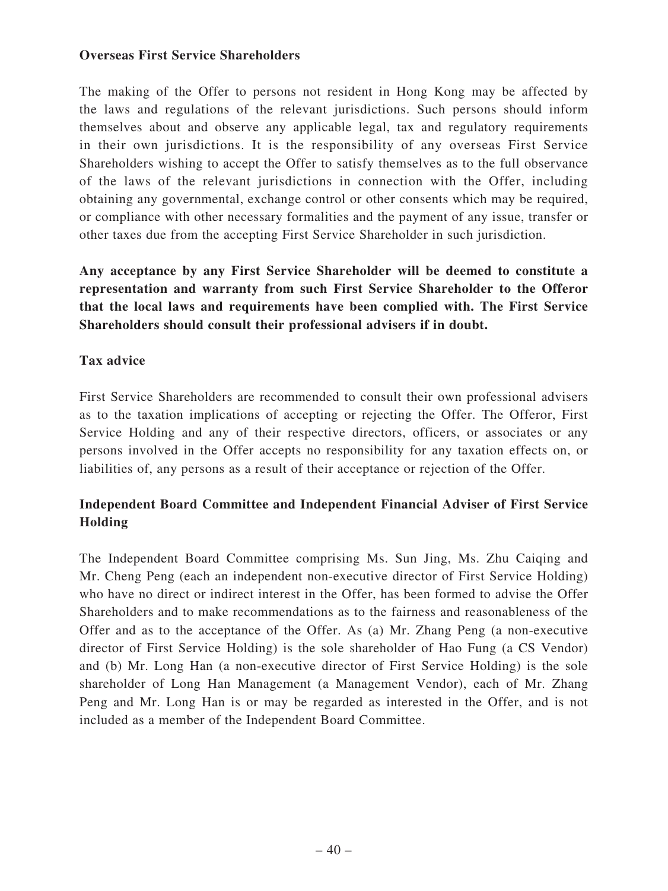**Overseas First Service Shareholders**

The making of the Offer to persons not resident in Hong Kong may be affected by the laws and regulations of the relevant jurisdictions. Such persons should inform themselves about and observe any applicable legal, tax and regulatory requirements in their own jurisdictions. It is the responsibility of any overseas First Service Shareholders wishing to accept the Offer to satisfy themselves as to the full observance of the laws of the relevant jurisdictions in connection with the Offer, including obtaining any governmental, exchange control or other consents which may be required, or compliance with other necessary formalities and the payment of any issue, transfer or other taxes due from the accepting First Service Shareholder in such jurisdiction.

**Any acceptance by any First Service Shareholder will be deemed to constitute a representation and warranty from such First Service Shareholder to the Offeror that the local laws and requirements have been complied with. The First Service Shareholders should consult their professional advisers if in doubt.**

**Tax advice**

First Service Shareholders are recommended to consult their own professional advisers as to the taxation implications of accepting or rejecting the Offer. The Offeror, First Service Holding and any of their respective directors, officers, or associates or any persons involved in the Offer accepts no responsibility for any taxation effects on, or liabilities of, any persons as a result of their acceptance or rejection of the Offer.

**Independent Board Committee and Independent Financial Adviser of First Service Holding**

The Independent Board Committee comprising Ms. Sun Jing, Ms. Zhu Caiqing and Mr. Cheng Peng (each an independent non-executive director of First Service Holding) who have no direct or indirect interest in the Offer, has been formed to advise the Offer Shareholders and to make recommendations as to the fairness and reasonableness of the Offer and as to the acceptance of the Offer. As (a) Mr. Zhang Peng (a non-executive director of First Service Holding) is the sole shareholder of Hao Fung (a CS Vendor) and (b) Mr. Long Han (a non-executive director of First Service Holding) is the sole shareholder of Long Han Management (a Management Vendor), each of Mr. Zhang Peng and Mr. Long Han is or may be regarded as interested in the Offer, and is not included as a member of the Independent Board Committee.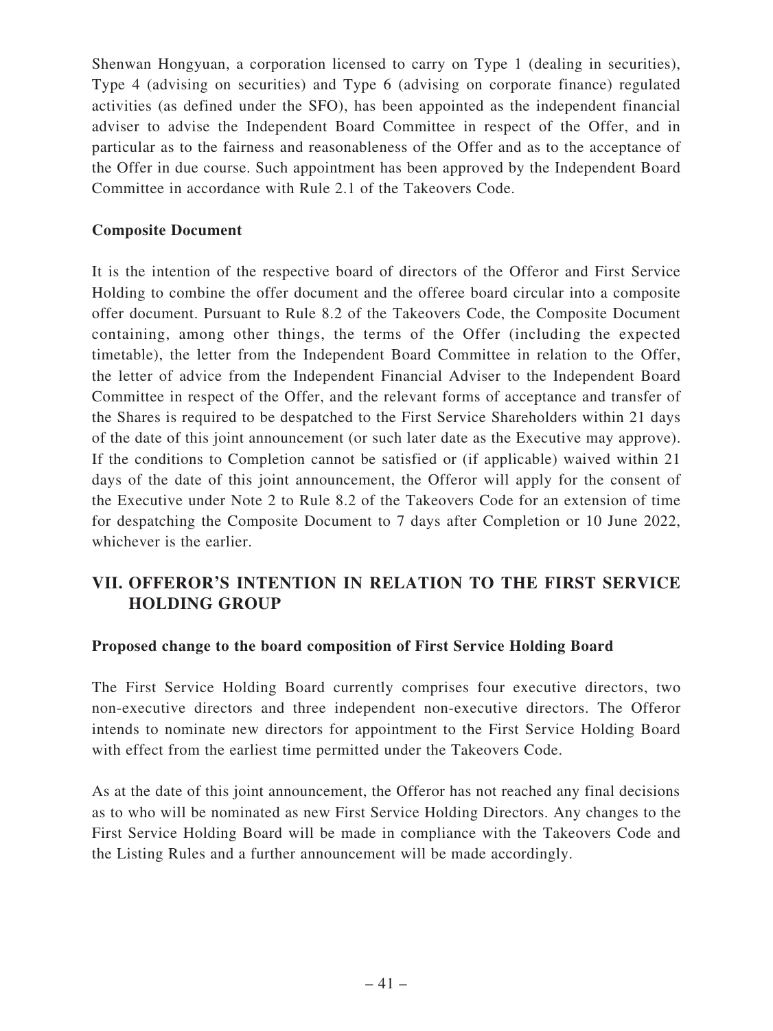Shenwan Hongyuan, a corporation licensed to carry on Type 1 (dealing in securities), Type 4 (advising on securities) and Type 6 (advising on corporate finance) regulated activities (as defined under the SFO), has been appointed as the independent financial adviser to advise the Independent Board Committee in respect of the Offer, and in particular as to the fairness and reasonableness of the Offer and as to the acceptance of the Offer in due course. Such appointment has been approved by the Independent Board Committee in accordance with Rule 2.1 of the Takeovers Code.

**Composite Document**

It is the intention of the respective board of directors of the Offeror and First Service Holding to combine the offer document and the offeree board circular into a composite offer document. Pursuant to Rule 8.2 of the Takeovers Code, the Composite Document containing, among other things, the terms of the Offer (including the expected timetable), the letter from the Independent Board Committee in relation to the Offer, the letter of advice from the Independent Financial Adviser to the Independent Board Committee in respect of the Offer, and the relevant forms of acceptance and transfer of the Shares is required to be despatched to the First Service Shareholders within 21 days of the date of this joint announcement (or such later date as the Executive may approve). If the conditions to Completion cannot be satisfied or (if applicable) waived within 21 days of the date of this joint announcement, the Offeror will apply for the consent of the Executive under Note 2 to Rule 8.2 of the Takeovers Code for an extension of time for despatching the Composite Document to 7 days after Completion or 10 June 2022, whichever is the earlier.

## VII. OFFEROR'S INTENTION IN RELATION TO THE FIRST SERVICE HOLDING GROUP

**Proposed change to the board composition of First Service Holding Board**

The First Service Holding Board currently comprises four executive directors, two non-executive directors and three independent non-executive directors. The Offeror intends to nominate new directors for appointment to the First Service Holding Board with effect from the earliest time permitted under the Takeovers Code.

As at the date of this joint announcement, the Offeror has not reached any final decisions as to who will be nominated as new First Service Holding Directors. Any changes to the First Service Holding Board will be made in compliance with the Takeovers Code and the Listing Rules and a further announcement will be made accordingly.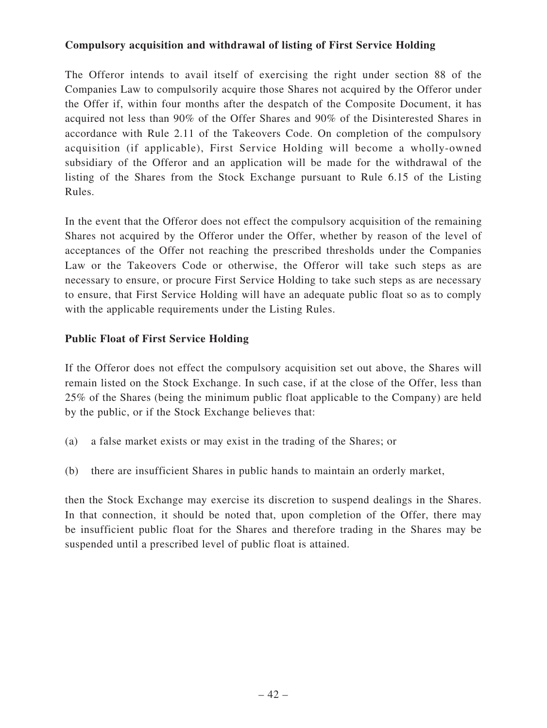**Compulsory acquisition and withdrawal of listing of First Service Holding**

The Offeror intends to avail itself of exercising the right under section 88 of the Companies Law to compulsorily acquire those Shares not acquired by the Offeror under the Offer if, within four months after the despatch of the Composite Document, it has acquired not less than 90% of the Offer Shares and 90% of the Disinterested Shares in accordance with Rule 2.11 of the Takeovers Code. On completion of the compulsory acquisition (if applicable), First Service Holding will become a wholly-owned subsidiary of the Offeror and an application will be made for the withdrawal of the listing of the Shares from the Stock Exchange pursuant to Rule 6.15 of the Listing Rules.

In the event that the Offeror does not effect the compulsory acquisition of the remaining Shares not acquired by the Offeror under the Offer, whether by reason of the level of acceptances of the Offer not reaching the prescribed thresholds under the Companies Law or the Takeovers Code or otherwise, the Offeror will take such steps as are necessary to ensure, or procure First Service Holding to take such steps as are necessary to ensure, that First Service Holding will have an adequate public float so as to comply with the applicable requirements under the Listing Rules.

**Public Float of First Service Holding**

If the Offeror does not effect the compulsory acquisition set out above, the Shares will remain listed on the Stock Exchange. In such case, if at the close of the Offer, less than 25% of the Shares (being the minimum public float applicable to the Company) are held by the public, or if the Stock Exchange believes that:

(a) a false market exists or may exist in the trading of the Shares; or

(b) there are insufficient Shares in public hands to maintain an orderly market,

then the Stock Exchange may exercise its discretion to suspend dealings in the Shares. In that connection, it should be noted that, upon completion of the Offer, there may be insufficient public float for the Shares and therefore trading in the Shares may be suspended until a prescribed level of public float is attained.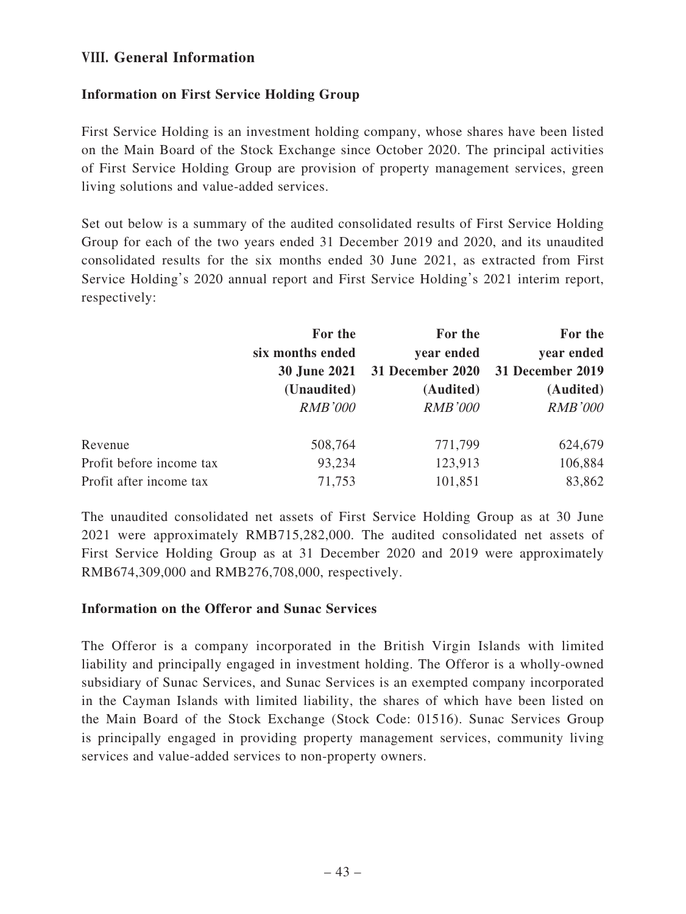## VIII. General Information

### Information on First Service Holding Group

First Service Holding is an investment holding company, whose shares have been listed on the Main Board of the Stock Exchange since October 2020. The principal activities of First Service Holding Group are provision of property management services, green living solutions and value-added services.

Set out below is a summary of the audited consolidated results of First Service Holding Group for each of the two years ended 31 December 2019 and 2020, and its unaudited consolidated results for the six months ended 30 June 2021, as extracted from First Service Holding's 2020 annual report and First Service Holding's 2021 interim report, respectively:

| | For the six months ended 30 June 2021 (Unaudited) *RMB'000* | For the year ended 31 December 2020 (Audited) *RMB'000* | For the year ended 31 December 2019 (Audited) *RMB'000* |
|---|---|---|---|
| Revenue | 508,764 | 771,799 | 624,679 |
| Profit before income tax | 93,234 | 123,913 | 106,884 |
| Profit after income tax | 71,753 | 101,851 | 83,862 |

The unaudited consolidated net assets of First Service Holding Group as at 30 June 2021 were approximately RMB715,282,000. The audited consolidated net assets of First Service Holding Group as at 31 December 2020 and 2019 were approximately RMB674,309,000 and RMB276,708,000, respectively.

### Information on the Offeror and Sunac Services

The Offeror is a company incorporated in the British Virgin Islands with limited liability and principally engaged in investment holding. The Offeror is a wholly-owned subsidiary of Sunac Services, and Sunac Services is an exempted company incorporated in the Cayman Islands with limited liability, the shares of which have been listed on the Main Board of the Stock Exchange (Stock Code: 01516). Sunac Services Group is principally engaged in providing property management services, community living services and value-added services to non-property owners.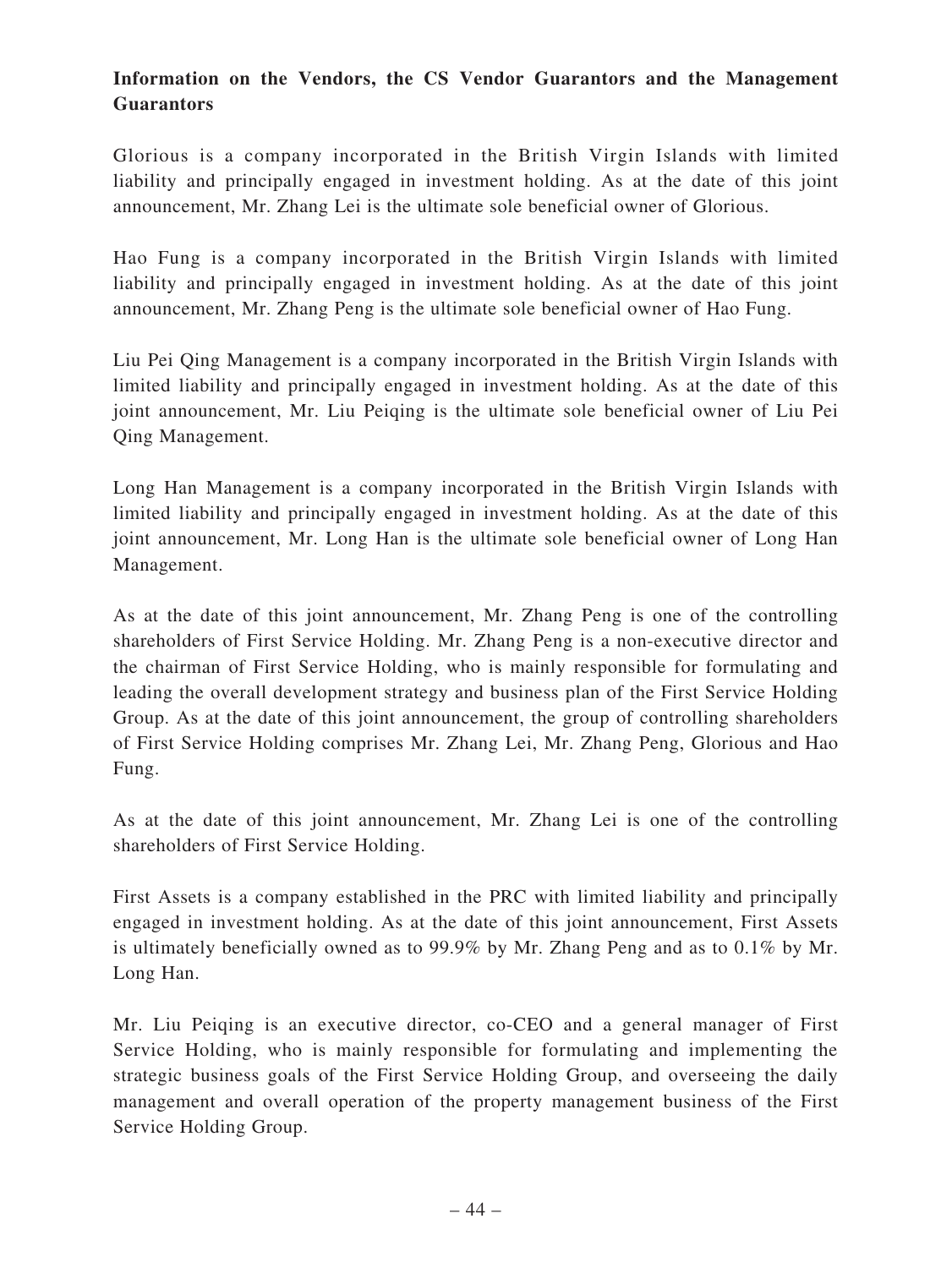**Information on the Vendors, the CS Vendor Guarantors and the Management Guarantors**

Glorious is a company incorporated in the British Virgin Islands with limited liability and principally engaged in investment holding. As at the date of this joint announcement, Mr. Zhang Lei is the ultimate sole beneficial owner of Glorious.

Hao Fung is a company incorporated in the British Virgin Islands with limited liability and principally engaged in investment holding. As at the date of this joint announcement, Mr. Zhang Peng is the ultimate sole beneficial owner of Hao Fung.

Liu Pei Qing Management is a company incorporated in the British Virgin Islands with limited liability and principally engaged in investment holding. As at the date of this joint announcement, Mr. Liu Peiqing is the ultimate sole beneficial owner of Liu Pei Qing Management.

Long Han Management is a company incorporated in the British Virgin Islands with limited liability and principally engaged in investment holding. As at the date of this joint announcement, Mr. Long Han is the ultimate sole beneficial owner of Long Han Management.

As at the date of this joint announcement, Mr. Zhang Peng is one of the controlling shareholders of First Service Holding. Mr. Zhang Peng is a non-executive director and the chairman of First Service Holding, who is mainly responsible for formulating and leading the overall development strategy and business plan of the First Service Holding Group. As at the date of this joint announcement, the group of controlling shareholders of First Service Holding comprises Mr. Zhang Lei, Mr. Zhang Peng, Glorious and Hao Fung.

As at the date of this joint announcement, Mr. Zhang Lei is one of the controlling shareholders of First Service Holding.

First Assets is a company established in the PRC with limited liability and principally engaged in investment holding. As at the date of this joint announcement, First Assets is ultimately beneficially owned as to 99.9% by Mr. Zhang Peng and as to 0.1% by Mr. Long Han.

Mr. Liu Peiqing is an executive director, co-CEO and a general manager of First Service Holding, who is mainly responsible for formulating and implementing the strategic business goals of the First Service Holding Group, and overseeing the daily management and overall operation of the property management business of the First Service Holding Group.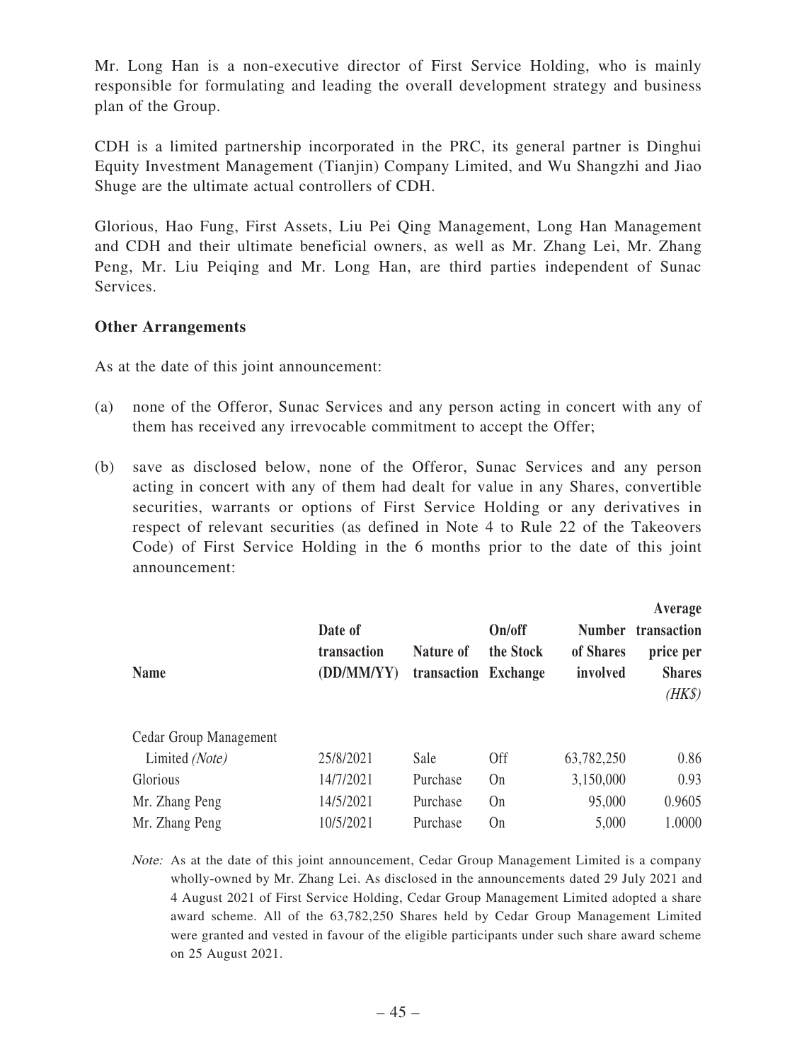Mr. Long Han is a non-executive director of First Service Holding, who is mainly responsible for formulating and leading the overall development strategy and business plan of the Group.

CDH is a limited partnership incorporated in the PRC, its general partner is Dinghui Equity Investment Management (Tianjin) Company Limited, and Wu Shangzhi and Jiao Shuge are the ultimate actual controllers of CDH.

Glorious, Hao Fung, First Assets, Liu Pei Qing Management, Long Han Management and CDH and their ultimate beneficial owners, as well as Mr. Zhang Lei, Mr. Zhang Peng, Mr. Liu Peiqing and Mr. Long Han, are third parties independent of Sunac Services.

**Other Arrangements**

As at the date of this joint announcement:

(a) none of the Offeror, Sunac Services and any person acting in concert with any of them has received any irrevocable commitment to accept the Offer;

(b) save as disclosed below, none of the Offeror, Sunac Services and any person acting in concert with any of them had dealt for value in any Shares, convertible securities, warrants or options of First Service Holding or any derivatives in respect of relevant securities (as defined in Note 4 to Rule 22 of the Takeovers Code) of First Service Holding in the 6 months prior to the date of this joint announcement:

| Name | Date of transaction (DD/MM/YY) | Nature of transaction | On/off the Stock Exchange | Number of Shares involved | Average transaction price per Shares *(HK$)* |
|---|---|---|---|---|---|
| Cedar Group Management Limited *(Note)* | 25/8/2021 | Sale | Off | 63,782,250 | 0.86 |
| Glorious | 14/7/2021 | Purchase | On | 3,150,000 | 0.93 |
| Mr. Zhang Peng | 14/5/2021 | Purchase | On | 95,000 | 0.9605 |
| Mr. Zhang Peng | 10/5/2021 | Purchase | On | 5,000 | 1.0000 |

*Note:* As at the date of this joint announcement, Cedar Group Management Limited is a company wholly-owned by Mr. Zhang Lei. As disclosed in the announcements dated 29 July 2021 and 4 August 2021 of First Service Holding, Cedar Group Management Limited adopted a share award scheme. All of the 63,782,250 Shares held by Cedar Group Management Limited were granted and vested in favour of the eligible participants under such share award scheme on 25 August 2021.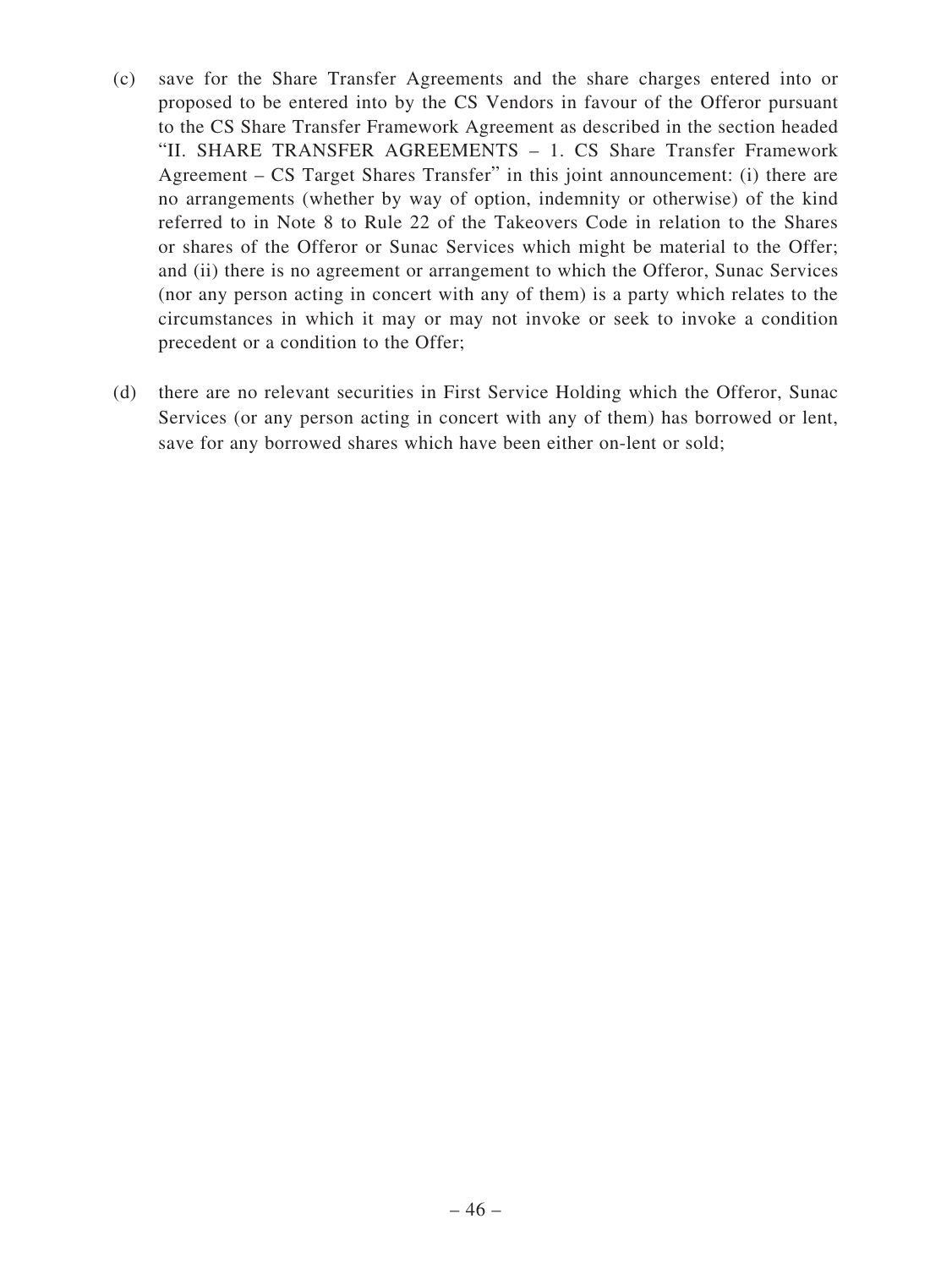(c) save for the Share Transfer Agreements and the share charges entered into or proposed to be entered into by the CS Vendors in favour of the Offeror pursuant to the CS Share Transfer Framework Agreement as described in the section headed "II. SHARE TRANSFER AGREEMENTS – 1. CS Share Transfer Framework Agreement – CS Target Shares Transfer" in this joint announcement: (i) there are no arrangements (whether by way of option, indemnity or otherwise) of the kind referred to in Note 8 to Rule 22 of the Takeovers Code in relation to the Shares or shares of the Offeror or Sunac Services which might be material to the Offer; and (ii) there is no agreement or arrangement to which the Offeror, Sunac Services (nor any person acting in concert with any of them) is a party which relates to the circumstances in which it may or may not invoke or seek to invoke a condition precedent or a condition to the Offer;

(d) there are no relevant securities in First Service Holding which the Offeror, Sunac Services (or any person acting in concert with any of them) has borrowed or lent, save for any borrowed shares which have been either on-lent or sold;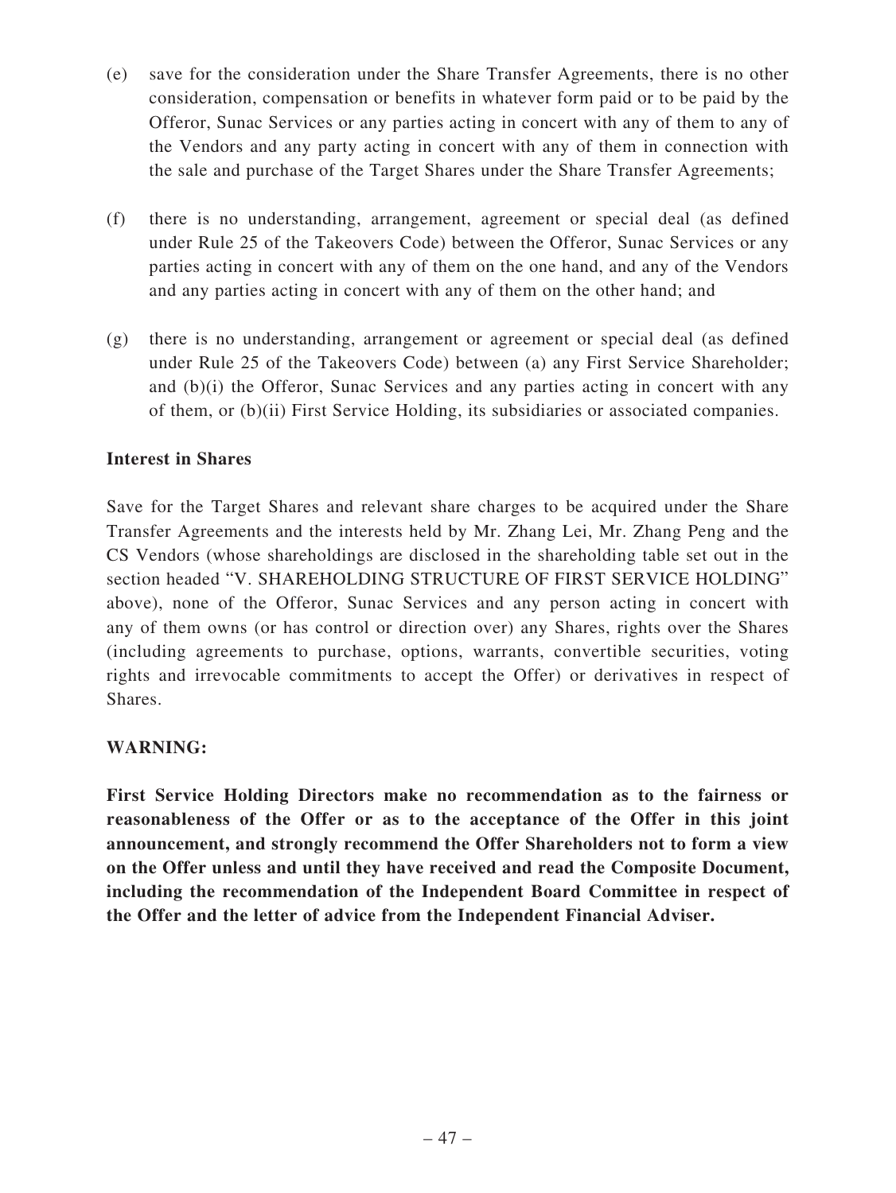(e) save for the consideration under the Share Transfer Agreements, there is no other consideration, compensation or benefits in whatever form paid or to be paid by the Offeror, Sunac Services or any parties acting in concert with any of them to any of the Vendors and any party acting in concert with any of them in connection with the sale and purchase of the Target Shares under the Share Transfer Agreements;

(f) there is no understanding, arrangement, agreement or special deal (as defined under Rule 25 of the Takeovers Code) between the Offeror, Sunac Services or any parties acting in concert with any of them on the one hand, and any of the Vendors and any parties acting in concert with any of them on the other hand; and

(g) there is no understanding, arrangement or agreement or special deal (as defined under Rule 25 of the Takeovers Code) between (a) any First Service Shareholder; and (b)(i) the Offeror, Sunac Services and any parties acting in concert with any of them, or (b)(ii) First Service Holding, its subsidiaries or associated companies.

**Interest in Shares**

Save for the Target Shares and relevant share charges to be acquired under the Share Transfer Agreements and the interests held by Mr. Zhang Lei, Mr. Zhang Peng and the CS Vendors (whose shareholdings are disclosed in the shareholding table set out in the section headed "V. SHAREHOLDING STRUCTURE OF FIRST SERVICE HOLDING" above), none of the Offeror, Sunac Services and any person acting in concert with any of them owns (or has control or direction over) any Shares, rights over the Shares (including agreements to purchase, options, warrants, convertible securities, voting rights and irrevocable commitments to accept the Offer) or derivatives in respect of Shares.

**WARNING:**

**First Service Holding Directors make no recommendation as to the fairness or reasonableness of the Offer or as to the acceptance of the Offer in this joint announcement, and strongly recommend the Offer Shareholders not to form a view on the Offer unless and until they have received and read the Composite Document, including the recommendation of the Independent Board Committee in respect of the Offer and the letter of advice from the Independent Financial Adviser.**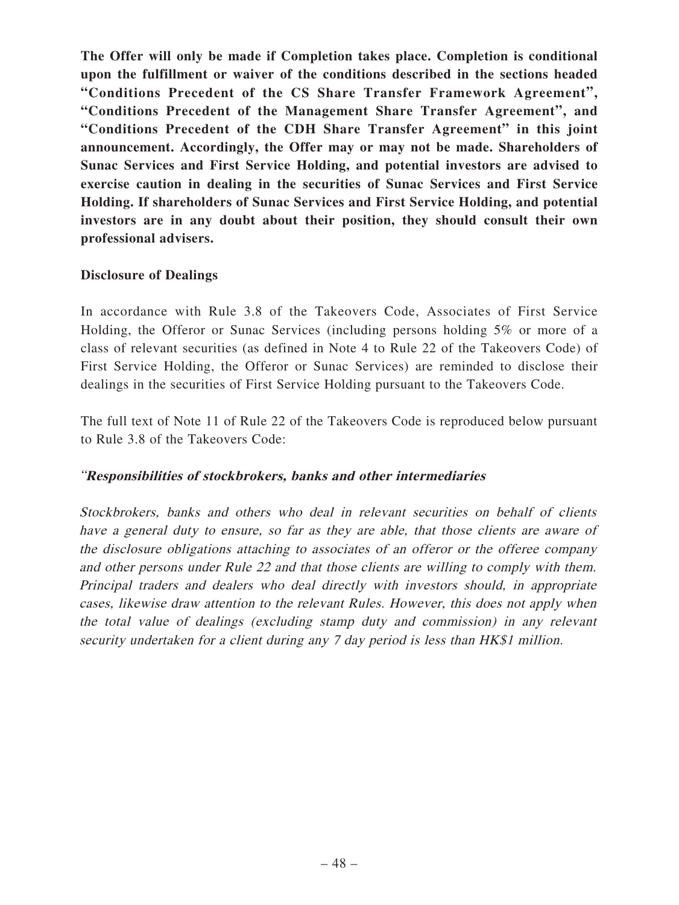**The Offer will only be made if Completion takes place. Completion is conditional upon the fulfillment or waiver of the conditions described in the sections headed "Conditions Precedent of the CS Share Transfer Framework Agreement", "Conditions Precedent of the Management Share Transfer Agreement", and "Conditions Precedent of the CDH Share Transfer Agreement" in this joint announcement. Accordingly, the Offer may or may not be made. Shareholders of Sunac Services and First Service Holding, and potential investors are advised to exercise caution in dealing in the securities of Sunac Services and First Service Holding. If shareholders of Sunac Services and First Service Holding, and potential investors are in any doubt about their position, they should consult their own professional advisers.**

**Disclosure of Dealings**

In accordance with Rule 3.8 of the Takeovers Code, Associates of First Service Holding, the Offeror or Sunac Services (including persons holding 5% or more of a class of relevant securities (as defined in Note 4 to Rule 22 of the Takeovers Code) of First Service Holding, the Offeror or Sunac Services) are reminded to disclose their dealings in the securities of First Service Holding pursuant to the Takeovers Code.

The full text of Note 11 of Rule 22 of the Takeovers Code is reproduced below pursuant to Rule 3.8 of the Takeovers Code:

*"**Responsibilities of stockbrokers, banks and other intermediaries***

*Stockbrokers, banks and others who deal in relevant securities on behalf of clients have a general duty to ensure, so far as they are able, that those clients are aware of the disclosure obligations attaching to associates of an offeror or the offeree company and other persons under Rule 22 and that those clients are willing to comply with them. Principal traders and dealers who deal directly with investors should, in appropriate cases, likewise draw attention to the relevant Rules. However, this does not apply when the total value of dealings (excluding stamp duty and commission) in any relevant security undertaken for a client during any 7 day period is less than HK$1 million.*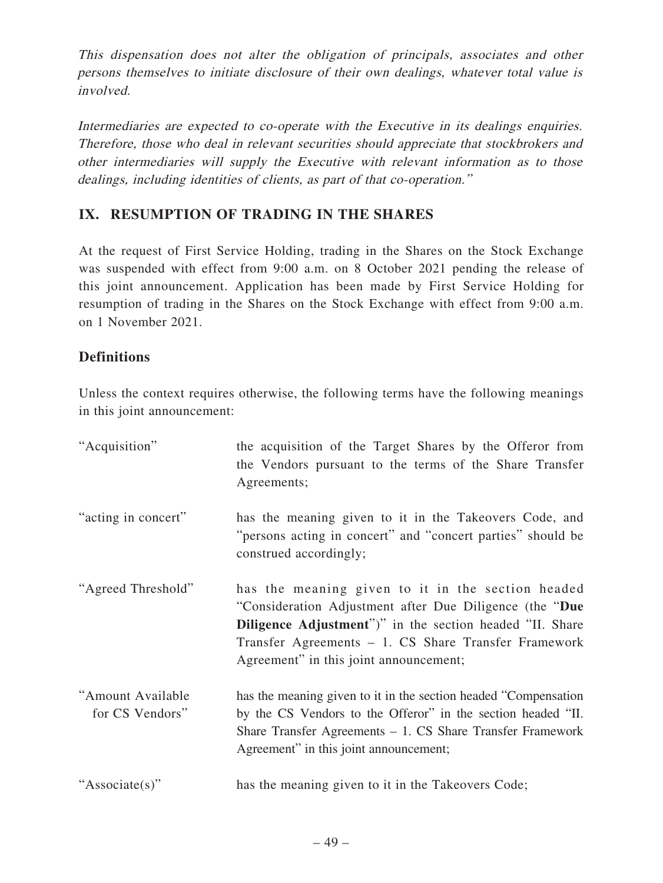*This dispensation does not alter the obligation of principals, associates and other persons themselves to initiate disclosure of their own dealings, whatever total value is involved.*

*Intermediaries are expected to co-operate with the Executive in its dealings enquiries. Therefore, those who deal in relevant securities should appreciate that stockbrokers and other intermediaries will supply the Executive with relevant information as to those dealings, including identities of clients, as part of that co-operation."*

## IX. RESUMPTION OF TRADING IN THE SHARES

At the request of First Service Holding, trading in the Shares on the Stock Exchange was suspended with effect from 9:00 a.m. on 8 October 2021 pending the release of this joint announcement. Application has been made by First Service Holding for resumption of trading in the Shares on the Stock Exchange with effect from 9:00 a.m. on 1 November 2021.

## Definitions

Unless the context requires otherwise, the following terms have the following meanings in this joint announcement:

| | |
|---|---|
| "Acquisition" | the acquisition of the Target Shares by the Offeror from the Vendors pursuant to the terms of the Share Transfer Agreements; |
| "acting in concert" | has the meaning given to it in the Takeovers Code, and "persons acting in concert" and "concert parties" should be construed accordingly; |
| "Agreed Threshold" | has the meaning given to it in the section headed "Consideration Adjustment after Due Diligence (the "**Due Diligence Adjustment**")" in the section headed "II. Share Transfer Agreements – 1. CS Share Transfer Framework Agreement" in this joint announcement; |
| "Amount Available for CS Vendors" | has the meaning given to it in the section headed "Compensation by the CS Vendors to the Offeror" in the section headed "II. Share Transfer Agreements – 1. CS Share Transfer Framework Agreement" in this joint announcement; |
| "Associate(s)" | has the meaning given to it in the Takeovers Code; |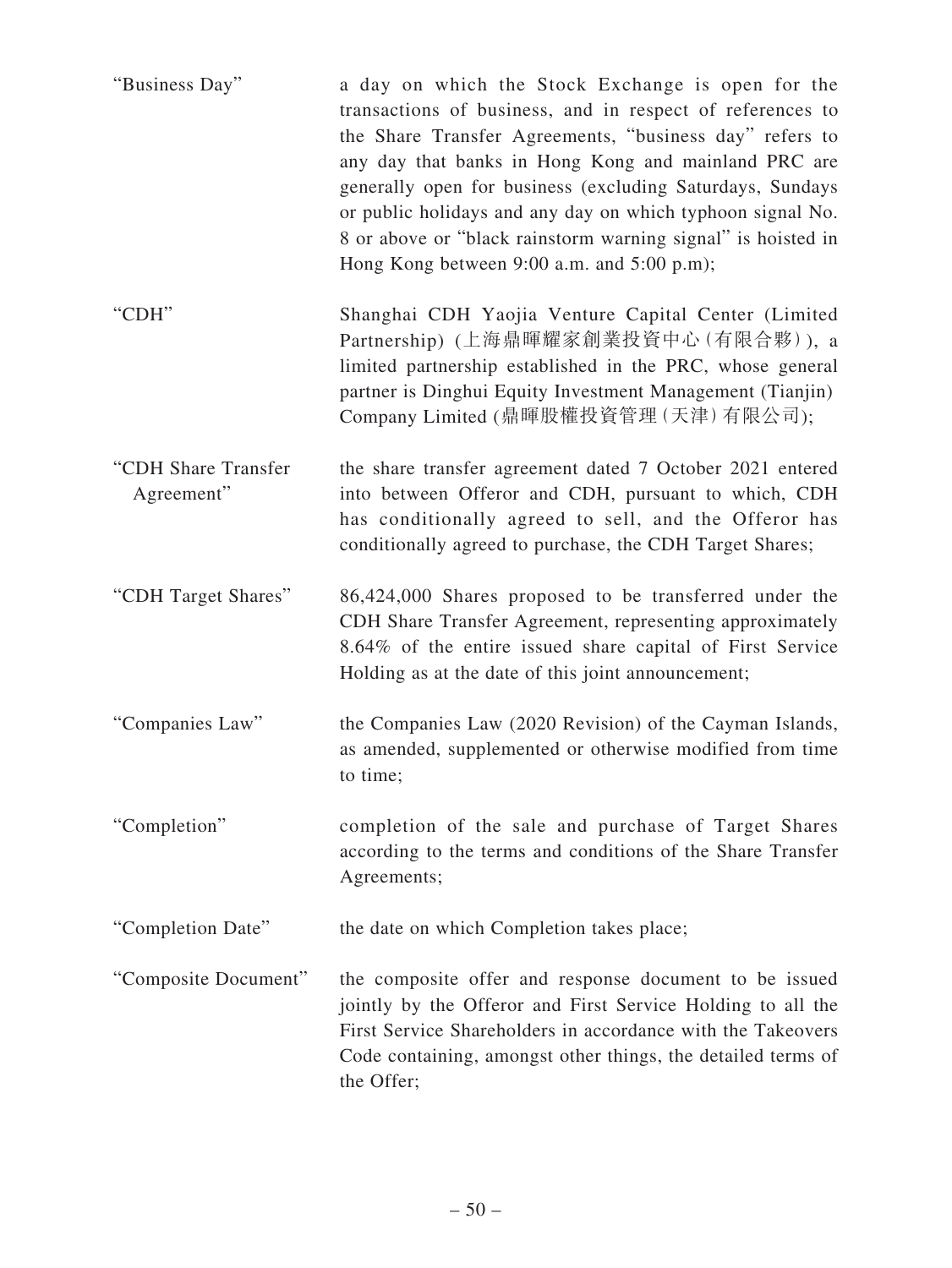| | |
|---|---|
| "Business Day" | a day on which the Stock Exchange is open for the transactions of business, and in respect of references to the Share Transfer Agreements, "business day" refers to any day that banks in Hong Kong and mainland PRC are generally open for business (excluding Saturdays, Sundays or public holidays and any day on which typhoon signal No. 8 or above or "black rainstorm warning signal" is hoisted in Hong Kong between 9:00 a.m. and 5:00 p.m); |
| "CDH" | Shanghai CDH Yaojia Venture Capital Center (Limited Partnership) (上海鼎暉耀家創業投資中心(有限合夥)), a limited partnership established in the PRC, whose general partner is Dinghui Equity Investment Management (Tianjin) Company Limited (鼎暉股權投資管理(天津)有限公司); |
| "CDH Share Transfer Agreement" | the share transfer agreement dated 7 October 2021 entered into between Offeror and CDH, pursuant to which, CDH has conditionally agreed to sell, and the Offeror has conditionally agreed to purchase, the CDH Target Shares; |
| "CDH Target Shares" | 86,424,000 Shares proposed to be transferred under the CDH Share Transfer Agreement, representing approximately 8.64% of the entire issued share capital of First Service Holding as at the date of this joint announcement; |
| "Companies Law" | the Companies Law (2020 Revision) of the Cayman Islands, as amended, supplemented or otherwise modified from time to time; |
| "Completion" | completion of the sale and purchase of Target Shares according to the terms and conditions of the Share Transfer Agreements; |
| "Completion Date" | the date on which Completion takes place; |
| "Composite Document" | the composite offer and response document to be issued jointly by the Offeror and First Service Holding to all the First Service Shareholders in accordance with the Takeovers Code containing, amongst other things, the detailed terms of the Offer; |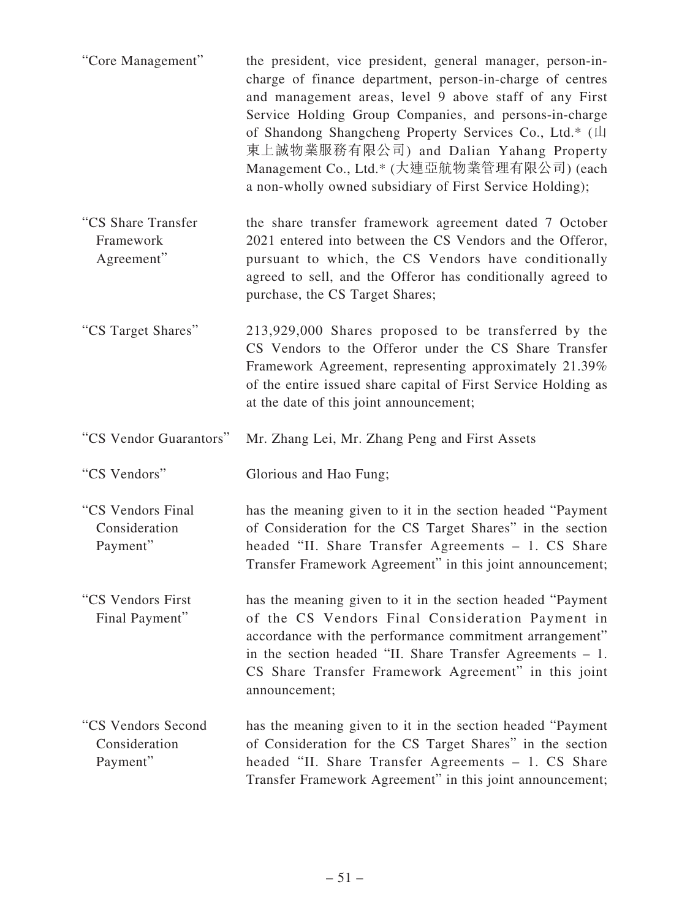| | |
|---|---|
| "Core Management" | the president, vice president, general manager, person-in-charge of finance department, person-in-charge of centres and management areas, level 9 above staff of any First Service Holding Group Companies, and persons-in-charge of Shandong Shangcheng Property Services Co., Ltd.* (山東上誠物業服務有限公司) and Dalian Yahang Property Management Co., Ltd.* (大連亞航物業管理有限公司) (each a non-wholly owned subsidiary of First Service Holding); |
| "CS Share Transfer Framework Agreement" | the share transfer framework agreement dated 7 October 2021 entered into between the CS Vendors and the Offeror, pursuant to which, the CS Vendors have conditionally agreed to sell, and the Offeror has conditionally agreed to purchase, the CS Target Shares; |
| "CS Target Shares" | 213,929,000 Shares proposed to be transferred by the CS Vendors to the Offeror under the CS Share Transfer Framework Agreement, representing approximately 21.39% of the entire issued share capital of First Service Holding as at the date of this joint announcement; |
| "CS Vendor Guarantors" | Mr. Zhang Lei, Mr. Zhang Peng and First Assets |
| "CS Vendors" | Glorious and Hao Fung; |
| "CS Vendors Final Consideration Payment" | has the meaning given to it in the section headed "Payment of Consideration for the CS Target Shares" in the section headed "II. Share Transfer Agreements – 1. CS Share Transfer Framework Agreement" in this joint announcement; |
| "CS Vendors First Final Payment" | has the meaning given to it in the section headed "Payment of the CS Vendors Final Consideration Payment in accordance with the performance commitment arrangement" in the section headed "II. Share Transfer Agreements – 1. CS Share Transfer Framework Agreement" in this joint announcement; |
| "CS Vendors Second Consideration Payment" | has the meaning given to it in the section headed "Payment of Consideration for the CS Target Shares" in the section headed "II. Share Transfer Agreements – 1. CS Share Transfer Framework Agreement" in this joint announcement; |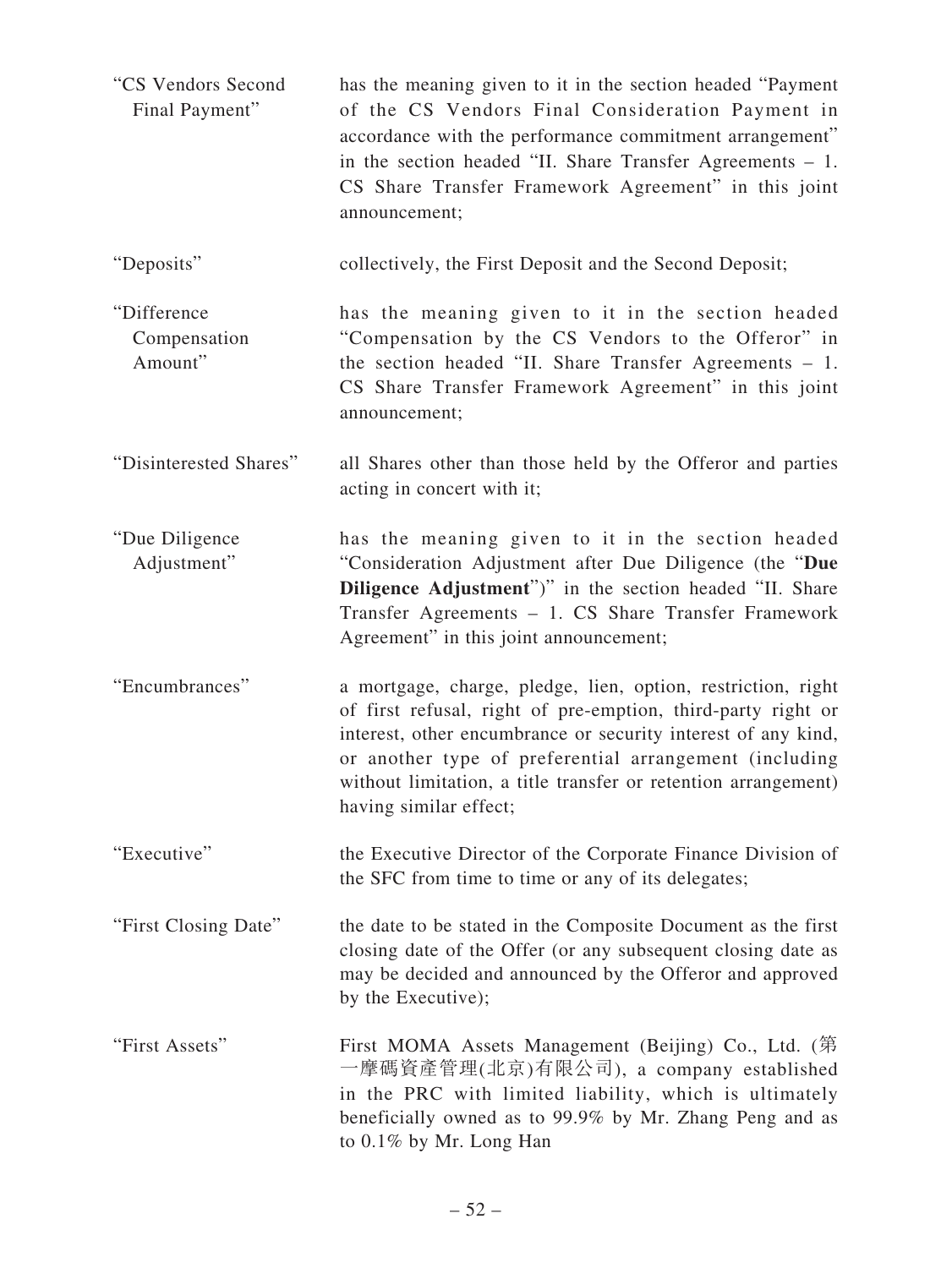| | |
|---|---|
| "CS Vendors Second Final Payment" | has the meaning given to it in the section headed "Payment of the CS Vendors Final Consideration Payment in accordance with the performance commitment arrangement" in the section headed "II. Share Transfer Agreements – 1. CS Share Transfer Framework Agreement" in this joint announcement; |
| "Deposits" | collectively, the First Deposit and the Second Deposit; |
| "Difference Compensation Amount" | has the meaning given to it in the section headed "Compensation by the CS Vendors to the Offeror" in the section headed "II. Share Transfer Agreements – 1. CS Share Transfer Framework Agreement" in this joint announcement; |
| "Disinterested Shares" | all Shares other than those held by the Offeror and parties acting in concert with it; |
| "Due Diligence Adjustment" | has the meaning given to it in the section headed "Consideration Adjustment after Due Diligence (the "**Due Diligence Adjustment**")" in the section headed "II. Share Transfer Agreements – 1. CS Share Transfer Framework Agreement" in this joint announcement; |
| "Encumbrances" | a mortgage, charge, pledge, lien, option, restriction, right of first refusal, right of pre-emption, third-party right or interest, other encumbrance or security interest of any kind, or another type of preferential arrangement (including without limitation, a title transfer or retention arrangement) having similar effect; |
| "Executive" | the Executive Director of the Corporate Finance Division of the SFC from time to time or any of its delegates; |
| "First Closing Date" | the date to be stated in the Composite Document as the first closing date of the Offer (or any subsequent closing date as may be decided and announced by the Offeror and approved by the Executive); |
| "First Assets" | First MOMA Assets Management (Beijing) Co., Ltd. (第一摩碼資產管理(北京)有限公司), a company established in the PRC with limited liability, which is ultimately beneficially owned as to 99.9% by Mr. Zhang Peng and as to 0.1% by Mr. Long Han |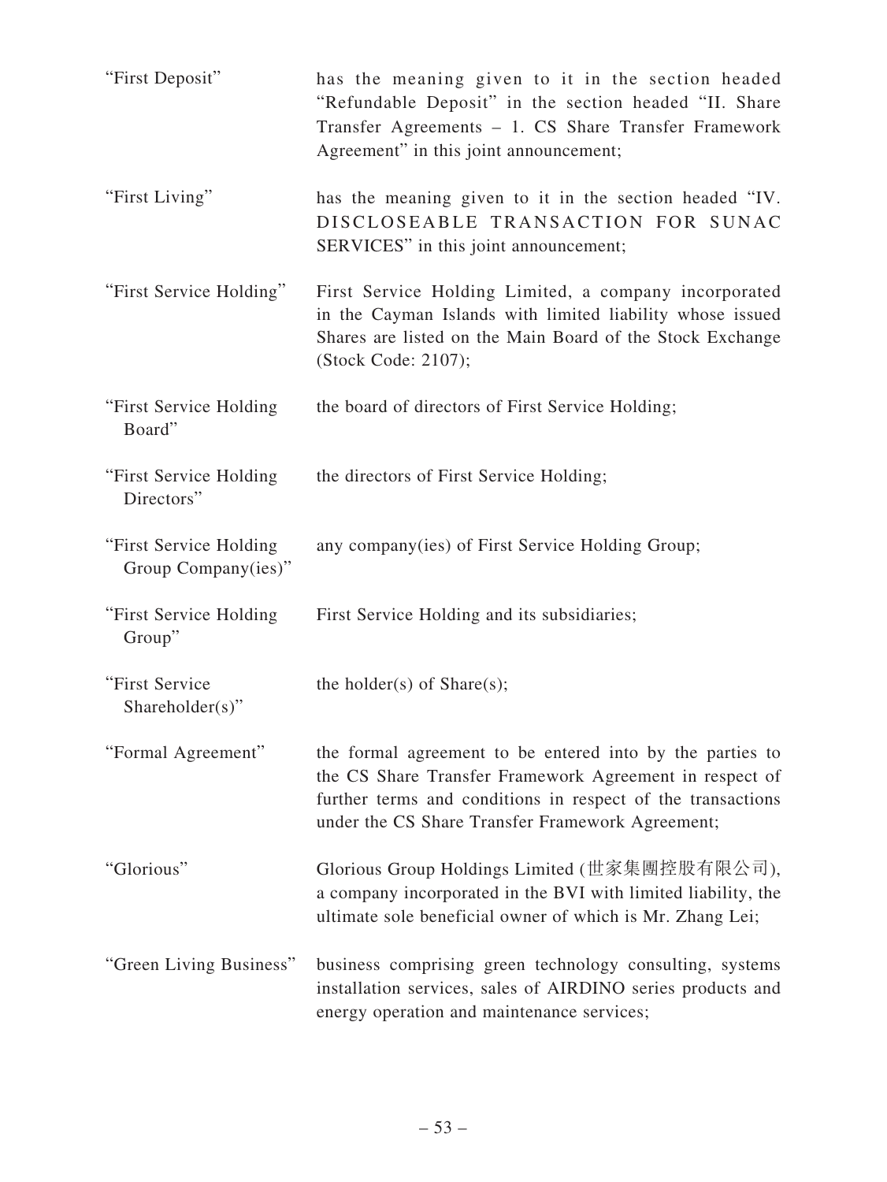| | |
|---|---|
| "First Deposit" | has the meaning given to it in the section headed "Refundable Deposit" in the section headed "II. Share Transfer Agreements – 1. CS Share Transfer Framework Agreement" in this joint announcement; |
| "First Living" | has the meaning given to it in the section headed "IV. DISCLOSEABLE TRANSACTION FOR SUNAC SERVICES" in this joint announcement; |
| "First Service Holding" | First Service Holding Limited, a company incorporated in the Cayman Islands with limited liability whose issued Shares are listed on the Main Board of the Stock Exchange (Stock Code: 2107); |
| "First Service Holding Board" | the board of directors of First Service Holding; |
| "First Service Holding Directors" | the directors of First Service Holding; |
| "First Service Holding Group Company(ies)" | any company(ies) of First Service Holding Group; |
| "First Service Holding Group" | First Service Holding and its subsidiaries; |
| "First Service Shareholder(s)" | the holder(s) of Share(s); |
| "Formal Agreement" | the formal agreement to be entered into by the parties to the CS Share Transfer Framework Agreement in respect of further terms and conditions in respect of the transactions under the CS Share Transfer Framework Agreement; |
| "Glorious" | Glorious Group Holdings Limited (世家集團控股有限公司), a company incorporated in the BVI with limited liability, the ultimate sole beneficial owner of which is Mr. Zhang Lei; |
| "Green Living Business" | business comprising green technology consulting, systems installation services, sales of AIRDINO series products and energy operation and maintenance services; |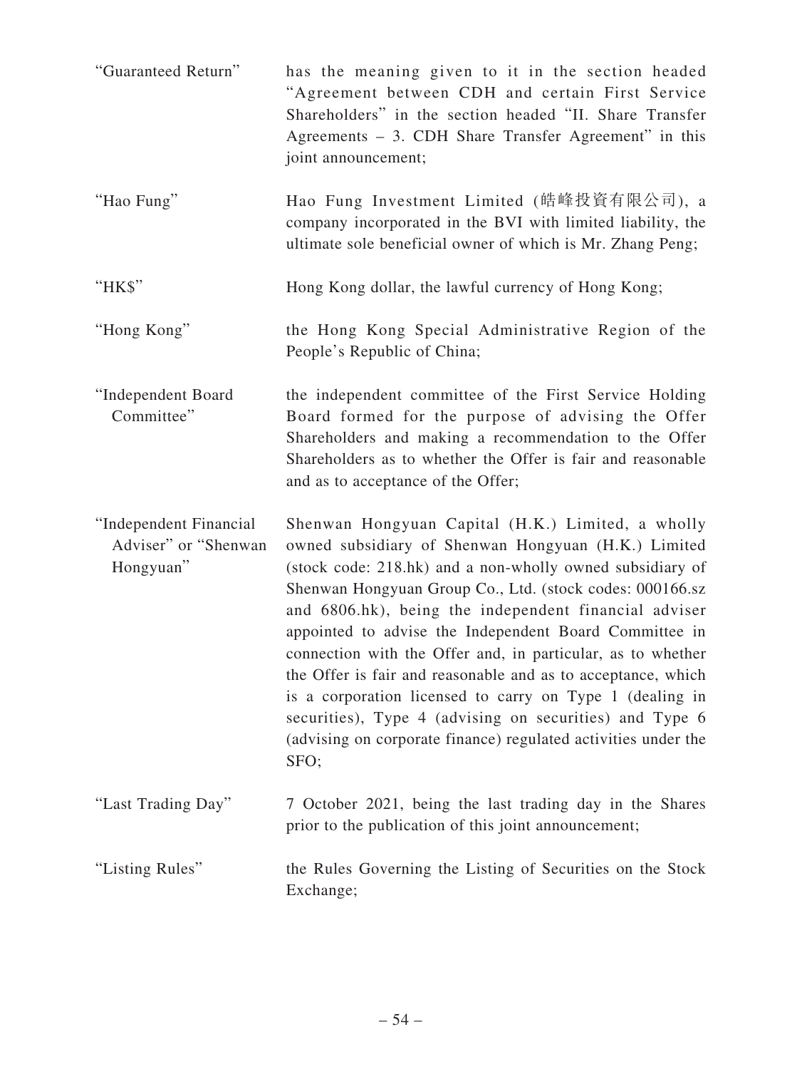| | |
|---|---|
| "Guaranteed Return" | has the meaning given to it in the section headed "Agreement between CDH and certain First Service Shareholders" in the section headed "II. Share Transfer Agreements – 3. CDH Share Transfer Agreement" in this joint announcement; |
| "Hao Fung" | Hao Fung Investment Limited (皓峰投資有限公司), a company incorporated in the BVI with limited liability, the ultimate sole beneficial owner of which is Mr. Zhang Peng; |
| "HK$" | Hong Kong dollar, the lawful currency of Hong Kong; |
| "Hong Kong" | the Hong Kong Special Administrative Region of the People's Republic of China; |
| "Independent Board Committee" | the independent committee of the First Service Holding Board formed for the purpose of advising the Offer Shareholders and making a recommendation to the Offer Shareholders as to whether the Offer is fair and reasonable and as to acceptance of the Offer; |
| "Independent Financial Adviser" or "Shenwan Hongyuan" | Shenwan Hongyuan Capital (H.K.) Limited, a wholly owned subsidiary of Shenwan Hongyuan (H.K.) Limited (stock code: 218.hk) and a non-wholly owned subsidiary of Shenwan Hongyuan Group Co., Ltd. (stock codes: 000166.sz and 6806.hk), being the independent financial adviser appointed to advise the Independent Board Committee in connection with the Offer and, in particular, as to whether the Offer is fair and reasonable and as to acceptance, which is a corporation licensed to carry on Type 1 (dealing in securities), Type 4 (advising on securities) and Type 6 (advising on corporate finance) regulated activities under the SFO; |
| "Last Trading Day" | 7 October 2021, being the last trading day in the Shares prior to the publication of this joint announcement; |
| "Listing Rules" | the Rules Governing the Listing of Securities on the Stock Exchange; |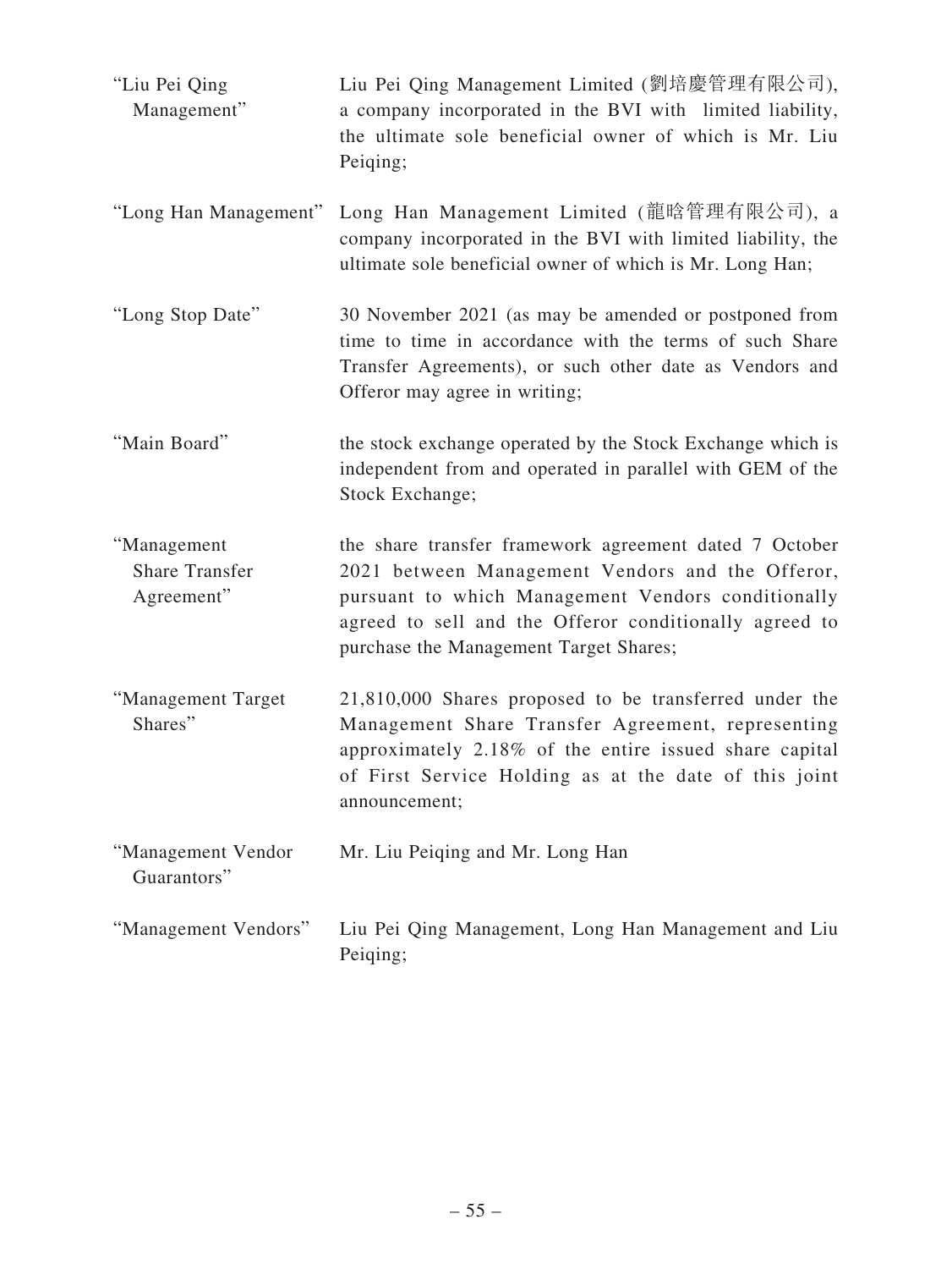| | |
|---|---|
| "Liu Pei Qing Management" | Liu Pei Qing Management Limited (劉培慶管理有限公司), a company incorporated in the BVI with limited liability, the ultimate sole beneficial owner of which is Mr. Liu Peiqing; |
| "Long Han Management" | Long Han Management Limited (龍晗管理有限公司), a company incorporated in the BVI with limited liability, the ultimate sole beneficial owner of which is Mr. Long Han; |
| "Long Stop Date" | 30 November 2021 (as may be amended or postponed from time to time in accordance with the terms of such Share Transfer Agreements), or such other date as Vendors and Offeror may agree in writing; |
| "Main Board" | the stock exchange operated by the Stock Exchange which is independent from and operated in parallel with GEM of the Stock Exchange; |
| "Management Share Transfer Agreement" | the share transfer framework agreement dated 7 October 2021 between Management Vendors and the Offeror, pursuant to which Management Vendors conditionally agreed to sell and the Offeror conditionally agreed to purchase the Management Target Shares; |
| "Management Target Shares" | 21,810,000 Shares proposed to be transferred under the Management Share Transfer Agreement, representing approximately 2.18% of the entire issued share capital of First Service Holding as at the date of this joint announcement; |
| "Management Vendor Guarantors" | Mr. Liu Peiqing and Mr. Long Han |
| "Management Vendors" | Liu Pei Qing Management, Long Han Management and Liu Peiqing; |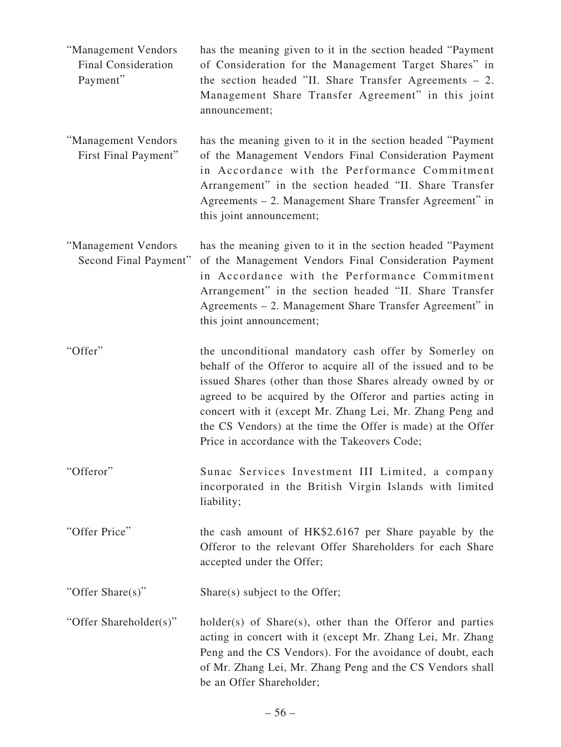| | |
|---|---|
| "Management Vendors Final Consideration Payment" | has the meaning given to it in the section headed "Payment of Consideration for the Management Target Shares" in the section headed "II. Share Transfer Agreements – 2. Management Share Transfer Agreement" in this joint announcement; |
| "Management Vendors First Final Payment" | has the meaning given to it in the section headed "Payment of the Management Vendors Final Consideration Payment in Accordance with the Performance Commitment Arrangement" in the section headed "II. Share Transfer Agreements – 2. Management Share Transfer Agreement" in this joint announcement; |
| "Management Vendors Second Final Payment" | has the meaning given to it in the section headed "Payment of the Management Vendors Final Consideration Payment in Accordance with the Performance Commitment Arrangement" in the section headed "II. Share Transfer Agreements – 2. Management Share Transfer Agreement" in this joint announcement; |
| "Offer" | the unconditional mandatory cash offer by Somerley on behalf of the Offeror to acquire all of the issued and to be issued Shares (other than those Shares already owned by or agreed to be acquired by the Offeror and parties acting in concert with it (except Mr. Zhang Lei, Mr. Zhang Peng and the CS Vendors) at the time the Offer is made) at the Offer Price in accordance with the Takeovers Code; |
| "Offeror" | Sunac Services Investment III Limited, a company incorporated in the British Virgin Islands with limited liability; |
| "Offer Price" | the cash amount of HK$2.6167 per Share payable by the Offeror to the relevant Offer Shareholders for each Share accepted under the Offer; |
| "Offer Share(s)" | Share(s) subject to the Offer; |
| "Offer Shareholder(s)" | holder(s) of Share(s), other than the Offeror and parties acting in concert with it (except Mr. Zhang Lei, Mr. Zhang Peng and the CS Vendors). For the avoidance of doubt, each of Mr. Zhang Lei, Mr. Zhang Peng and the CS Vendors shall be an Offer Shareholder; |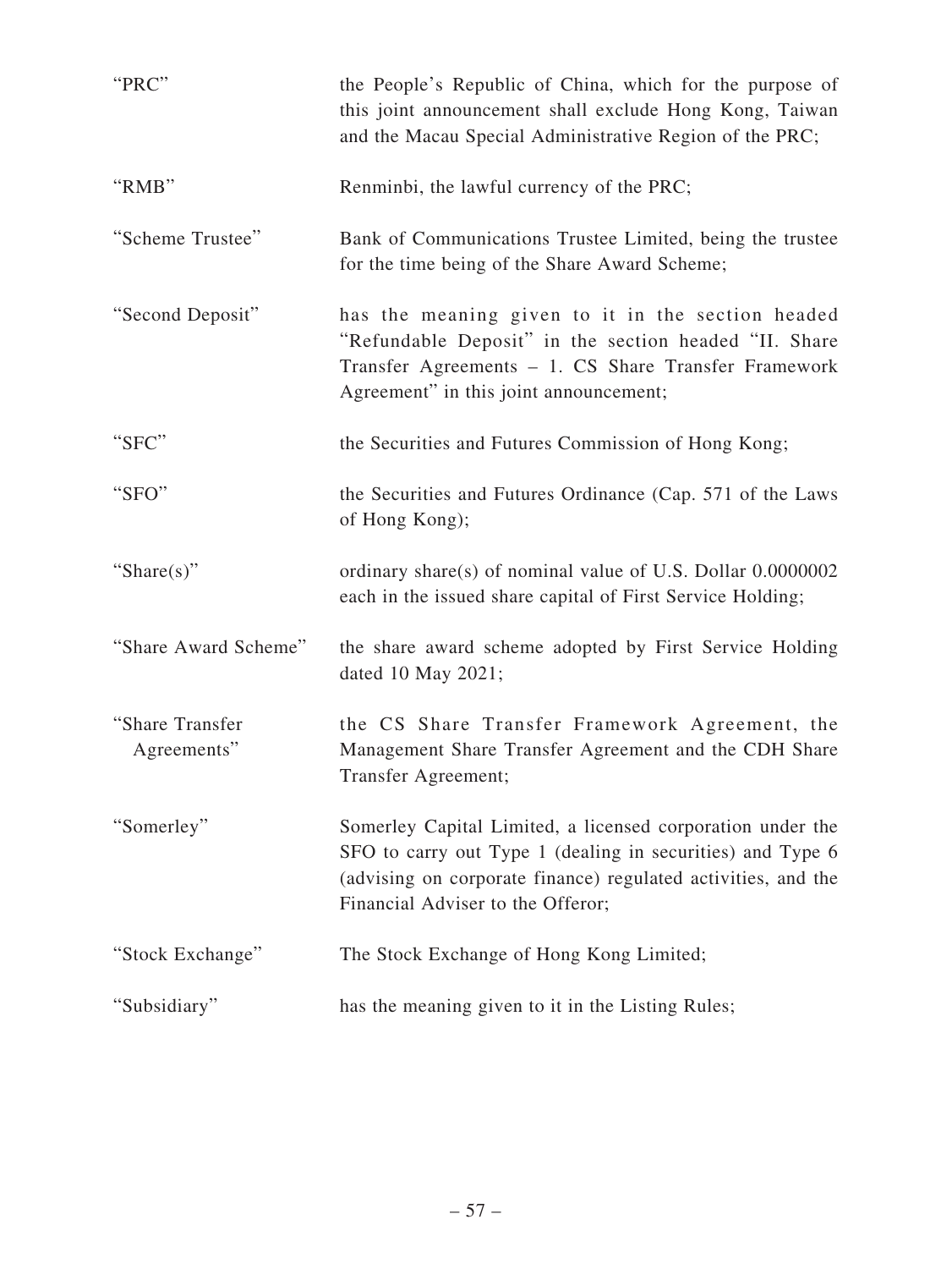| | |
|---|---|
| "PRC" | the People's Republic of China, which for the purpose of this joint announcement shall exclude Hong Kong, Taiwan and the Macau Special Administrative Region of the PRC; |
| "RMB" | Renminbi, the lawful currency of the PRC; |
| "Scheme Trustee" | Bank of Communications Trustee Limited, being the trustee for the time being of the Share Award Scheme; |
| "Second Deposit" | has the meaning given to it in the section headed "Refundable Deposit" in the section headed "II. Share Transfer Agreements – 1. CS Share Transfer Framework Agreement" in this joint announcement; |
| "SFC" | the Securities and Futures Commission of Hong Kong; |
| "SFO" | the Securities and Futures Ordinance (Cap. 571 of the Laws of Hong Kong); |
| "Share(s)" | ordinary share(s) of nominal value of U.S. Dollar 0.0000002 each in the issued share capital of First Service Holding; |
| "Share Award Scheme" | the share award scheme adopted by First Service Holding dated 10 May 2021; |
| "Share Transfer Agreements" | the CS Share Transfer Framework Agreement, the Management Share Transfer Agreement and the CDH Share Transfer Agreement; |
| "Somerley" | Somerley Capital Limited, a licensed corporation under the SFO to carry out Type 1 (dealing in securities) and Type 6 (advising on corporate finance) regulated activities, and the Financial Adviser to the Offeror; |
| "Stock Exchange" | The Stock Exchange of Hong Kong Limited; |
| "Subsidiary" | has the meaning given to it in the Listing Rules; |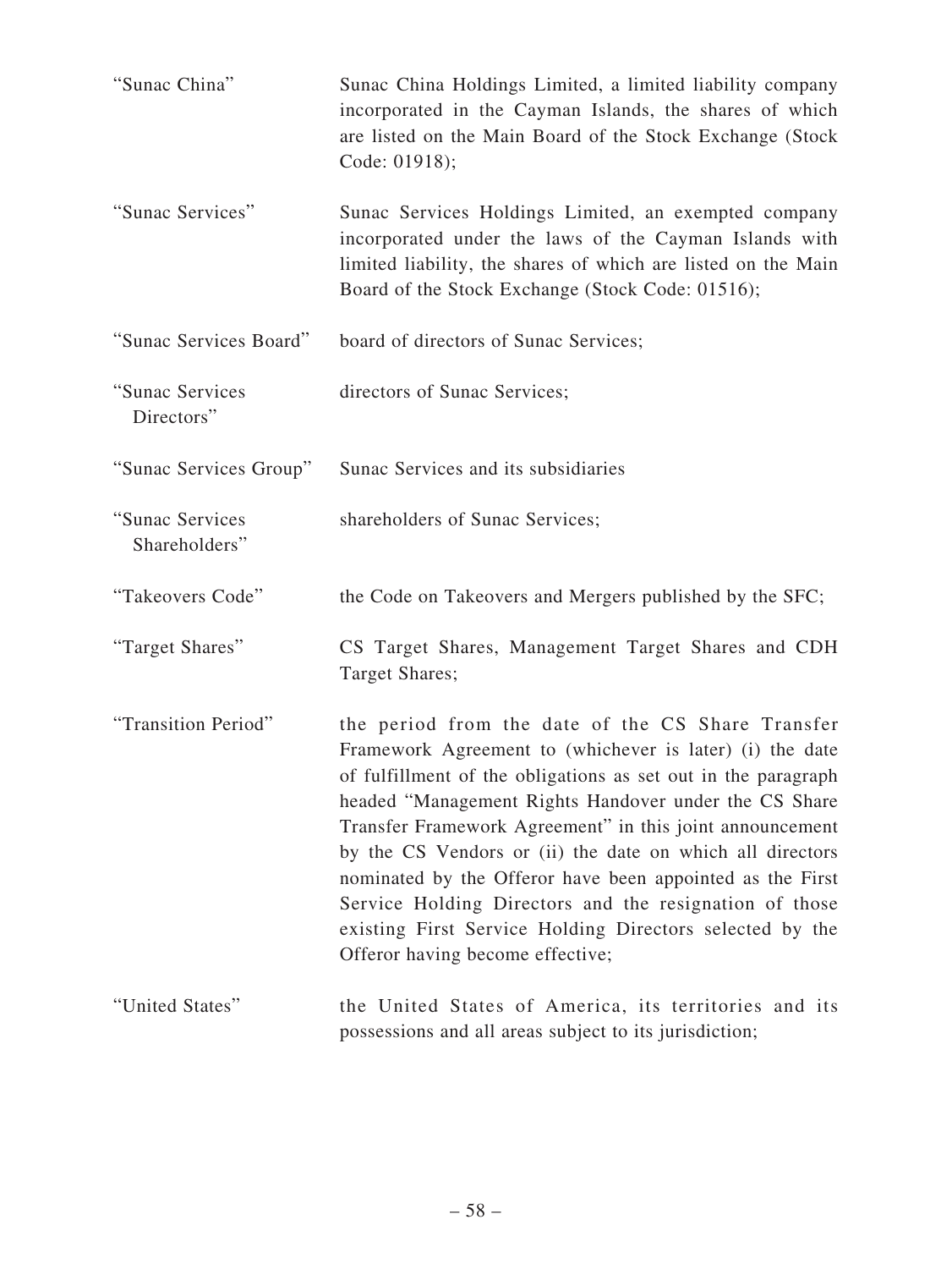| | |
|---|---|
| "Sunac China" | Sunac China Holdings Limited, a limited liability company incorporated in the Cayman Islands, the shares of which are listed on the Main Board of the Stock Exchange (Stock Code: 01918); |
| "Sunac Services" | Sunac Services Holdings Limited, an exempted company incorporated under the laws of the Cayman Islands with limited liability, the shares of which are listed on the Main Board of the Stock Exchange (Stock Code: 01516); |
| "Sunac Services Board" | board of directors of Sunac Services; |
| "Sunac Services Directors" | directors of Sunac Services; |
| "Sunac Services Group" | Sunac Services and its subsidiaries |
| "Sunac Services Shareholders" | shareholders of Sunac Services; |
| "Takeovers Code" | the Code on Takeovers and Mergers published by the SFC; |
| "Target Shares" | CS Target Shares, Management Target Shares and CDH Target Shares; |
| "Transition Period" | the period from the date of the CS Share Transfer Framework Agreement to (whichever is later) (i) the date of fulfillment of the obligations as set out in the paragraph headed "Management Rights Handover under the CS Share Transfer Framework Agreement" in this joint announcement by the CS Vendors or (ii) the date on which all directors nominated by the Offeror have been appointed as the First Service Holding Directors and the resignation of those existing First Service Holding Directors selected by the Offeror having become effective; |
| "United States" | the United States of America, its territories and its possessions and all areas subject to its jurisdiction; |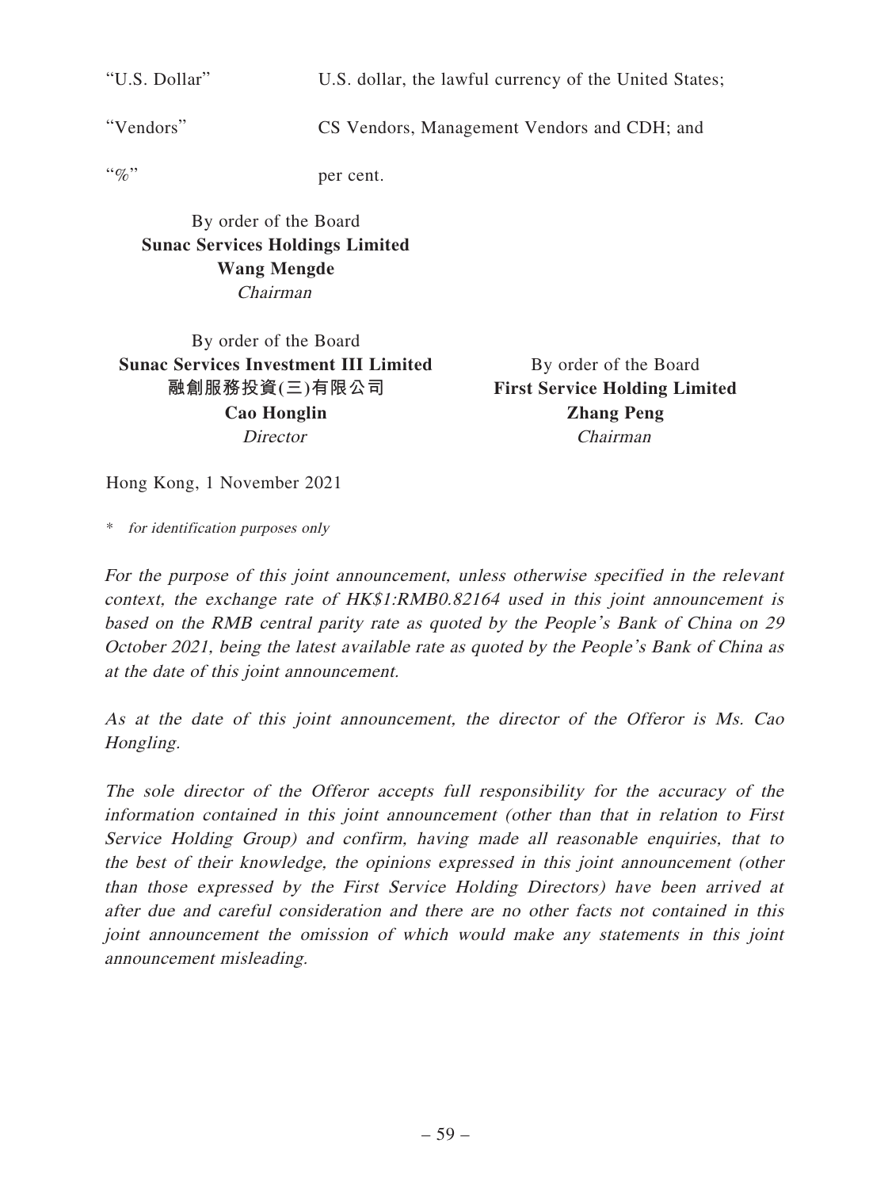| | |
|---|---|
| “U.S. Dollar” | U.S. dollar, the lawful currency of the United States; |
| “Vendors” | CS Vendors, Management Vendors and CDH; and |
| “%” | per cent. |

By order of the Board
**Sunac Services Holdings Limited**
**Wang Mengde**
*Chairman*

By order of the Board
**Sunac Services Investment III Limited**
**融創服務投資(三)有限公司**
**Cao Honglin**
*Director*

By order of the Board
**First Service Holding Limited**
**Zhang Peng**
*Chairman*

Hong Kong, 1 November 2021

\* *for identification purposes only*

*For the purpose of this joint announcement, unless otherwise specified in the relevant context, the exchange rate of HK$1:RMB0.82164 used in this joint announcement is based on the RMB central parity rate as quoted by the People's Bank of China on 29 October 2021, being the latest available rate as quoted by the People's Bank of China as at the date of this joint announcement.*

*As at the date of this joint announcement, the director of the Offeror is Ms. Cao Hongling.*

*The sole director of the Offeror accepts full responsibility for the accuracy of the information contained in this joint announcement (other than that in relation to First Service Holding Group) and confirm, having made all reasonable enquiries, that to the best of their knowledge, the opinions expressed in this joint announcement (other than those expressed by the First Service Holding Directors) have been arrived at after due and careful consideration and there are no other facts not contained in this joint announcement the omission of which would make any statements in this joint announcement misleading.*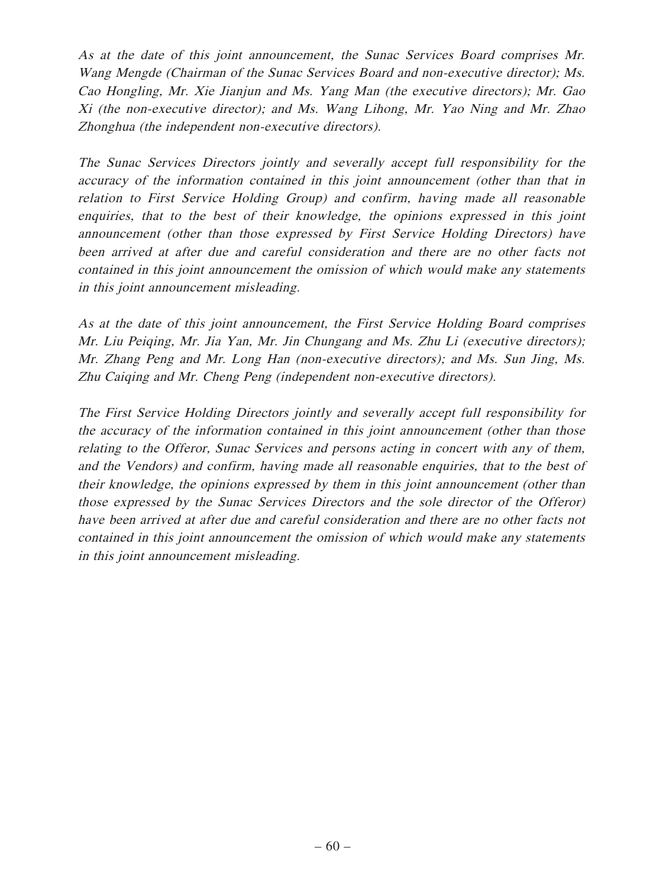*As at the date of this joint announcement, the Sunac Services Board comprises Mr. Wang Mengde (Chairman of the Sunac Services Board and non-executive director); Ms. Cao Hongling, Mr. Xie Jianjun and Ms. Yang Man (the executive directors); Mr. Gao Xi (the non-executive director); and Ms. Wang Lihong, Mr. Yao Ning and Mr. Zhao Zhonghua (the independent non-executive directors).*

*The Sunac Services Directors jointly and severally accept full responsibility for the accuracy of the information contained in this joint announcement (other than that in relation to First Service Holding Group) and confirm, having made all reasonable enquiries, that to the best of their knowledge, the opinions expressed in this joint announcement (other than those expressed by First Service Holding Directors) have been arrived at after due and careful consideration and there are no other facts not contained in this joint announcement the omission of which would make any statements in this joint announcement misleading.*

*As at the date of this joint announcement, the First Service Holding Board comprises Mr. Liu Peiqing, Mr. Jia Yan, Mr. Jin Chungang and Ms. Zhu Li (executive directors); Mr. Zhang Peng and Mr. Long Han (non-executive directors); and Ms. Sun Jing, Ms. Zhu Caiqing and Mr. Cheng Peng (independent non-executive directors).*

*The First Service Holding Directors jointly and severally accept full responsibility for the accuracy of the information contained in this joint announcement (other than those relating to the Offeror, Sunac Services and persons acting in concert with any of them, and the Vendors) and confirm, having made all reasonable enquiries, that to the best of their knowledge, the opinions expressed by them in this joint announcement (other than those expressed by the Sunac Services Directors and the sole director of the Offeror) have been arrived at after due and careful consideration and there are no other facts not contained in this joint announcement the omission of which would make any statements in this joint announcement misleading.*